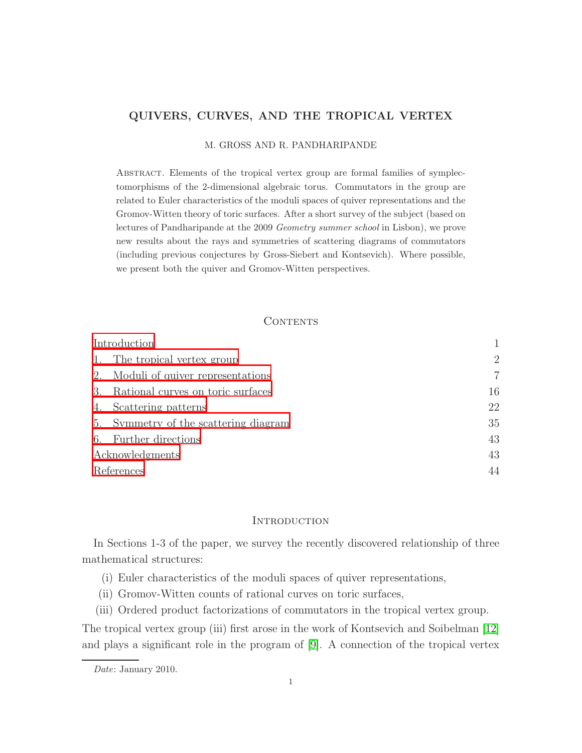# QUIVERS, CURVES, AND THE TROPICAL VERTEX

M. GROSS AND R. PANDHARIPANDE

Abstract. Elements of the tropical vertex group are formal families of symplectomorphisms of the 2-dimensional algebraic torus. Commutators in the group are related to Euler characteristics of the moduli spaces of quiver representations and the Gromov-Witten theory of toric surfaces. After a short survey of the subject (based on lectures of Pandharipande at the 2009 *Geometry summer school* in Lisbon), we prove new results about the rays and symmetries of scattering diagrams of commutators (including previous conjectures by Gross-Siebert and Kontsevich). Where possible, we present both the quiver and Gromov-Witten perspectives.

## Contents

| | |
|---|---|
| Introduction | 1 |
| 1. The tropical vertex group | 2 |
| 2. Moduli of quiver representations | 7 |
| 3. Rational curves on toric surfaces | 16 |
| 4. Scattering patterns | 22 |
| 5. Symmetry of the scattering diagram | 35 |
| 6. Further directions | 43 |
| Acknowledgments | 43 |
| References | 44 |

## Introduction

In Sections 1-3 of the paper, we survey the recently discovered relationship of three mathematical structures:

(i) Euler characteristics of the moduli spaces of quiver representations,
(ii) Gromov-Witten counts of rational curves on toric surfaces,
(iii) Ordered product factorizations of commutators in the tropical vertex group.

The tropical vertex group (iii) first arose in the work of Kontsevich and Soibelman [12] and plays a significant role in the program of [9]. A connection of the tropical vertex

*Date*: January 2010.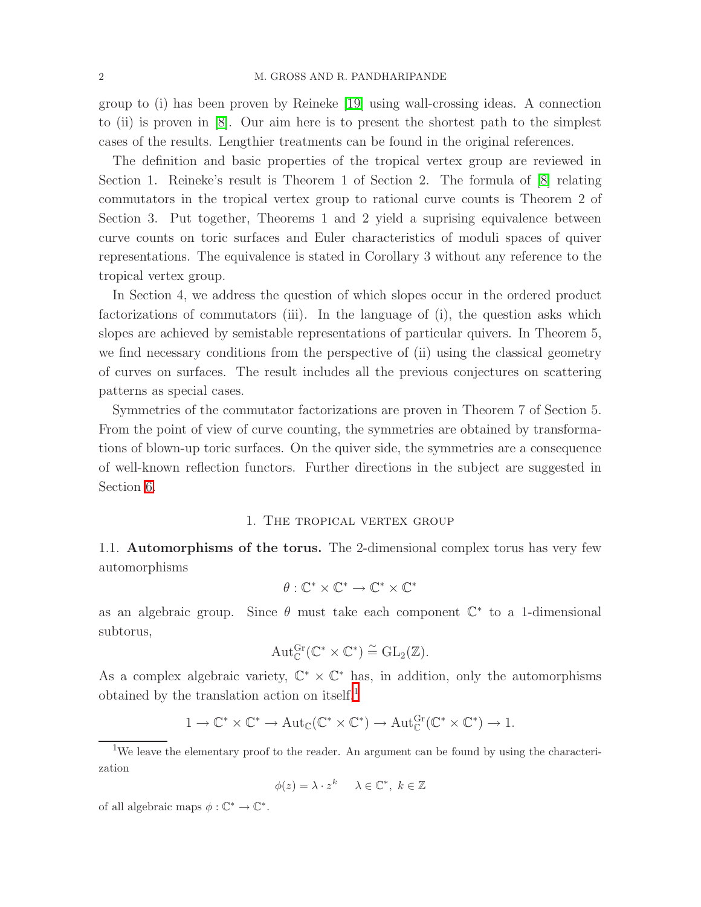group to (i) has been proven by Reineke [19] using wall-crossing ideas. A connection to (ii) is proven in [8]. Our aim here is to present the shortest path to the simplest cases of the results. Lengthier treatments can be found in the original references.

The definition and basic properties of the tropical vertex group are reviewed in Section 1. Reineke's result is Theorem 1 of Section 2. The formula of [8] relating commutators in the tropical vertex group to rational curve counts is Theorem 2 of Section 3. Put together, Theorems 1 and 2 yield a suprising equivalence between curve counts on toric surfaces and Euler characteristics of moduli spaces of quiver representations. The equivalence is stated in Corollary 3 without any reference to the tropical vertex group.

In Section 4, we address the question of which slopes occur in the ordered product factorizations of commutators (iii). In the language of (i), the question asks which slopes are achieved by semistable representations of particular quivers. In Theorem 5, we find necessary conditions from the perspective of (ii) using the classical geometry of curves on surfaces. The result includes all the previous conjectures on scattering patterns as special cases.

Symmetries of the commutator factorizations are proven in Theorem 7 of Section 5. From the point of view of curve counting, the symmetries are obtained by transformations of blown-up toric surfaces. On the quiver side, the symmetries are a consequence of well-known reflection functors. Further directions in the subject are suggested in Section 6.

## 1. The tropical vertex group

**1.1. Automorphisms of the torus.** The 2-dimensional complex torus has very few automorphisms

$$\theta : \mathbb{C}^* \times \mathbb{C}^* \to \mathbb{C}^* \times \mathbb{C}^*$$

as an algebraic group. Since $\theta$ must take each component $\mathbb{C}^*$ to a 1-dimensional subtorus,

$$\mathrm{Aut}^{\mathrm{Gr}}_{\mathbb{C}}(\mathbb{C}^* \times \mathbb{C}^*) \stackrel{\sim}{=} \mathrm{GL}_2(\mathbb{Z}).$$

As a complex algebraic variety, $\mathbb{C}^* \times \mathbb{C}^*$ has, in addition, only the automorphisms obtained by the translation action on itself,[1]

$$1 \to \mathbb{C}^* \times \mathbb{C}^* \to \mathrm{Aut}_{\mathbb{C}}(\mathbb{C}^* \times \mathbb{C}^*) \to \mathrm{Aut}^{\mathrm{Gr}}_{\mathbb{C}}(\mathbb{C}^* \times \mathbb{C}^*) \to 1.$$

[1] We leave the elementary proof to the reader. An argument can be found by using the characterization

$$\phi(z) = \lambda \cdot z^k \quad \lambda \in \mathbb{C}^*, \ k \in \mathbb{Z}$$

of all algebraic maps $\phi : \mathbb{C}^* \to \mathbb{C}^*$.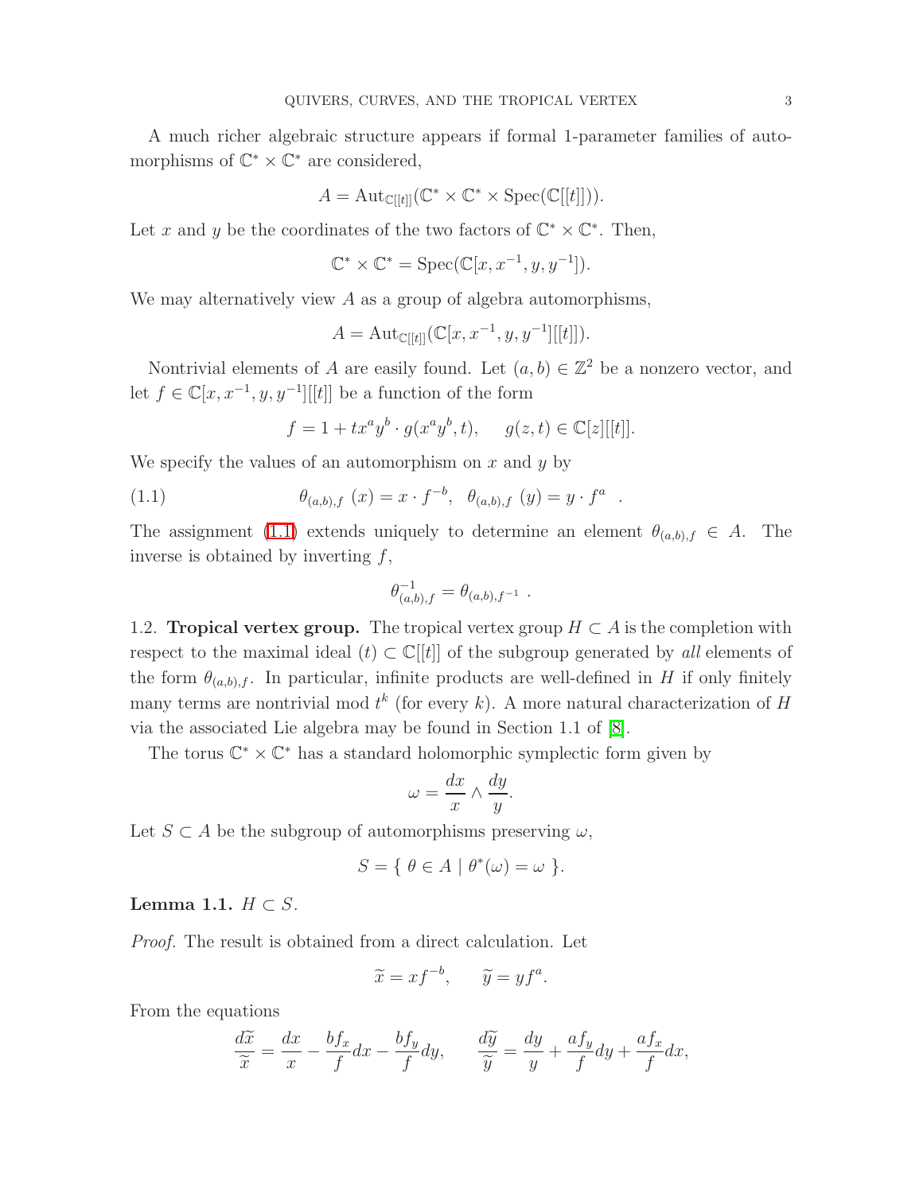A much richer algebraic structure appears if formal 1-parameter families of automorphisms of $\mathbb{C}^* \times \mathbb{C}^*$ are considered,

$$A = \mathrm{Aut}_{\mathbb{C}[[t]]}(\mathbb{C}^* \times \mathbb{C}^* \times \mathrm{Spec}(\mathbb{C}[[t]])).$$

Let $x$ and $y$ be the coordinates of the two factors of $\mathbb{C}^* \times \mathbb{C}^*$. Then,

$$\mathbb{C}^* \times \mathbb{C}^* = \mathrm{Spec}(\mathbb{C}[x, x^{-1}, y, y^{-1}]).$$

We may alternatively view $A$ as a group of algebra automorphisms,

$$A = \mathrm{Aut}_{\mathbb{C}[[t]]}(\mathbb{C}[x, x^{-1}, y, y^{-1}][[t]]).$$

Nontrivial elements of $A$ are easily found. Let $(a, b) \in \mathbb{Z}^2$ be a nonzero vector, and let $f \in \mathbb{C}[x, x^{-1}, y, y^{-1}][[t]]$ be a function of the form

$$f = 1 + tx^a y^b \cdot g(x^a y^b, t), \qquad g(z, t) \in \mathbb{C}[z][[t]].$$

We specify the values of an automorphism on $x$ and $y$ by

$$\theta_{(a,b),f}\ (x) = x \cdot f^{-b}, \quad \theta_{(a,b),f}\ (y) = y \cdot f^{a} \quad . \tag{1.1}$$

The assignment (1.1) extends uniquely to determine an element $\theta_{(a,b),f} \in A$. The inverse is obtained by inverting $f$,

$$\theta^{-1}_{(a,b),f} = \theta_{(a,b),f^{-1}} \ .$$

**1.2. Tropical vertex group.** The tropical vertex group $H \subset A$ is the completion with respect to the maximal ideal $(t) \subset \mathbb{C}[[t]]$ of the subgroup generated by *all* elements of the form $\theta_{(a,b),f}$. In particular, infinite products are well-defined in $H$ if only finitely many terms are nontrivial mod $t^k$ (for every $k$). A more natural characterization of $H$ via the associated Lie algebra may be found in Section 1.1 of [8].

The torus $\mathbb{C}^* \times \mathbb{C}^*$ has a standard holomorphic symplectic form given by

$$\omega = \frac{dx}{x} \wedge \frac{dy}{y}.$$

Let $S \subset A$ be the subgroup of automorphisms preserving $\omega$,

$$S = \{\ \theta \in A \mid \theta^*(\omega) = \omega\ \}.$$

**Lemma 1.1.** *$H \subset S$.*

*Proof.* The result is obtained from a direct calculation. Let

$$\widetilde{x} = xf^{-b}, \qquad \widetilde{y} = yf^{a}.$$

From the equations

$$\frac{d\widetilde{x}}{\widetilde{x}} = \frac{dx}{x} - \frac{bf_x}{f}dx - \frac{bf_y}{f}dy, \qquad \frac{d\widetilde{y}}{\widetilde{y}} = \frac{dy}{y} + \frac{af_y}{f}dy + \frac{af_x}{f}dx,$$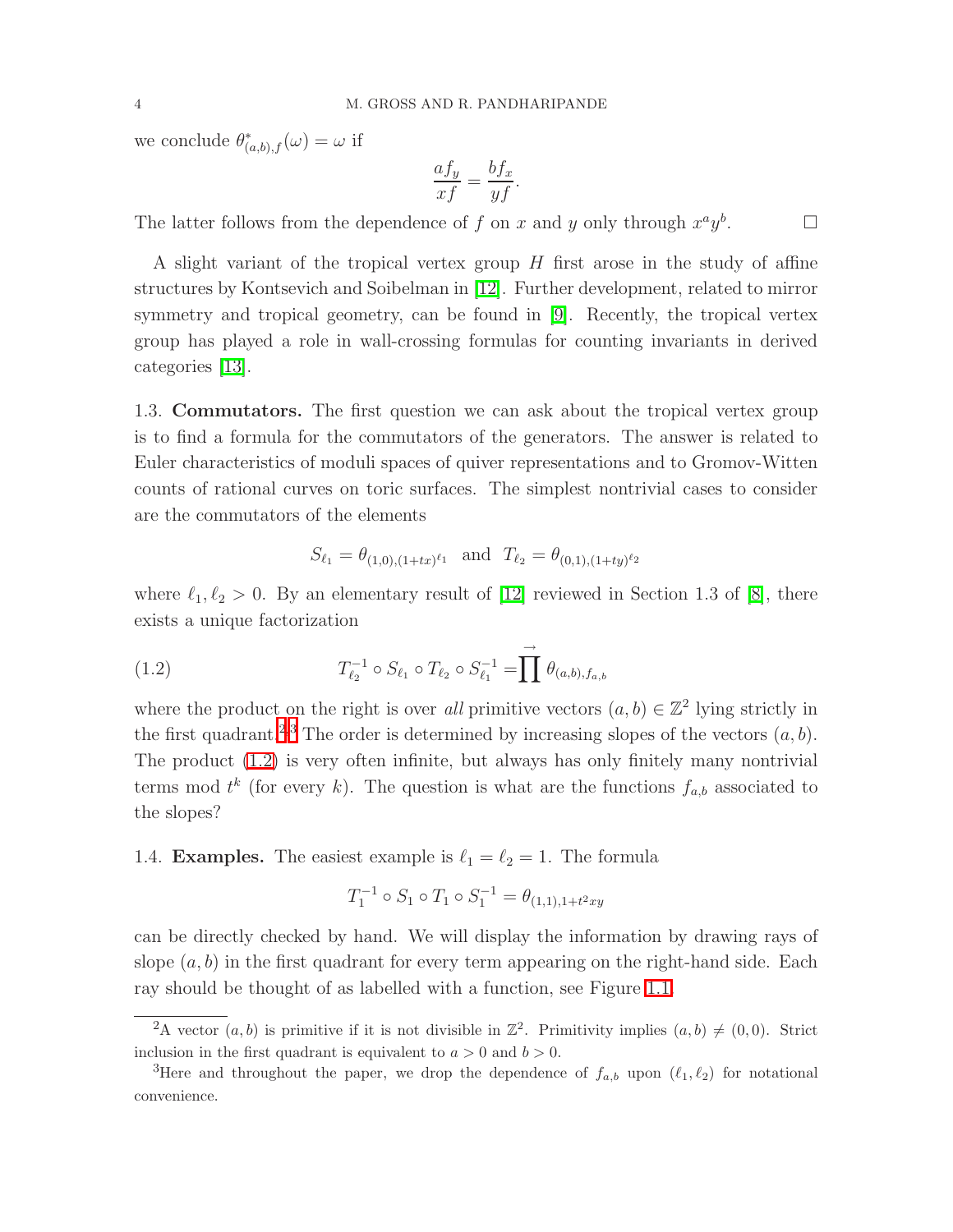we conclude $\theta^*_{(a,b),f}(\omega) = \omega$ if

$$\frac{af_y}{xf} = \frac{bf_x}{yf}.$$

The latter follows from the dependence of $f$ on $x$ and $y$ only through $x^a y^b$. $\square$

A slight variant of the tropical vertex group $H$ first arose in the study of affine structures by Kontsevich and Soibelman in [12]. Further development, related to mirror symmetry and tropical geometry, can be found in [9]. Recently, the tropical vertex group has played a role in wall-crossing formulas for counting invariants in derived categories [13].

1.3. **Commutators.** The first question we can ask about the tropical vertex group is to find a formula for the commutators of the generators. The answer is related to Euler characteristics of moduli spaces of quiver representations and to Gromov-Witten counts of rational curves on toric surfaces. The simplest nontrivial cases to consider are the commutators of the elements

$$S_{\ell_1} = \theta_{(1,0),(1+tx)^{\ell_1}} \quad \text{and} \quad T_{\ell_2} = \theta_{(0,1),(1+ty)^{\ell_2}}$$

where $\ell_1, \ell_2 > 0$. By an elementary result of [12] reviewed in Section 1.3 of [8], there exists a unique factorization

$$T_{\ell_2}^{-1} \circ S_{\ell_1} \circ T_{\ell_2} \circ S_{\ell_1}^{-1} = \prod^{\rightarrow} \theta_{(a,b),f_{a,b}} \tag{1.2}$$

where the product on the right is over *all* primitive vectors $(a,b) \in \mathbb{Z}^2$ lying strictly in the first quadrant.[2,3] The order is determined by increasing slopes of the vectors $(a,b)$. The product (1.2) is very often infinite, but always has only finitely many nontrivial terms mod $t^k$ (for every $k$). The question is what are the functions $f_{a,b}$ associated to the slopes?

1.4. **Examples.** The easiest example is $\ell_1 = \ell_2 = 1$. The formula

$$T_1^{-1} \circ S_1 \circ T_1 \circ S_1^{-1} = \theta_{(1,1),1+t^2xy}$$

can be directly checked by hand. We will display the information by drawing rays of slope $(a,b)$ in the first quadrant for every term appearing on the right-hand side. Each ray should be thought of as labelled with a function, see Figure 1.1.

---

[2] A vector $(a,b)$ is primitive if it is not divisible in $\mathbb{Z}^2$. Primitivity implies $(a,b) \neq (0,0)$. Strict inclusion in the first quadrant is equivalent to $a > 0$ and $b > 0$.

[3] Here and throughout the paper, we drop the dependence of $f_{a,b}$ upon $(\ell_1, \ell_2)$ for notational convenience.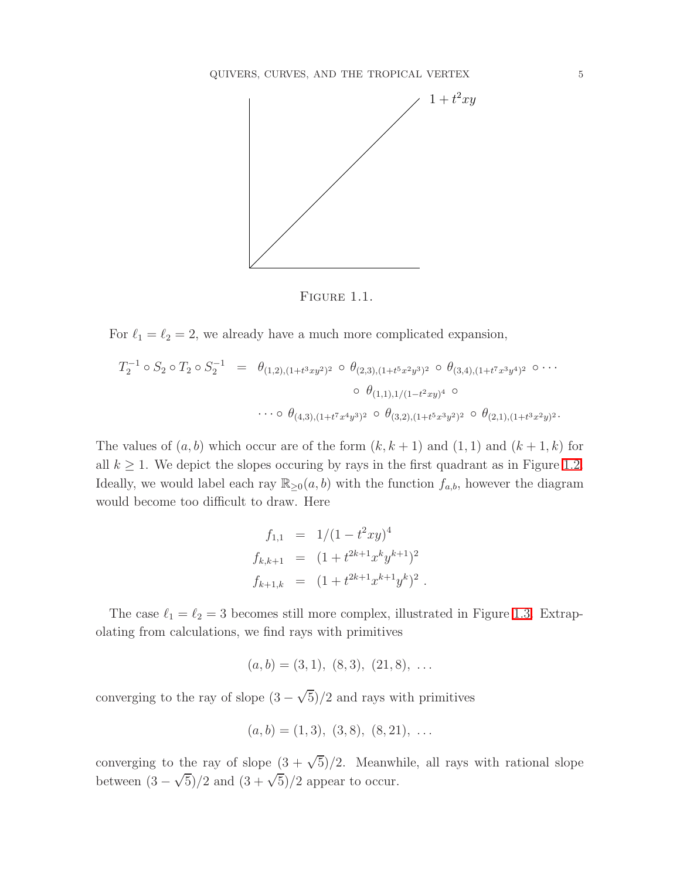Figure 1.1.

For $\ell_1 = \ell_2 = 2$, we already have a much more complicated expansion,

$$
\begin{aligned}
T_2^{-1} \circ S_2 \circ T_2 \circ S_2^{-1} \;=\;& \theta_{(1,2),(1+t^3xy^2)^2} \circ \theta_{(2,3),(1+t^5x^2y^3)^2} \circ \theta_{(3,4),(1+t^7x^3y^4)^2} \circ \cdots \\
& \circ\, \theta_{(1,1),1/(1-t^2xy)^4} \circ \\
& \cdots \circ \theta_{(4,3),(1+t^7x^4y^3)^2} \circ \theta_{(3,2),(1+t^5x^3y^2)^2} \circ \theta_{(2,1),(1+t^3x^2y)^2}.
\end{aligned}
$$

The values of $(a, b)$ which occur are of the form $(k, k+1)$ and $(1, 1)$ and $(k+1, k)$ for all $k \geq 1$. We depict the slopes occuring by rays in the first quadrant as in Figure 1.2. Ideally, we would label each ray $\mathbb{R}_{\geq 0}(a, b)$ with the function $f_{a,b}$, however the diagram would become too difficult to draw. Here

$$
\begin{aligned}
f_{1,1} &= 1/(1-t^2xy)^4 \\
f_{k,k+1} &= (1+t^{2k+1}x^ky^{k+1})^2 \\
f_{k+1,k} &= (1+t^{2k+1}x^{k+1}y^k)^2 \; .
\end{aligned}
$$

The case $\ell_1 = \ell_2 = 3$ becomes still more complex, illustrated in Figure 1.3. Extrapolating from calculations, we find rays with primitives

$$(a, b) = (3, 1),\ (8, 3),\ (21, 8),\ \ldots$$

converging to the ray of slope $(3 - \sqrt{5})/2$ and rays with primitives

$$(a, b) = (1, 3),\ (3, 8),\ (8, 21),\ \ldots$$

converging to the ray of slope $(3 + \sqrt{5})/2$. Meanwhile, all rays with rational slope between $(3 - \sqrt{5})/2$ and $(3 + \sqrt{5})/2$ appear to occur.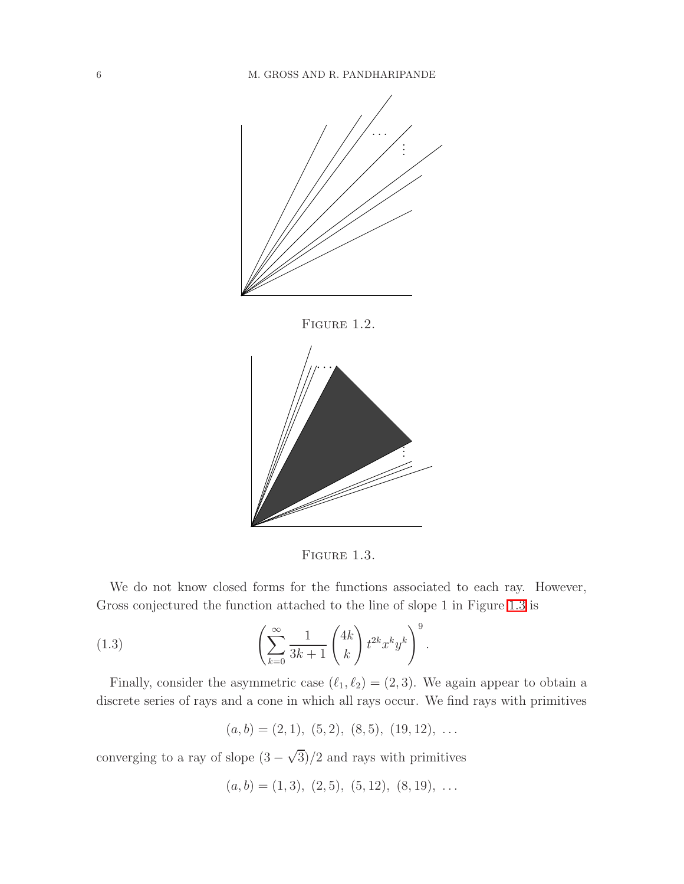Figure 1.2.

Figure 1.3.

We do not know closed forms for the functions associated to each ray. However, Gross conjectured the function attached to the line of slope 1 in Figure 1.3 is

$$\left(\sum_{k=0}^{\infty} \frac{1}{3k+1} \binom{4k}{k} t^{2k} x^k y^k \right)^9. \tag{1.3}$$

Finally, consider the asymmetric case $(\ell_1, \ell_2) = (2,3)$. We again appear to obtain a discrete series of rays and a cone in which all rays occur. We find rays with primitives

$$(a,b) = (2,1),\ (5,2),\ (8,5),\ (19,12),\ \ldots$$

converging to a ray of slope $(3-\sqrt{3})/2$ and rays with primitives

$$(a,b) = (1,3),\ (2,5),\ (5,12),\ (8,19),\ \ldots$$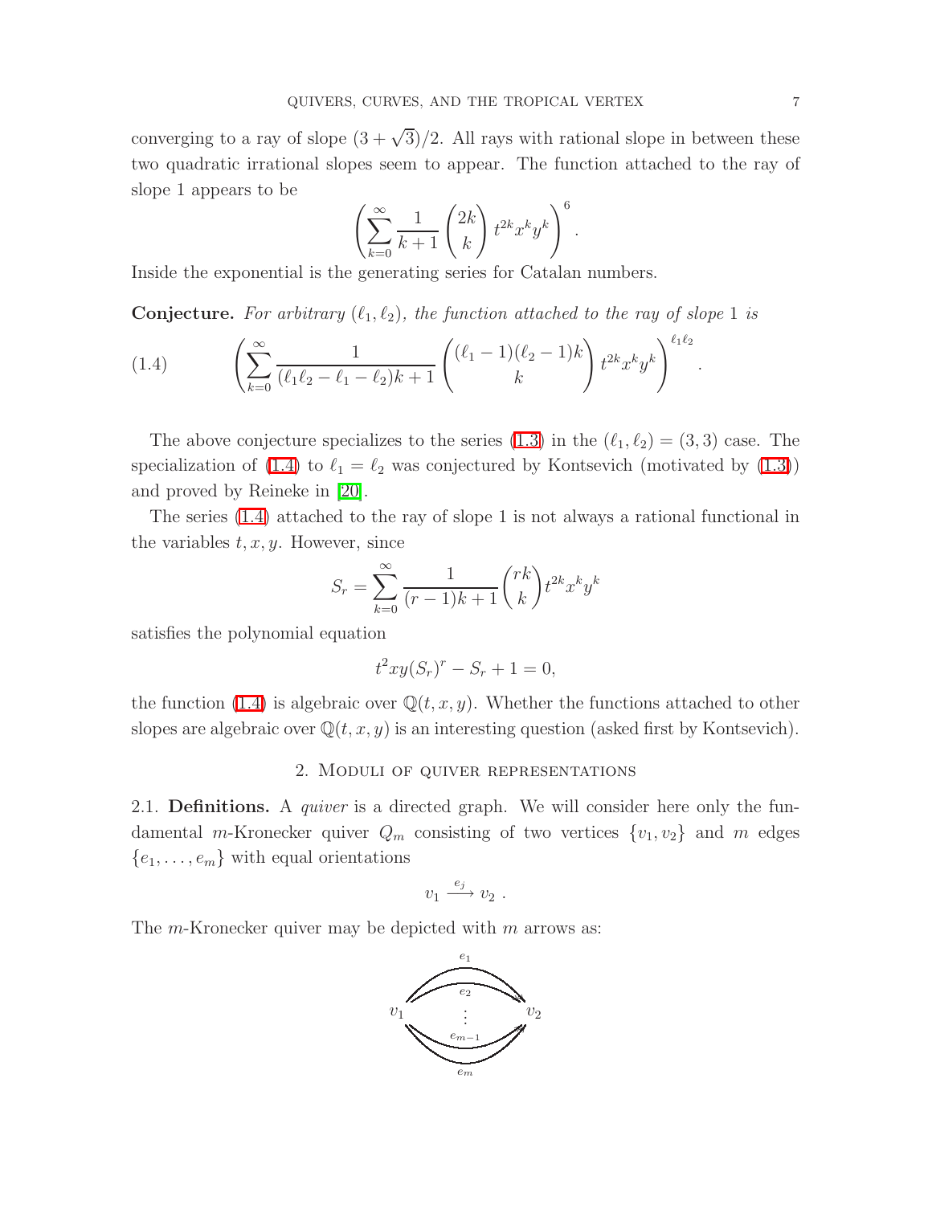converging to a ray of slope $(3+\sqrt{3})/2$. All rays with rational slope in between these two quadratic irrational slopes seem to appear. The function attached to the ray of slope 1 appears to be

$$\left( \sum_{k=0}^{\infty} \frac{1}{k+1} \binom{2k}{k} t^{2k} x^k y^k \right)^6 .$$

Inside the exponential is the generating series for Catalan numbers.

**Conjecture.** *For arbitrary $(\ell_1, \ell_2)$, the function attached to the ray of slope 1 is*

$$\left( \sum_{k=0}^{\infty} \frac{1}{(\ell_1\ell_2 - \ell_1 - \ell_2)k + 1} \binom{(\ell_1-1)(\ell_2-1)k}{k} t^{2k} x^k y^k \right)^{\ell_1 \ell_2} . \tag{1.4}$$

The above conjecture specializes to the series (1.3) in the $(\ell_1, \ell_2) = (3,3)$ case. The specialization of (1.4) to $\ell_1 = \ell_2$ was conjectured by Kontsevich (motivated by (1.3)) and proved by Reineke in [20].

The series (1.4) attached to the ray of slope 1 is not always a rational functional in the variables $t, x, y$. However, since

$$S_r = \sum_{k=0}^{\infty} \frac{1}{(r-1)k+1} \binom{rk}{k} t^{2k} x^k y^k$$

satisfies the polynomial equation

$$t^2 xy (S_r)^r - S_r + 1 = 0,$$

the function (1.4) is algebraic over $\mathbb{Q}(t,x,y)$. Whether the functions attached to other slopes are algebraic over $\mathbb{Q}(t,x,y)$ is an interesting question (asked first by Kontsevich).

## 2. Moduli of quiver representations

2.1. **Definitions.** A *quiver* is a directed graph. We will consider here only the fundamental $m$-Kronecker quiver $Q_m$ consisting of two vertices $\{v_1, v_2\}$ and $m$ edges $\{e_1, \dots, e_m\}$ with equal orientations

$$v_1 \xrightarrow{e_j} v_2 \ .$$

The $m$-Kronecker quiver may be depicted with $m$ arrows as:

$$v_1 \underset{e_m}{\overset{e_1}{\rightrightarrows}} v_2$$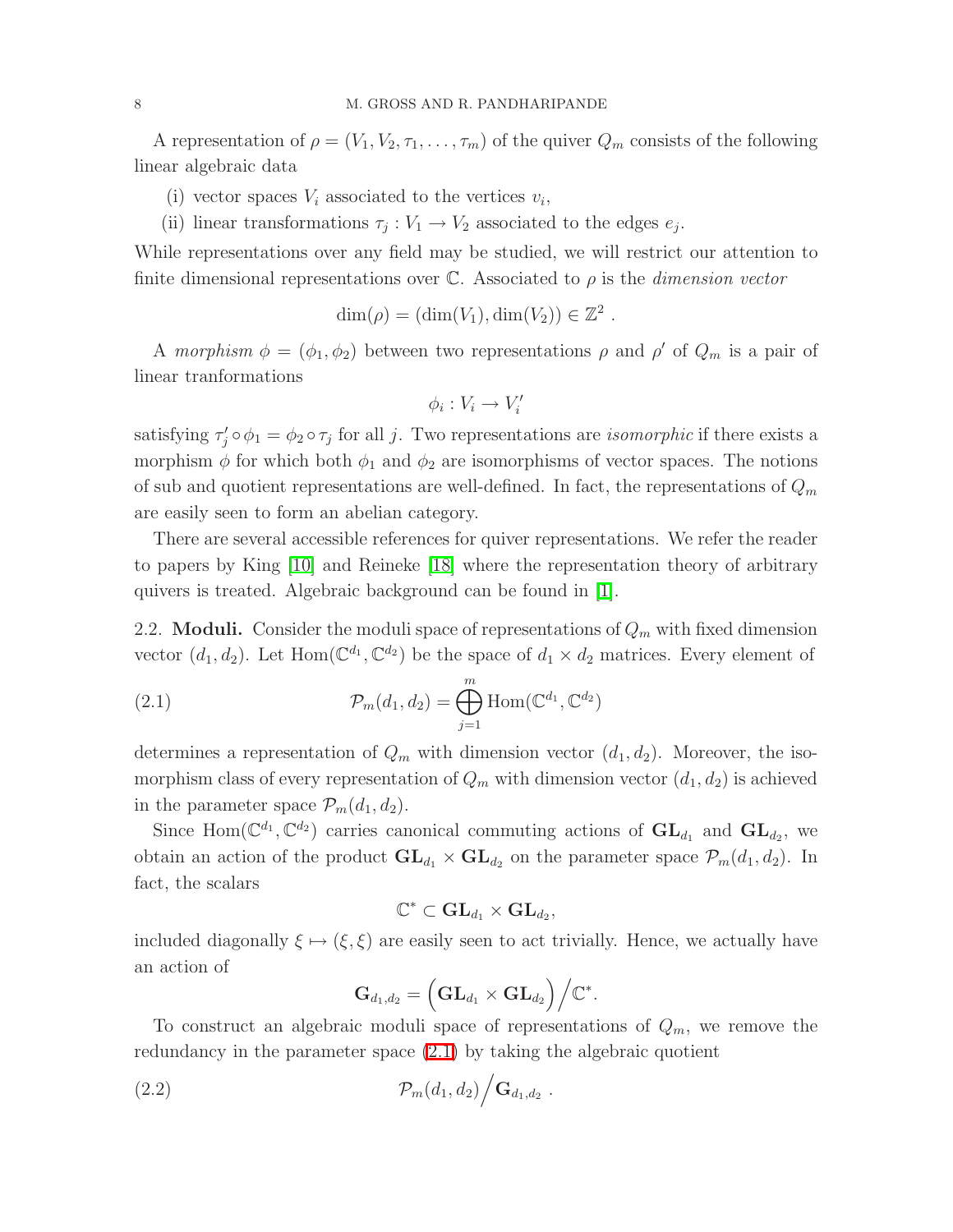A representation of $\rho = (V_1, V_2, \tau_1, \ldots, \tau_m)$ of the quiver $Q_m$ consists of the following linear algebraic data

(i) vector spaces $V_i$ associated to the vertices $v_i$,

(ii) linear transformations $\tau_j : V_1 \to V_2$ associated to the edges $e_j$.

While representations over any field may be studied, we will restrict our attention to finite dimensional representations over $\mathbb{C}$. Associated to $\rho$ is the *dimension vector*

$$\dim(\rho) = (\dim(V_1), \dim(V_2)) \in \mathbb{Z}^2 .$$

A *morphism* $\phi = (\phi_1, \phi_2)$ between two representations $\rho$ and $\rho'$ of $Q_m$ is a pair of linear tranformations

$$\phi_i : V_i \to V_i'$$

satisfying $\tau_j' \circ \phi_1 = \phi_2 \circ \tau_j$ for all $j$. Two representations are *isomorphic* if there exists a morphism $\phi$ for which both $\phi_1$ and $\phi_2$ are isomorphisms of vector spaces. The notions of sub and quotient representations are well-defined. In fact, the representations of $Q_m$ are easily seen to form an abelian category.

There are several accessible references for quiver representations. We refer the reader to papers by King [10] and Reineke [18] where the representation theory of arbitrary quivers is treated. Algebraic background can be found in [1].

2.2. **Moduli.** Consider the moduli space of representations of $Q_m$ with fixed dimension vector $(d_1, d_2)$. Let $\mathrm{Hom}(\mathbb{C}^{d_1}, \mathbb{C}^{d_2})$ be the space of $d_1 \times d_2$ matrices. Every element of

$$\mathcal{P}_m(d_1, d_2) = \bigoplus_{j=1}^{m} \mathrm{Hom}(\mathbb{C}^{d_1}, \mathbb{C}^{d_2}) \tag{2.1}$$

determines a representation of $Q_m$ with dimension vector $(d_1, d_2)$. Moreover, the isomorphism class of every representation of $Q_m$ with dimension vector $(d_1, d_2)$ is achieved in the parameter space $\mathcal{P}_m(d_1, d_2)$.

Since $\mathrm{Hom}(\mathbb{C}^{d_1}, \mathbb{C}^{d_2})$ carries canonical commuting actions of $\mathbf{GL}_{d_1}$ and $\mathbf{GL}_{d_2}$, we obtain an action of the product $\mathbf{GL}_{d_1} \times \mathbf{GL}_{d_2}$ on the parameter space $\mathcal{P}_m(d_1, d_2)$. In fact, the scalars

$$\mathbb{C}^* \subset \mathbf{GL}_{d_1} \times \mathbf{GL}_{d_2},$$

included diagonally $\xi \mapsto (\xi, \xi)$ are easily seen to act trivially. Hence, we actually have an action of

$$\mathbf{G}_{d_1,d_2} = \Big(\mathbf{GL}_{d_1} \times \mathbf{GL}_{d_2}\Big)\Big/\mathbb{C}^*.$$

To construct an algebraic moduli space of representations of $Q_m$, we remove the redundancy in the parameter space (2.1) by taking the algebraic quotient

$$\mathcal{P}_m(d_1, d_2)\Big/\mathbf{G}_{d_1,d_2} \ . \tag{2.2}$$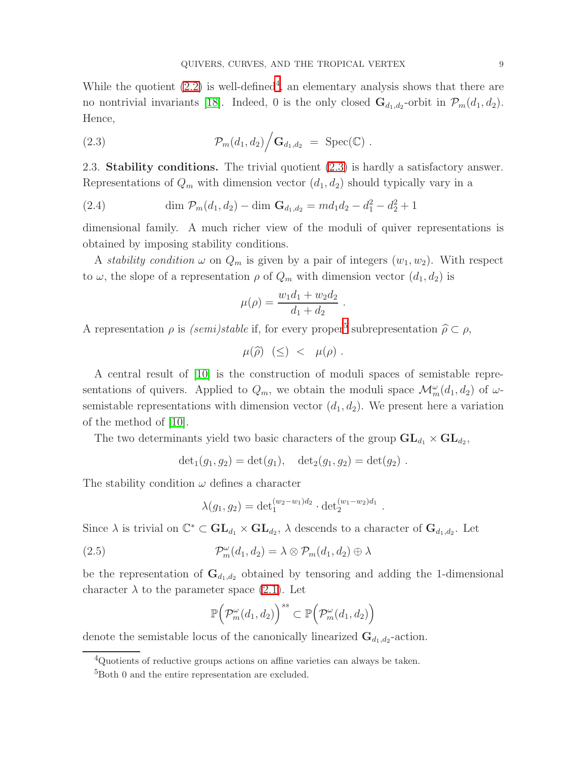While the quotient (2.2) is well-defined[4], an elementary analysis shows that there are no nontrivial invariants [18]. Indeed, 0 is the only closed $\mathbf{G}_{d_1,d_2}$-orbit in $\mathcal{P}_m(d_1,d_2)$. Hence,

$$\mathcal{P}_m(d_1,d_2) \Big/ \mathbf{G}_{d_1,d_2} \;=\; \operatorname{Spec}(\mathbb{C}) \;. \tag{2.3}$$

## 2.3. Stability conditions.

The trivial quotient (2.3) is hardly a satisfactory answer. Representations of $Q_m$ with dimension vector $(d_1,d_2)$ should typically vary in a

$$\dim\, \mathcal{P}_m(d_1,d_2) - \dim\, \mathbf{G}_{d_1,d_2} = md_1d_2 - d_1^2 - d_2^2 + 1 \tag{2.4}$$

dimensional family. A much richer view of the moduli of quiver representations is obtained by imposing stability conditions.

A *stability condition* $\omega$ on $Q_m$ is given by a pair of integers $(w_1,w_2)$. With respect to $\omega$, the slope of a representation $\rho$ of $Q_m$ with dimension vector $(d_1,d_2)$ is

$$\mu(\rho) = \frac{w_1d_1 + w_2d_2}{d_1+d_2} \;.$$

A representation $\rho$ is *(semi)stable* if, for every proper[5] subrepresentation $\widehat{\rho} \subset \rho$,

$$\mu(\widehat{\rho}) \;\; (\leq) \;\; < \;\; \mu(\rho) \;.$$

A central result of [10] is the construction of moduli spaces of semistable representations of quivers. Applied to $Q_m$, we obtain the moduli space $\mathcal{M}^{\omega}_m(d_1,d_2)$ of $\omega$-semistable representations with dimension vector $(d_1,d_2)$. We present here a variation of the method of [10].

The two determinants yield two basic characters of the group $\mathbf{GL}_{d_1} \times \mathbf{GL}_{d_2}$,

$$\det{}_1(g_1,g_2) = \det(g_1), \quad \det{}_2(g_1,g_2) = \det(g_2) \;.$$

The stability condition $\omega$ defines a character

$$\lambda(g_1,g_2) = \det{}_1^{(w_2-w_1)d_2} \cdot \det{}_2^{(w_1-w_2)d_1} \;.$$

Since $\lambda$ is trivial on $\mathbb{C}^* \subset \mathbf{GL}_{d_1} \times \mathbf{GL}_{d_2}$, $\lambda$ descends to a character of $\mathbf{G}_{d_1,d_2}$. Let

$$\mathcal{P}^{\omega}_m(d_1,d_2) = \lambda \otimes \mathcal{P}_m(d_1,d_2) \oplus \lambda \tag{2.5}$$

be the representation of $\mathbf{G}_{d_1,d_2}$ obtained by tensoring and adding the 1-dimensional character $\lambda$ to the parameter space (2.1). Let

$$\mathbb{P}\Big(\mathcal{P}^{\omega}_m(d_1,d_2)\Big)^{ss} \subset \mathbb{P}\Big(\mathcal{P}^{\omega}_m(d_1,d_2)\Big)$$

denote the semistable locus of the canonically linearized $\mathbf{G}_{d_1,d_2}$-action.

---

[4] Quotients of reductive groups actions on affine varieties can always be taken.

[5] Both 0 and the entire representation are excluded.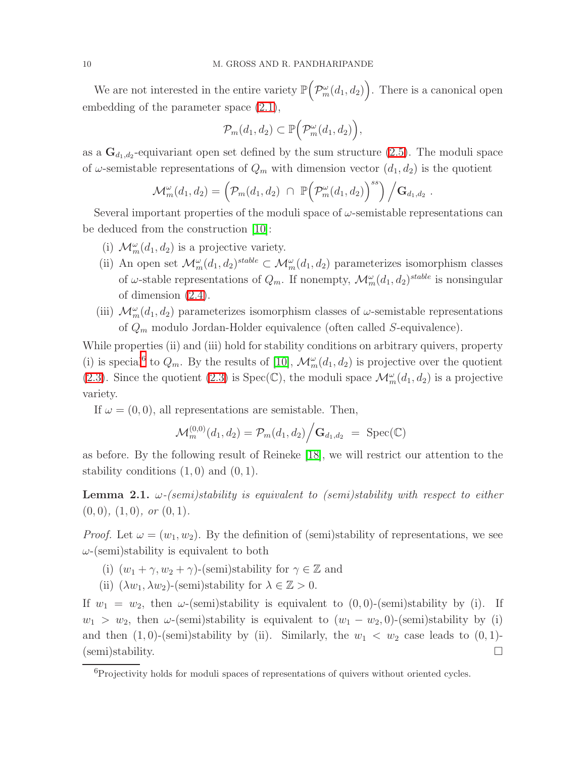We are not interested in the entire variety $\mathbb{P}\Big(\mathcal{P}^\omega_m(d_1,d_2)\Big)$. There is a canonical open embedding of the parameter space (2.1),

$$\mathcal{P}_m(d_1,d_2) \subset \mathbb{P}\Big(\mathcal{P}^\omega_m(d_1,d_2)\Big),$$

as a $\mathbf{G}_{d_1,d_2}$-equivariant open set defined by the sum structure (2.5). The moduli space of $\omega$-semistable representations of $Q_m$ with dimension vector $(d_1,d_2)$ is the quotient

$$\mathcal{M}^\omega_m(d_1,d_2) = \Big(\mathcal{P}_m(d_1,d_2) \ \cap \ \mathbb{P}\Big(\mathcal{P}^\omega_m(d_1,d_2)\Big)^{ss}\Big) \Big/ \mathbf{G}_{d_1,d_2} \ .$$

Several important properties of the moduli space of $\omega$-semistable representations can be deduced from the construction [10]:

(i) $\mathcal{M}^\omega_m(d_1,d_2)$ is a projective variety.

(ii) An open set $\mathcal{M}^\omega_m(d_1,d_2)^{stable} \subset \mathcal{M}^\omega_m(d_1,d_2)$ parameterizes isomorphism classes of $\omega$-stable representations of $Q_m$. If nonempty, $\mathcal{M}^\omega_m(d_1,d_2)^{stable}$ is nonsingular of dimension (2.4).

(iii) $\mathcal{M}^\omega_m(d_1,d_2)$ parameterizes isomorphism classes of $\omega$-semistable representations of $Q_m$ modulo Jordan-Holder equivalence (often called $S$-equivalence).

While properties (ii) and (iii) hold for stability conditions on arbitrary quivers, property (i) is special[6] to $Q_m$. By the results of [10], $\mathcal{M}^\omega_m(d_1,d_2)$ is projective over the quotient (2.3). Since the quotient (2.3) is $\mathrm{Spec}(\mathbb{C})$, the moduli space $\mathcal{M}^\omega_m(d_1,d_2)$ is a projective variety.

If $\omega = (0,0)$, all representations are semistable. Then,

$$\mathcal{M}^{(0,0)}_m(d_1,d_2) = \mathcal{P}_m(d_1,d_2) \Big/ \mathbf{G}_{d_1,d_2} \ = \ \mathrm{Spec}(\mathbb{C})$$

as before. By the following result of Reineke [18], we will restrict our attention to the stability conditions $(1,0)$ and $(0,1)$.

**Lemma 2.1.** *$\omega$-(semi)stability is equivalent to (semi)stability with respect to either $(0,0)$, $(1,0)$, or $(0,1)$.*

*Proof.* Let $\omega = (w_1,w_2)$. By the definition of (semi)stability of representations, we see $\omega$-(semi)stability is equivalent to both

(i) $(w_1+\gamma, w_2+\gamma)$-(semi)stability for $\gamma \in \mathbb{Z}$ and

(ii) $(\lambda w_1, \lambda w_2)$-(semi)stability for $\lambda \in \mathbb{Z} > 0$.

If $w_1 = w_2$, then $\omega$-(semi)stability is equivalent to $(0,0)$-(semi)stability by (i). If $w_1 > w_2$, then $\omega$-(semi)stability is equivalent to $(w_1 - w_2, 0)$-(semi)stability by (i) and then $(1,0)$-(semi)stability by (ii). Similarly, the $w_1 < w_2$ case leads to $(0,1)$-(semi)stability. □

[6] Projectivity holds for moduli spaces of representations of quivers without oriented cycles.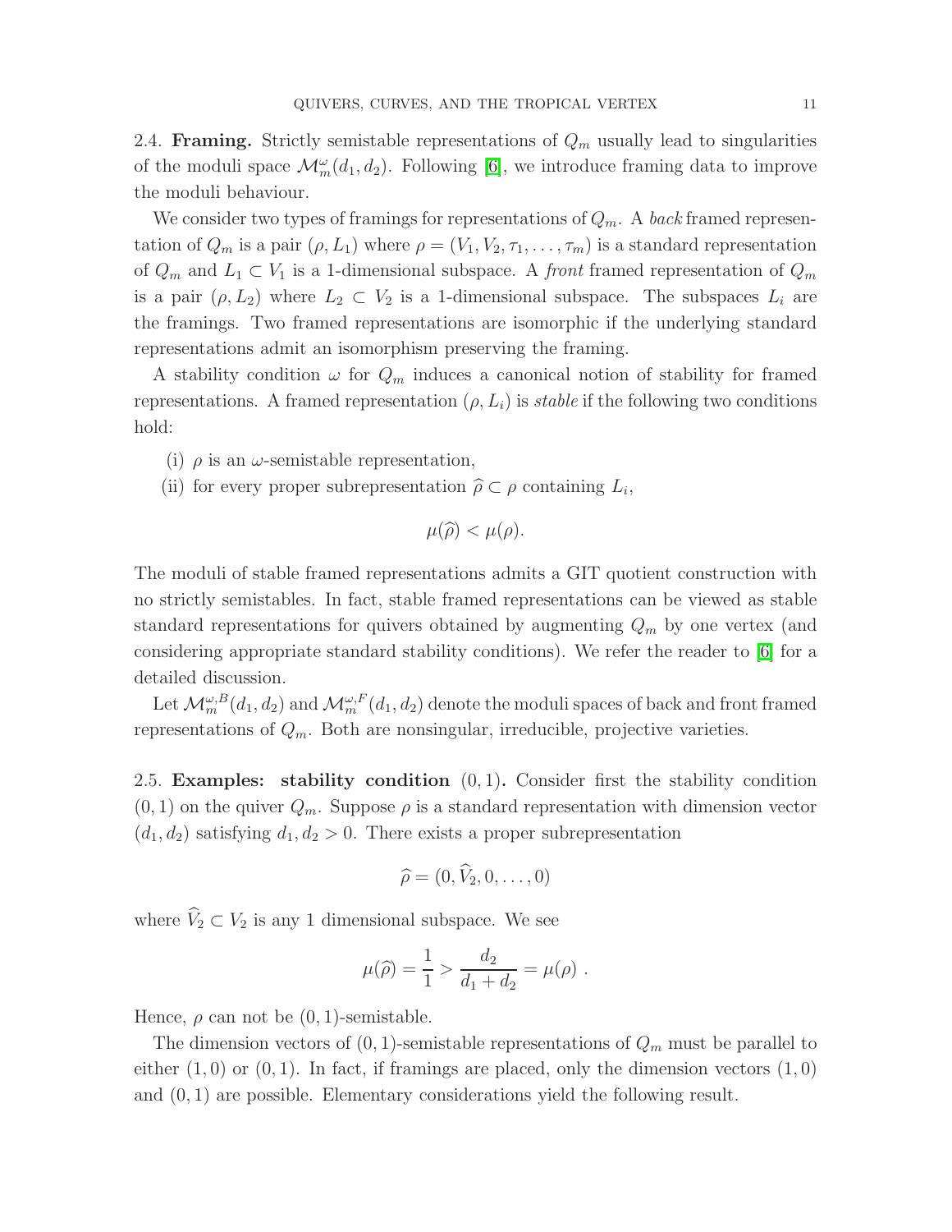2.4. **Framing.** Strictly semistable representations of $Q_m$ usually lead to singularities of the moduli space $\mathcal{M}_m^\omega(d_1, d_2)$. Following [6], we introduce framing data to improve the moduli behaviour.

We consider two types of framings for representations of $Q_m$. A *back* framed representation of $Q_m$ is a pair $(\rho, L_1)$ where $\rho = (V_1, V_2, \tau_1, \ldots, \tau_m)$ is a standard representation of $Q_m$ and $L_1 \subset V_1$ is a 1-dimensional subspace. A *front* framed representation of $Q_m$ is a pair $(\rho, L_2)$ where $L_2 \subset V_2$ is a 1-dimensional subspace. The subspaces $L_i$ are the framings. Two framed representations are isomorphic if the underlying standard representations admit an isomorphism preserving the framing.

A stability condition $\omega$ for $Q_m$ induces a canonical notion of stability for framed representations. A framed representation $(\rho, L_i)$ is *stable* if the following two conditions hold:

(i) $\rho$ is an $\omega$-semistable representation,

(ii) for every proper subrepresentation $\widehat{\rho} \subset \rho$ containing $L_i$,

$$\mu(\widehat{\rho}) < \mu(\rho).$$

The moduli of stable framed representations admits a GIT quotient construction with no strictly semistables. In fact, stable framed representations can be viewed as stable standard representations for quivers obtained by augmenting $Q_m$ by one vertex (and considering appropriate standard stability conditions). We refer the reader to [6] for a detailed discussion.

Let $\mathcal{M}_m^{\omega,B}(d_1, d_2)$ and $\mathcal{M}_m^{\omega,F}(d_1, d_2)$ denote the moduli spaces of back and front framed representations of $Q_m$. Both are nonsingular, irreducible, projective varieties.

2.5. **Examples: stability condition** $(0, 1)$**.** Consider first the stability condition $(0, 1)$ on the quiver $Q_m$. Suppose $\rho$ is a standard representation with dimension vector $(d_1, d_2)$ satisfying $d_1, d_2 > 0$. There exists a proper subrepresentation

$$\widehat{\rho} = (0, \widehat{V}_2, 0, \ldots, 0)$$

where $\widehat{V}_2 \subset V_2$ is any 1 dimensional subspace. We see

$$\mu(\widehat{\rho}) = \frac{1}{1} > \frac{d_2}{d_1 + d_2} = \mu(\rho) \ .$$

Hence, $\rho$ can not be $(0, 1)$-semistable.

The dimension vectors of $(0, 1)$-semistable representations of $Q_m$ must be parallel to either $(1, 0)$ or $(0, 1)$. In fact, if framings are placed, only the dimension vectors $(1, 0)$ and $(0, 1)$ are possible. Elementary considerations yield the following result.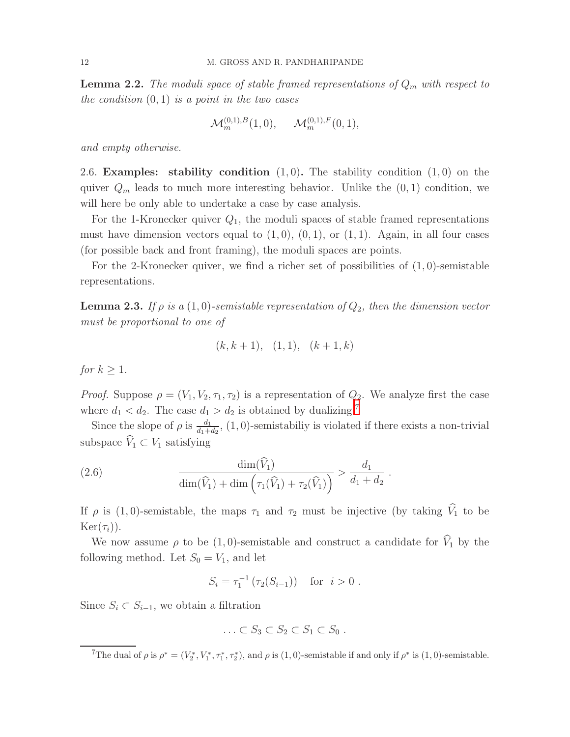**Lemma 2.2.** *The moduli space of stable framed representations of $Q_m$ with respect to the condition $(0,1)$ is a point in the two cases*

$$\mathcal{M}_m^{(0,1),B}(1,0), \quad \mathcal{M}_m^{(0,1),F}(0,1),$$

*and empty otherwise.*

2.6. **Examples: stability condition** $(1,0)$**.** The stability condition $(1,0)$ on the quiver $Q_m$ leads to much more interesting behavior. Unlike the $(0,1)$ condition, we will here be only able to undertake a case by case analysis.

For the 1-Kronecker quiver $Q_1$, the moduli spaces of stable framed representations must have dimension vectors equal to $(1,0)$, $(0,1)$, or $(1,1)$. Again, in all four cases (for possible back and front framing), the moduli spaces are points.

For the 2-Kronecker quiver, we find a richer set of possibilities of $(1,0)$-semistable representations.

**Lemma 2.3.** *If $\rho$ is a $(1,0)$-semistable representation of $Q_2$, then the dimension vector must be proportional to one of*

$$(k, k+1), \quad (1,1), \quad (k+1, k)$$

*for $k \geq 1$.*

*Proof.* Suppose $\rho = (V_1, V_2, \tau_1, \tau_2)$ is a representation of $Q_2$. We analyze first the case where $d_1 < d_2$. The case $d_1 > d_2$ is obtained by dualizing.[7]

Since the slope of $\rho$ is $\frac{d_1}{d_1+d_2}$, $(1,0)$-semistabiliy is violated if there exists a non-trivial subspace $\widehat{V}_1 \subset V_1$ satisfying

$$\frac{\dim(\widehat{V}_1)}{\dim(\widehat{V}_1) + \dim\left(\tau_1(\widehat{V}_1) + \tau_2(\widehat{V}_1)\right)} > \frac{d_1}{d_1+d_2} \,. \tag{2.6}$$

If $\rho$ is $(1,0)$-semistable, the maps $\tau_1$ and $\tau_2$ must be injective (by taking $\widehat{V}_1$ to be $\mathrm{Ker}(\tau_i)$).

We now assume $\rho$ to be $(1,0)$-semistable and construct a candidate for $\widehat{V}_1$ by the following method. Let $S_0 = V_1$, and let

$$S_i = \tau_1^{-1}\left(\tau_2(S_{i-1})\right) \quad \text{for} \quad i > 0 \,.$$

Since $S_i \subset S_{i-1}$, we obtain a filtration

$$\ldots \subset S_3 \subset S_2 \subset S_1 \subset S_0 \,.$$

[7] The dual of $\rho$ is $\rho^* = (V_2^*, V_1^*, \tau_1^*, \tau_2^*)$, and $\rho$ is $(1,0)$-semistable if and only if $\rho^*$ is $(1,0)$-semistable.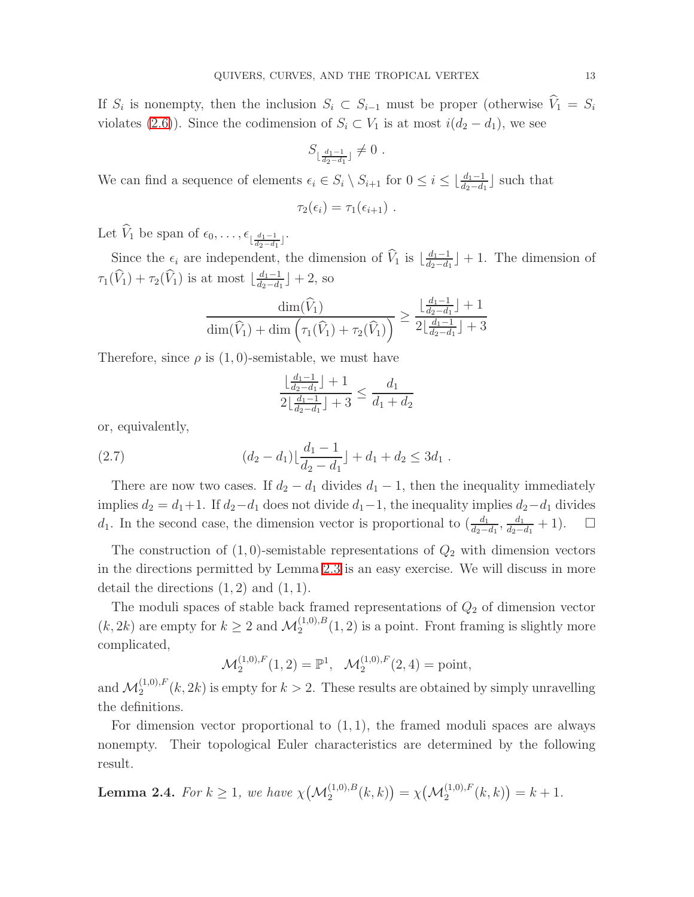If $S_i$ is nonempty, then the inclusion $S_i \subset S_{i-1}$ must be proper (otherwise $\widehat{V}_1 = S_i$ violates (2.6)). Since the codimension of $S_i \subset V_1$ is at most $i(d_2 - d_1)$, we see

$$S_{\lfloor \frac{d_1-1}{d_2-d_1} \rfloor} \neq 0 \ .$$

We can find a sequence of elements $\epsilon_i \in S_i \setminus S_{i+1}$ for $0 \leq i \leq \lfloor \frac{d_1-1}{d_2-d_1} \rfloor$ such that

$$\tau_2(\epsilon_i) = \tau_1(\epsilon_{i+1}) \ .$$

Let $\widehat{V}_1$ be span of $\epsilon_0, \ldots, \epsilon_{\lfloor \frac{d_1-1}{d_2-d_1} \rfloor}$.

Since the $\epsilon_i$ are independent, the dimension of $\widehat{V}_1$ is $\lfloor \frac{d_1-1}{d_2-d_1} \rfloor + 1$. The dimension of $\tau_1(\widehat{V}_1) + \tau_2(\widehat{V}_1)$ is at most $\lfloor \frac{d_1-1}{d_2-d_1} \rfloor + 2$, so

$$\frac{\dim(\widehat{V}_1)}{\dim(\widehat{V}_1) + \dim\Big(\tau_1(\widehat{V}_1) + \tau_2(\widehat{V}_1)\Big)} \geq \frac{\lfloor \frac{d_1-1}{d_2-d_1} \rfloor + 1}{2\lfloor \frac{d_1-1}{d_2-d_1} \rfloor + 3}$$

Therefore, since $\rho$ is $(1,0)$-semistable, we must have

$$\frac{\lfloor \frac{d_1-1}{d_2-d_1} \rfloor + 1}{2\lfloor \frac{d_1-1}{d_2-d_1} \rfloor + 3} \leq \frac{d_1}{d_1 + d_2}$$

or, equivalently,

$$(d_2 - d_1)\lfloor \frac{d_1 - 1}{d_2 - d_1} \rfloor + d_1 + d_2 \leq 3d_1 \ . \tag{2.7}$$

There are now two cases. If $d_2 - d_1$ divides $d_1 - 1$, then the inequality immediately implies $d_2 = d_1 + 1$. If $d_2 - d_1$ does not divide $d_1 - 1$, the inequality implies $d_2 - d_1$ divides $d_1$. In the second case, the dimension vector is proportional to $(\frac{d_1}{d_2-d_1}, \frac{d_1}{d_2-d_1} + 1)$. $\square$

The construction of $(1,0)$-semistable representations of $Q_2$ with dimension vectors in the directions permitted by Lemma 2.3 is an easy exercise. We will discuss in more detail the directions $(1,2)$ and $(1,1)$.

The moduli spaces of stable back framed representations of $Q_2$ of dimension vector $(k, 2k)$ are empty for $k \geq 2$ and $\mathcal{M}_2^{(1,0),B}(1,2)$ is a point. Front framing is slightly more complicated,

$$\mathcal{M}_2^{(1,0),F}(1,2) = \mathbb{P}^1, \quad \mathcal{M}_2^{(1,0),F}(2,4) = \text{point},$$

and $\mathcal{M}_2^{(1,0),F}(k, 2k)$ is empty for $k > 2$. These results are obtained by simply unravelling the definitions.

For dimension vector proportional to $(1,1)$, the framed moduli spaces are always nonempty. Their topological Euler characteristics are determined by the following result.

**Lemma 2.4.** *For $k \geq 1$, we have $\chi\big(\mathcal{M}_2^{(1,0),B}(k,k)\big) = \chi\big(\mathcal{M}_2^{(1,0),F}(k,k)\big) = k + 1$.*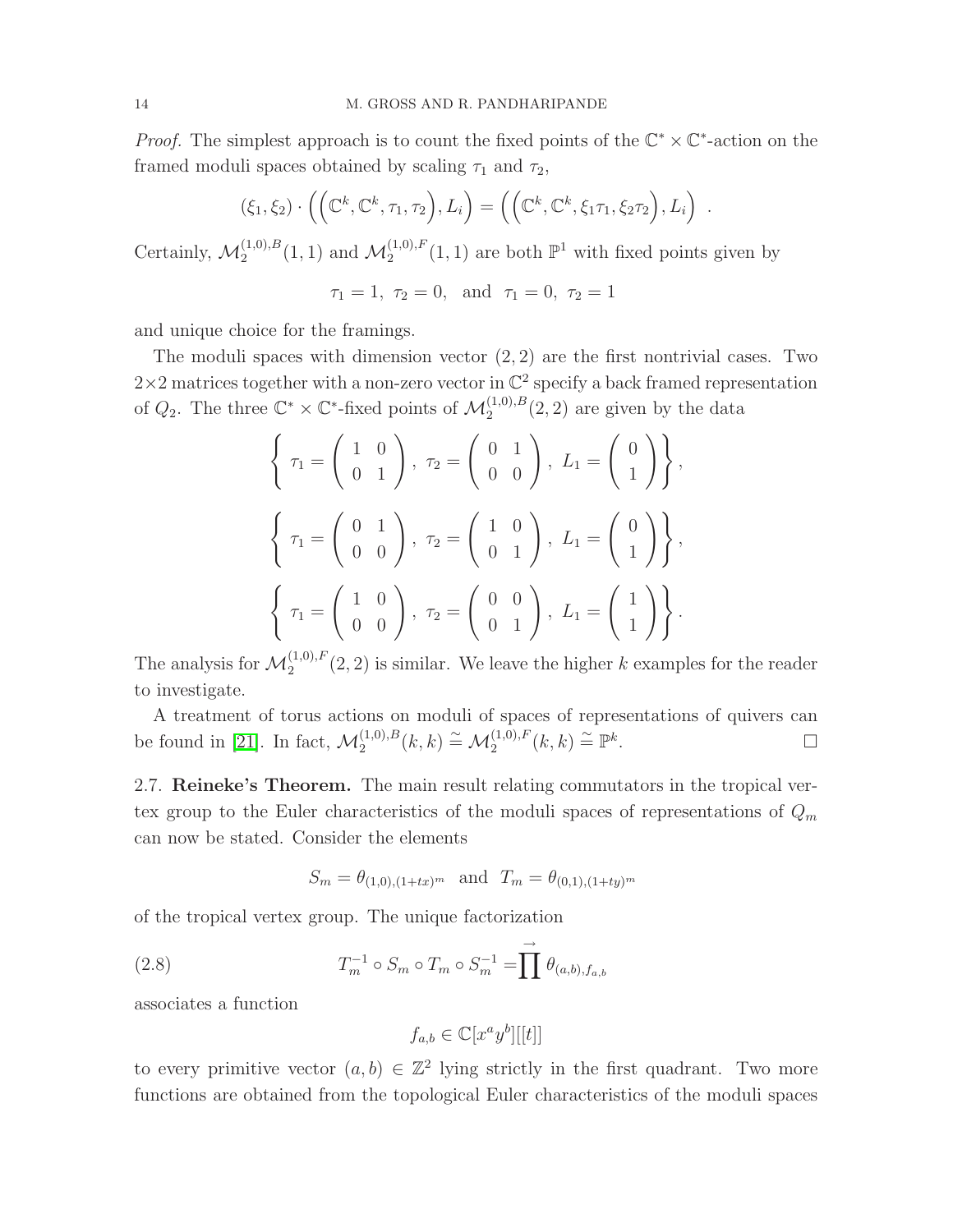*Proof.* The simplest approach is to count the fixed points of the $\mathbb{C}^* \times \mathbb{C}^*$-action on the framed moduli spaces obtained by scaling $\tau_1$ and $\tau_2$,

$$(\xi_1, \xi_2) \cdot \left( \left( \mathbb{C}^k, \mathbb{C}^k, \tau_1, \tau_2 \right), L_i \right) = \left( \left( \mathbb{C}^k, \mathbb{C}^k, \xi_1 \tau_1, \xi_2 \tau_2 \right), L_i \right) \ .$$

Certainly, $\mathcal{M}_2^{(1,0),B}(1,1)$ and $\mathcal{M}_2^{(1,0),F}(1,1)$ are both $\mathbb{P}^1$ with fixed points given by

$$\tau_1 = 1, \ \tau_2 = 0, \ \text{ and } \ \tau_1 = 0, \ \tau_2 = 1$$

and unique choice for the framings.

The moduli spaces with dimension vector $(2,2)$ are the first nontrivial cases. Two $2 \times 2$ matrices together with a non-zero vector in $\mathbb{C}^2$ specify a back framed representation of $Q_2$. The three $\mathbb{C}^* \times \mathbb{C}^*$-fixed points of $\mathcal{M}_2^{(1,0),B}(2,2)$ are given by the data

$$\left\{ \ \tau_1 = \begin{pmatrix} 1 & 0 \\ 0 & 1 \end{pmatrix}, \ \tau_2 = \begin{pmatrix} 0 & 1 \\ 0 & 0 \end{pmatrix}, \ L_1 = \begin{pmatrix} 0 \\ 1 \end{pmatrix} \right\},$$

$$\left\{ \ \tau_1 = \begin{pmatrix} 0 & 1 \\ 0 & 0 \end{pmatrix}, \ \tau_2 = \begin{pmatrix} 1 & 0 \\ 0 & 1 \end{pmatrix}, \ L_1 = \begin{pmatrix} 0 \\ 1 \end{pmatrix} \right\},$$

$$\left\{ \ \tau_1 = \begin{pmatrix} 1 & 0 \\ 0 & 0 \end{pmatrix}, \ \tau_2 = \begin{pmatrix} 0 & 0 \\ 0 & 1 \end{pmatrix}, \ L_1 = \begin{pmatrix} 1 \\ 1 \end{pmatrix} \right\}.$$

The analysis for $\mathcal{M}_2^{(1,0),F}(2,2)$ is similar. We leave the higher $k$ examples for the reader to investigate.

A treatment of torus actions on moduli of spaces of representations of quivers can be found in [21]. In fact, $\mathcal{M}_2^{(1,0),B}(k,k) \cong \mathcal{M}_2^{(1,0),F}(k,k) \cong \mathbb{P}^k$. $\square$

2.7. **Reineke's Theorem.** The main result relating commutators in the tropical vertex group to the Euler characteristics of the moduli spaces of representations of $Q_m$ can now be stated. Consider the elements

$$S_m = \theta_{(1,0),(1+tx)^m} \ \text{ and } \ T_m = \theta_{(0,1),(1+ty)^m}$$

of the tropical vertex group. The unique factorization

$$T_m^{-1} \circ S_m \circ T_m \circ S_m^{-1} = \prod^{\rightarrow} \theta_{(a,b),f_{a,b}} \tag{2.8}$$

associates a function

$$f_{a,b} \in \mathbb{C}[x^a y^b][[t]]$$

to every primitive vector $(a,b) \in \mathbb{Z}^2$ lying strictly in the first quadrant. Two more functions are obtained from the topological Euler characteristics of the moduli spaces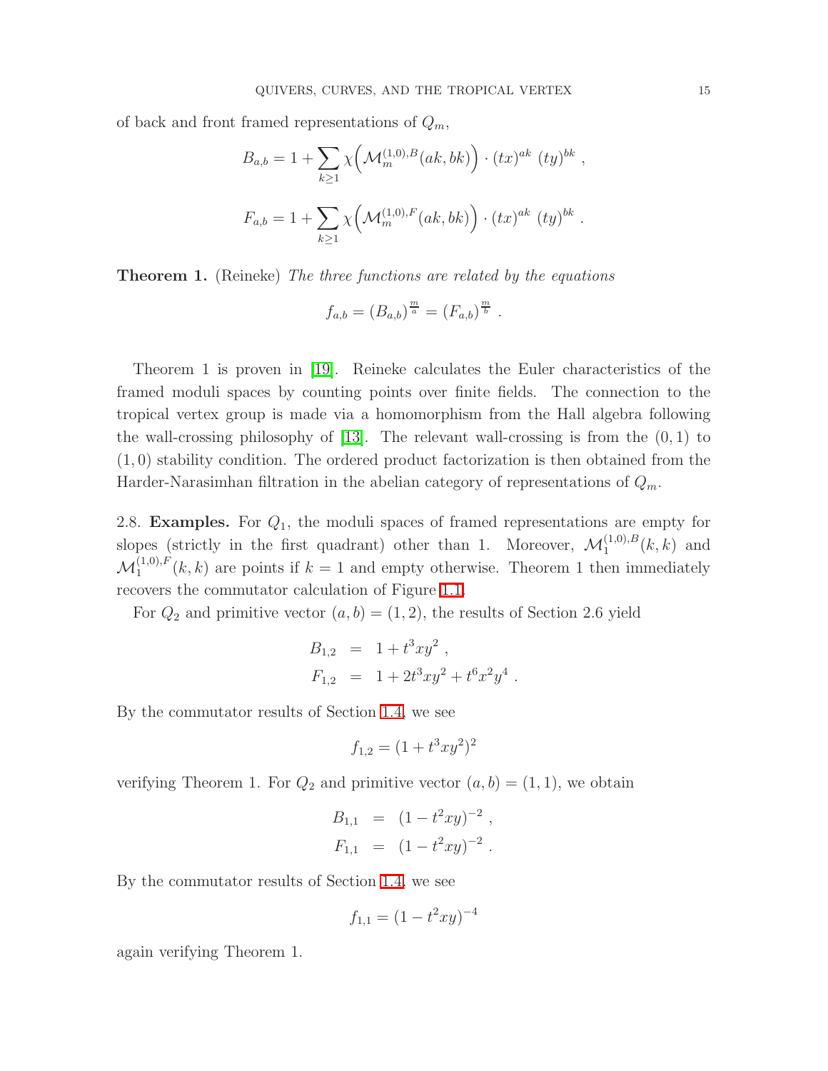of back and front framed representations of $Q_m$,

$$B_{a,b} = 1 + \sum_{k\geq 1} \chi\Big(\mathcal{M}_m^{(1,0),B}(ak,bk)\Big) \cdot (tx)^{ak}\ (ty)^{bk}\ ,$$

$$F_{a,b} = 1 + \sum_{k\geq 1} \chi\Big(\mathcal{M}_m^{(1,0),F}(ak,bk)\Big) \cdot (tx)^{ak}\ (ty)^{bk}\ .$$

**Theorem 1.** (Reineke) *The three functions are related by the equations*

$$f_{a,b} = (B_{a,b})^{\frac{m}{a}} = (F_{a,b})^{\frac{m}{b}}\ .$$

Theorem 1 is proven in [19]. Reineke calculates the Euler characteristics of the framed moduli spaces by counting points over finite fields. The connection to the tropical vertex group is made via a homomorphism from the Hall algebra following the wall-crossing philosophy of [13]. The relevant wall-crossing is from the $(0,1)$ to $(1,0)$ stability condition. The ordered product factorization is then obtained from the Harder-Narasimhan filtration in the abelian category of representations of $Q_m$.

2.8. **Examples.** For $Q_1$, the moduli spaces of framed representations are empty for slopes (strictly in the first quadrant) other than 1. Moreover, $\mathcal{M}_1^{(1,0),B}(k,k)$ and $\mathcal{M}_1^{(1,0),F}(k,k)$ are points if $k=1$ and empty otherwise. Theorem 1 then immediately recovers the commutator calculation of Figure 1.1.

For $Q_2$ and primitive vector $(a,b) = (1,2)$, the results of Section 2.6 yield

$$\begin{aligned} B_{1,2} &= 1 + t^3xy^2\ , \\ F_{1,2} &= 1 + 2t^3xy^2 + t^6x^2y^4\ . \end{aligned}$$

By the commutator results of Section 1.4, we see

$$f_{1,2} = (1+t^3xy^2)^2$$

verifying Theorem 1. For $Q_2$ and primitive vector $(a,b) = (1,1)$, we obtain

$$\begin{aligned} B_{1,1} &= (1-t^2xy)^{-2}\ , \\ F_{1,1} &= (1-t^2xy)^{-2}\ . \end{aligned}$$

By the commutator results of Section 1.4, we see

$$f_{1,1} = (1-t^2xy)^{-4}$$

again verifying Theorem 1.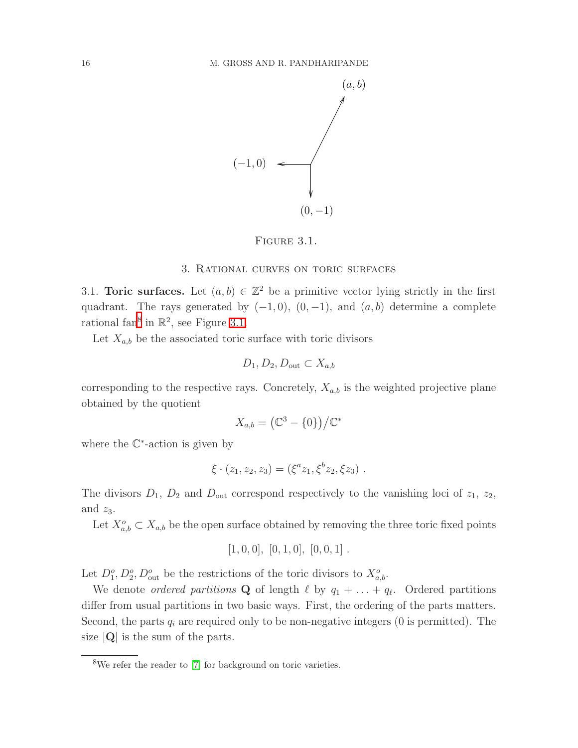Figure 3.1.

## 3. Rational curves on toric surfaces

3.1. **Toric surfaces.** Let $(a,b) \in \mathbb{Z}^2$ be a primitive vector lying strictly in the first quadrant. The rays generated by $(-1,0)$, $(0,-1)$, and $(a,b)$ determine a complete rational fan[8] in $\mathbb{R}^2$, see Figure 3.1.

Let $X_{a,b}$ be the associated toric surface with toric divisors

$$D_1, D_2, D_{\text{out}} \subset X_{a,b}$$

corresponding to the respective rays. Concretely, $X_{a,b}$ is the weighted projective plane obtained by the quotient

$$X_{a,b} = \left(\mathbb{C}^3 - \{0\}\right)/\mathbb{C}^*$$

where the $\mathbb{C}^*$-action is given by

$$\xi \cdot (z_1, z_2, z_3) = (\xi^a z_1, \xi^b z_2, \xi z_3) \ .$$

The divisors $D_1$, $D_2$ and $D_{\text{out}}$ correspond respectively to the vanishing loci of $z_1$, $z_2$, and $z_3$.

Let $X^o_{a,b} \subset X_{a,b}$ be the open surface obtained by removing the three toric fixed points

$$[1,0,0], \ [0,1,0], \ [0,0,1] \ .$$

Let $D^o_1, D^o_2, D^o_{\text{out}}$ be the restrictions of the toric divisors to $X^o_{a,b}$.

We denote *ordered partitions* $\mathbf{Q}$ of length $\ell$ by $q_1 + \ldots + q_\ell$. Ordered partitions differ from usual partitions in two basic ways. First, the ordering of the parts matters. Second, the parts $q_i$ are required only to be non-negative integers (0 is permitted). The size $|\mathbf{Q}|$ is the sum of the parts.

[8] We refer the reader to [7] for background on toric varieties.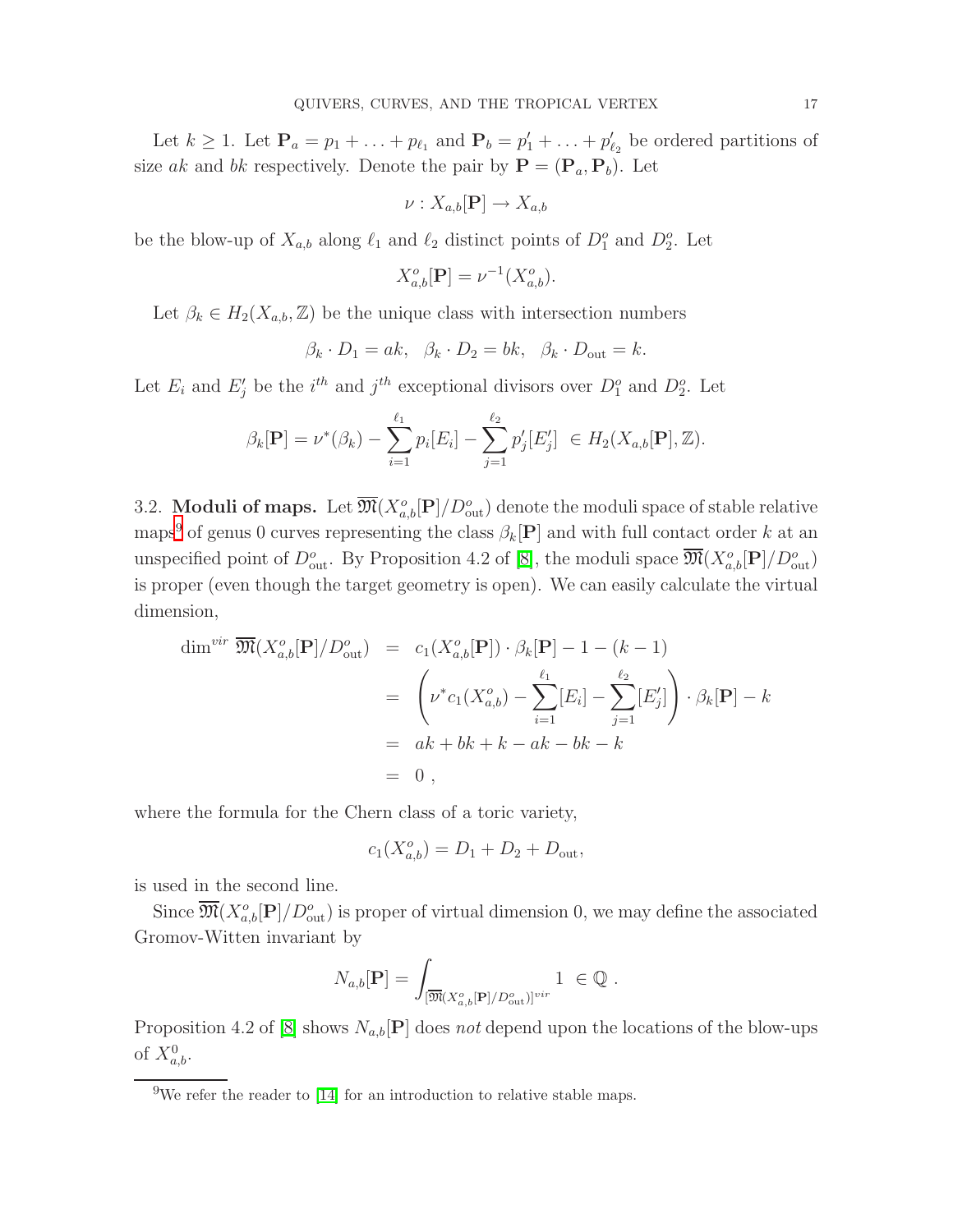Let $k \geq 1$. Let $\mathbf{P}_a = p_1 + \ldots + p_{\ell_1}$ and $\mathbf{P}_b = p'_1 + \ldots + p'_{\ell_2}$ be ordered partitions of size $ak$ and $bk$ respectively. Denote the pair by $\mathbf{P} = (\mathbf{P}_a, \mathbf{P}_b)$. Let

$$\nu : X_{a,b}[\mathbf{P}] \to X_{a,b}$$

be the blow-up of $X_{a,b}$ along $\ell_1$ and $\ell_2$ distinct points of $D_1^o$ and $D_2^o$. Let

$$X_{a,b}^o[\mathbf{P}] = \nu^{-1}(X_{a,b}^o).$$

Let $\beta_k \in H_2(X_{a,b}, \mathbb{Z})$ be the unique class with intersection numbers

$$\beta_k \cdot D_1 = ak, \quad \beta_k \cdot D_2 = bk, \quad \beta_k \cdot D_{\text{out}} = k.$$

Let $E_i$ and $E'_j$ be the $i^{th}$ and $j^{th}$ exceptional divisors over $D_1^o$ and $D_2^o$. Let

$$\beta_k[\mathbf{P}] = \nu^*(\beta_k) - \sum_{i=1}^{\ell_1} p_i [E_i] - \sum_{j=1}^{\ell_2} p'_j [E'_j] \ \in H_2(X_{a,b}[\mathbf{P}], \mathbb{Z}).$$

3.2. **Moduli of maps.** Let $\overline{\mathfrak{M}}(X_{a,b}^o[\mathbf{P}]/D_{\text{out}}^o)$ denote the moduli space of stable relative maps[9] of genus 0 curves representing the class $\beta_k[\mathbf{P}]$ and with full contact order $k$ at an unspecified point of $D_{\text{out}}^o$. By Proposition 4.2 of [8], the moduli space $\overline{\mathfrak{M}}(X_{a,b}^o[\mathbf{P}]/D_{\text{out}}^o)$ is proper (even though the target geometry is open). We can easily calculate the virtual dimension,

$$\begin{aligned}
\dim^{vir} \overline{\mathfrak{M}}(X_{a,b}^o[\mathbf{P}]/D_{\text{out}}^o) &= c_1(X_{a,b}^o[\mathbf{P}]) \cdot \beta_k[\mathbf{P}] - 1 - (k-1) \\
&= \left( \nu^* c_1(X_{a,b}^o) - \sum_{i=1}^{\ell_1} [E_i] - \sum_{j=1}^{\ell_2} [E'_j] \right) \cdot \beta_k[\mathbf{P}] - k \\
&= ak + bk + k - ak - bk - k \\
&= 0 \ ,
\end{aligned}$$

where the formula for the Chern class of a toric variety,

$$c_1(X_{a,b}^o) = D_1 + D_2 + D_{\text{out}},$$

is used in the second line.

Since $\overline{\mathfrak{M}}(X_{a,b}^o[\mathbf{P}]/D_{\text{out}}^o)$ is proper of virtual dimension 0, we may define the associated Gromov-Witten invariant by

$$N_{a,b}[\mathbf{P}] = \int_{[\overline{\mathfrak{M}}(X_{a,b}^o[\mathbf{P}]/D_{\text{out}}^o)]^{vir}} 1 \ \in \mathbb{Q} \ .$$

Proposition 4.2 of [8] shows $N_{a,b}[\mathbf{P}]$ does *not* depend upon the locations of the blow-ups of $X_{a,b}^0$.

[9]We refer the reader to [14] for an introduction to relative stable maps.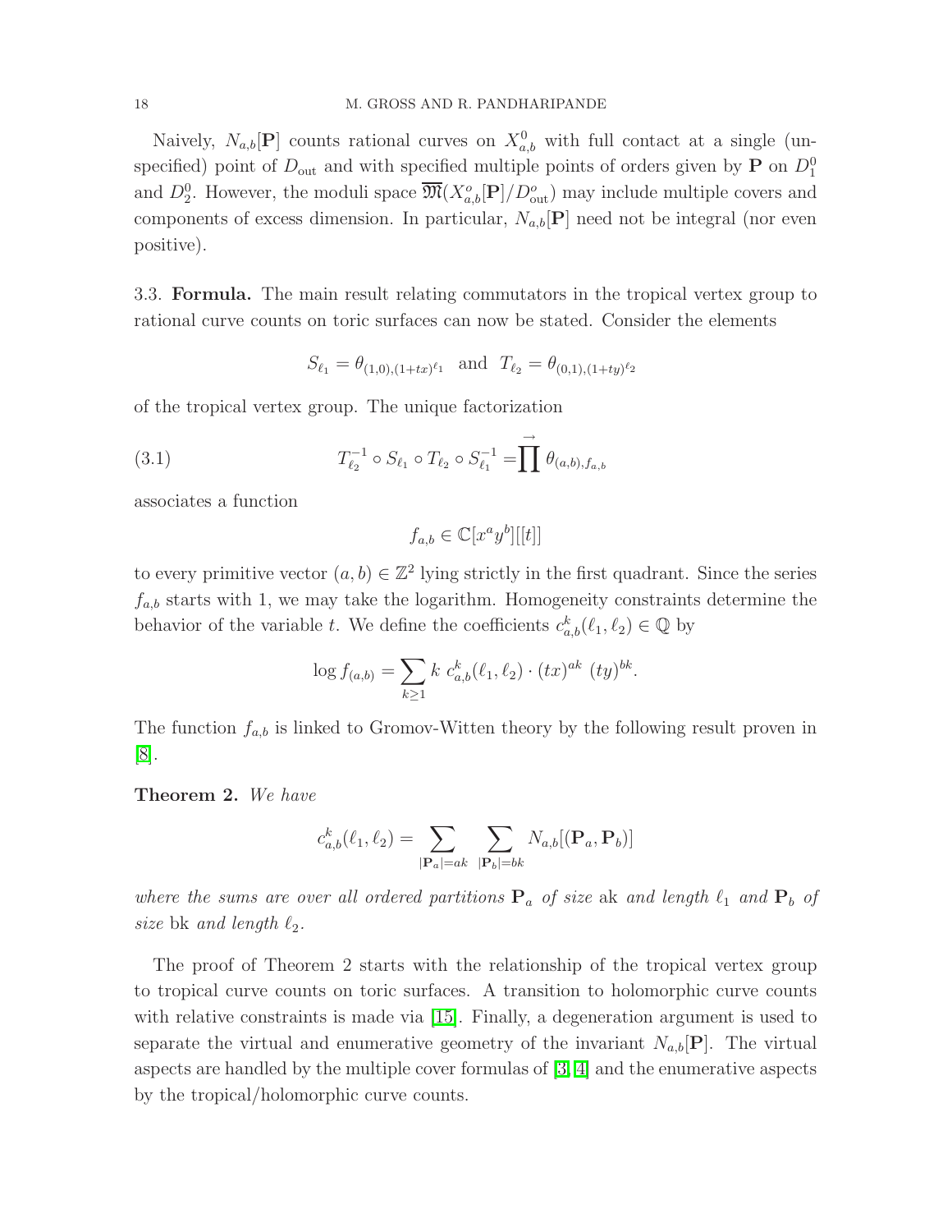Naively, $N_{a,b}[\mathbf{P}]$ counts rational curves on $X^0_{a,b}$ with full contact at a single (unspecified) point of $D_{\text{out}}$ and with specified multiple points of orders given by $\mathbf{P}$ on $D^0_1$ and $D^0_2$. However, the moduli space $\overline{\mathfrak{M}}(X^o_{a,b}[\mathbf{P}]/D^o_{\text{out}})$ may include multiple covers and components of excess dimension. In particular, $N_{a,b}[\mathbf{P}]$ need not be integral (nor even positive).

3.3. **Formula.** The main result relating commutators in the tropical vertex group to rational curve counts on toric surfaces can now be stated. Consider the elements

$$S_{\ell_1} = \theta_{(1,0),(1+tx)^{\ell_1}} \quad \text{and} \quad T_{\ell_2} = \theta_{(0,1),(1+ty)^{\ell_2}}$$

of the tropical vertex group. The unique factorization

$$T^{-1}_{\ell_2} \circ S_{\ell_1} \circ T_{\ell_2} \circ S^{-1}_{\ell_1} = \overrightarrow{\prod} \theta_{(a,b),f_{a,b}} \tag{3.1}$$

associates a function

$$f_{a,b} \in \mathbb{C}[x^a y^b][[t]]$$

to every primitive vector $(a,b) \in \mathbb{Z}^2$ lying strictly in the first quadrant. Since the series $f_{a,b}$ starts with 1, we may take the logarithm. Homogeneity constraints determine the behavior of the variable $t$. We define the coefficients $c^k_{a,b}(\ell_1, \ell_2) \in \mathbb{Q}$ by

$$\log f_{(a,b)} = \sum_{k \geq 1} k \ c^k_{a,b}(\ell_1, \ell_2) \cdot (tx)^{ak} \ (ty)^{bk}.$$

The function $f_{a,b}$ is linked to Gromov-Witten theory by the following result proven in [8].

**Theorem 2.** *We have*

$$c^k_{a,b}(\ell_1, \ell_2) = \sum_{|\mathbf{P}_a|=ak} \ \sum_{|\mathbf{P}_b|=bk} N_{a,b}[(\mathbf{P}_a, \mathbf{P}_b)]$$

*where the sums are over all ordered partitions $\mathbf{P}_a$ of size* ak *and length $\ell_1$ and $\mathbf{P}_b$ of size* bk *and length $\ell_2$.*

The proof of Theorem 2 starts with the relationship of the tropical vertex group to tropical curve counts on toric surfaces. A transition to holomorphic curve counts with relative constraints is made via [15]. Finally, a degeneration argument is used to separate the virtual and enumerative geometry of the invariant $N_{a,b}[\mathbf{P}]$. The virtual aspects are handled by the multiple cover formulas of [3, 4] and the enumerative aspects by the tropical/holomorphic curve counts.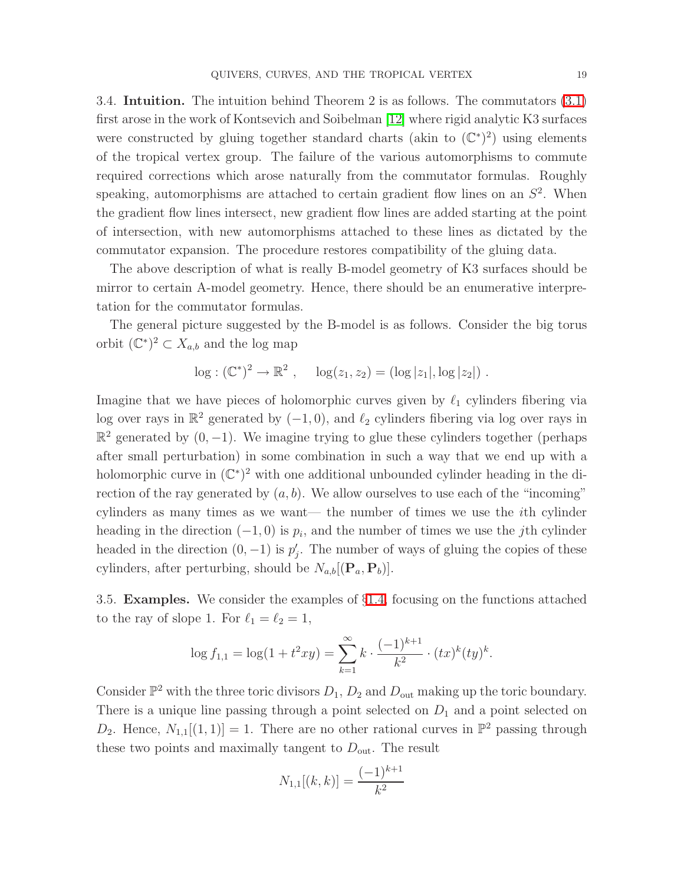3.4. **Intuition.** The intuition behind Theorem 2 is as follows. The commutators (3.1) first arose in the work of Kontsevich and Soibelman [12] where rigid analytic K3 surfaces were constructed by gluing together standard charts (akin to $(\mathbb{C}^*)^2$) using elements of the tropical vertex group. The failure of the various automorphisms to commute required corrections which arose naturally from the commutator formulas. Roughly speaking, automorphisms are attached to certain gradient flow lines on an $S^2$. When the gradient flow lines intersect, new gradient flow lines are added starting at the point of intersection, with new automorphisms attached to these lines as dictated by the commutator expansion. The procedure restores compatibility of the gluing data.

The above description of what is really B-model geometry of K3 surfaces should be mirror to certain A-model geometry. Hence, there should be an enumerative interpretation for the commutator formulas.

The general picture suggested by the B-model is as follows. Consider the big torus orbit $(\mathbb{C}^*)^2 \subset X_{a,b}$ and the log map

$$\log : (\mathbb{C}^*)^2 \to \mathbb{R}^2 \ , \quad \log(z_1, z_2) = (\log|z_1|, \log|z_2|) \ .$$

Imagine that we have pieces of holomorphic curves given by $\ell_1$ cylinders fibering via log over rays in $\mathbb{R}^2$ generated by $(-1, 0)$, and $\ell_2$ cylinders fibering via log over rays in $\mathbb{R}^2$ generated by $(0, -1)$. We imagine trying to glue these cylinders together (perhaps after small perturbation) in some combination in such a way that we end up with a holomorphic curve in $(\mathbb{C}^*)^2$ with one additional unbounded cylinder heading in the direction of the ray generated by $(a, b)$. We allow ourselves to use each of the "incoming" cylinders as many times as we want— the number of times we use the $i$th cylinder heading in the direction $(-1, 0)$ is $p_i$, and the number of times we use the $j$th cylinder headed in the direction $(0, -1)$ is $p'_j$. The number of ways of gluing the copies of these cylinders, after perturbing, should be $N_{a,b}[(\mathbf{P}_a, \mathbf{P}_b)]$.

3.5. **Examples.** We consider the examples of §1.4, focusing on the functions attached to the ray of slope 1. For $\ell_1 = \ell_2 = 1$,

$$\log f_{1,1} = \log(1 + t^2 xy) = \sum_{k=1}^{\infty} k \cdot \frac{(-1)^{k+1}}{k^2} \cdot (tx)^k (ty)^k.$$

Consider $\mathbb{P}^2$ with the three toric divisors $D_1$, $D_2$ and $D_{\text{out}}$ making up the toric boundary. There is a unique line passing through a point selected on $D_1$ and a point selected on $D_2$. Hence, $N_{1,1}[(1, 1)] = 1$. There are no other rational curves in $\mathbb{P}^2$ passing through these two points and maximally tangent to $D_{\text{out}}$. The result

$$N_{1,1}[(k, k)] = \frac{(-1)^{k+1}}{k^2}$$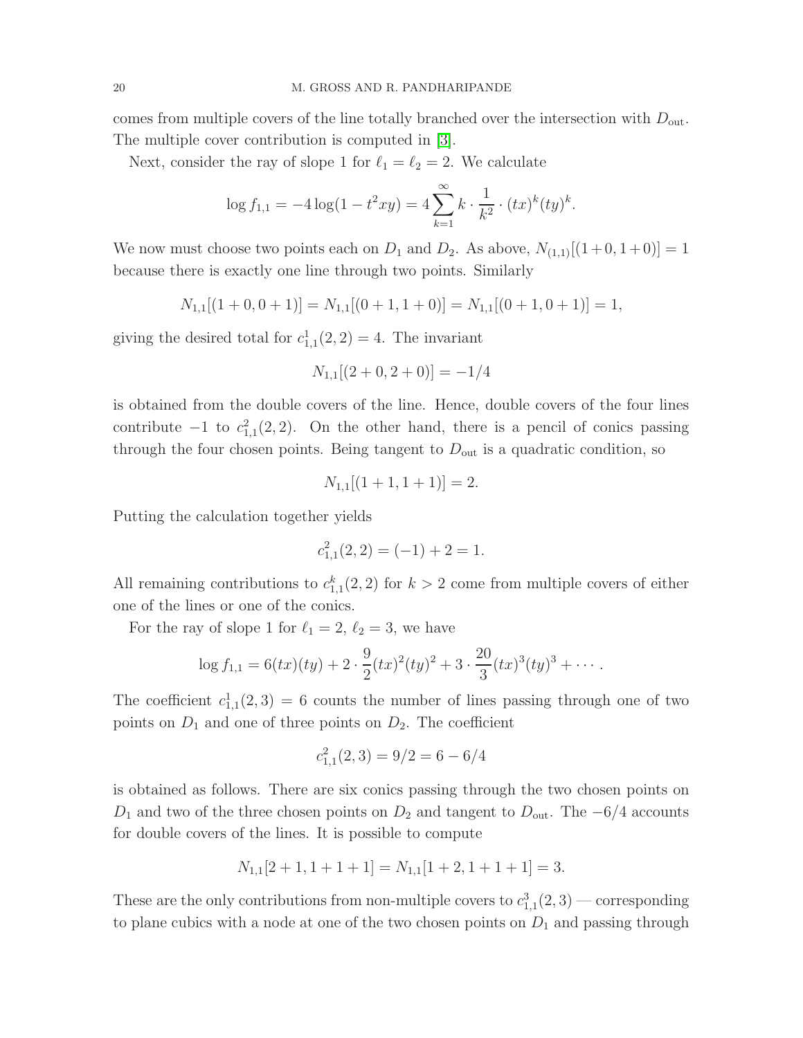comes from multiple covers of the line totally branched over the intersection with $D_{\rm out}$. The multiple cover contribution is computed in [3].

Next, consider the ray of slope 1 for $\ell_1 = \ell_2 = 2$. We calculate

$$\log f_{1,1} = -4 \log(1 - t^2 xy) = 4 \sum_{k=1}^{\infty} k \cdot \frac{1}{k^2} \cdot (tx)^k (ty)^k.$$

We now must choose two points each on $D_1$ and $D_2$. As above, $N_{(1,1)}[(1+0, 1+0)] = 1$ because there is exactly one line through two points. Similarly

$$N_{1,1}[(1+0, 0+1)] = N_{1,1}[(0+1, 1+0)] = N_{1,1}[(0+1, 0+1)] = 1,$$

giving the desired total for $c^1_{1,1}(2,2) = 4$. The invariant

$$N_{1,1}[(2+0, 2+0)] = -1/4$$

is obtained from the double covers of the line. Hence, double covers of the four lines contribute $-1$ to $c^2_{1,1}(2,2)$. On the other hand, there is a pencil of conics passing through the four chosen points. Being tangent to $D_{\rm out}$ is a quadratic condition, so

$$N_{1,1}[(1+1, 1+1)] = 2.$$

Putting the calculation together yields

$$c^2_{1,1}(2,2) = (-1) + 2 = 1.$$

All remaining contributions to $c^k_{1,1}(2,2)$ for $k > 2$ come from multiple covers of either one of the lines or one of the conics.

For the ray of slope 1 for $\ell_1 = 2$, $\ell_2 = 3$, we have

$$\log f_{1,1} = 6(tx)(ty) + 2 \cdot \frac{9}{2}(tx)^2(ty)^2 + 3 \cdot \frac{20}{3}(tx)^3(ty)^3 + \cdots.$$

The coefficient $c^1_{1,1}(2,3) = 6$ counts the number of lines passing through one of two points on $D_1$ and one of three points on $D_2$. The coefficient

$$c^2_{1,1}(2,3) = 9/2 = 6 - 6/4$$

is obtained as follows. There are six conics passing through the two chosen points on $D_1$ and two of the three chosen points on $D_2$ and tangent to $D_{\rm out}$. The $-6/4$ accounts for double covers of the lines. It is possible to compute

$$N_{1,1}[2+1, 1+1+1] = N_{1,1}[1+2, 1+1+1] = 3.$$

These are the only contributions from non-multiple covers to $c^3_{1,1}(2,3)$ — corresponding to plane cubics with a node at one of the two chosen points on $D_1$ and passing through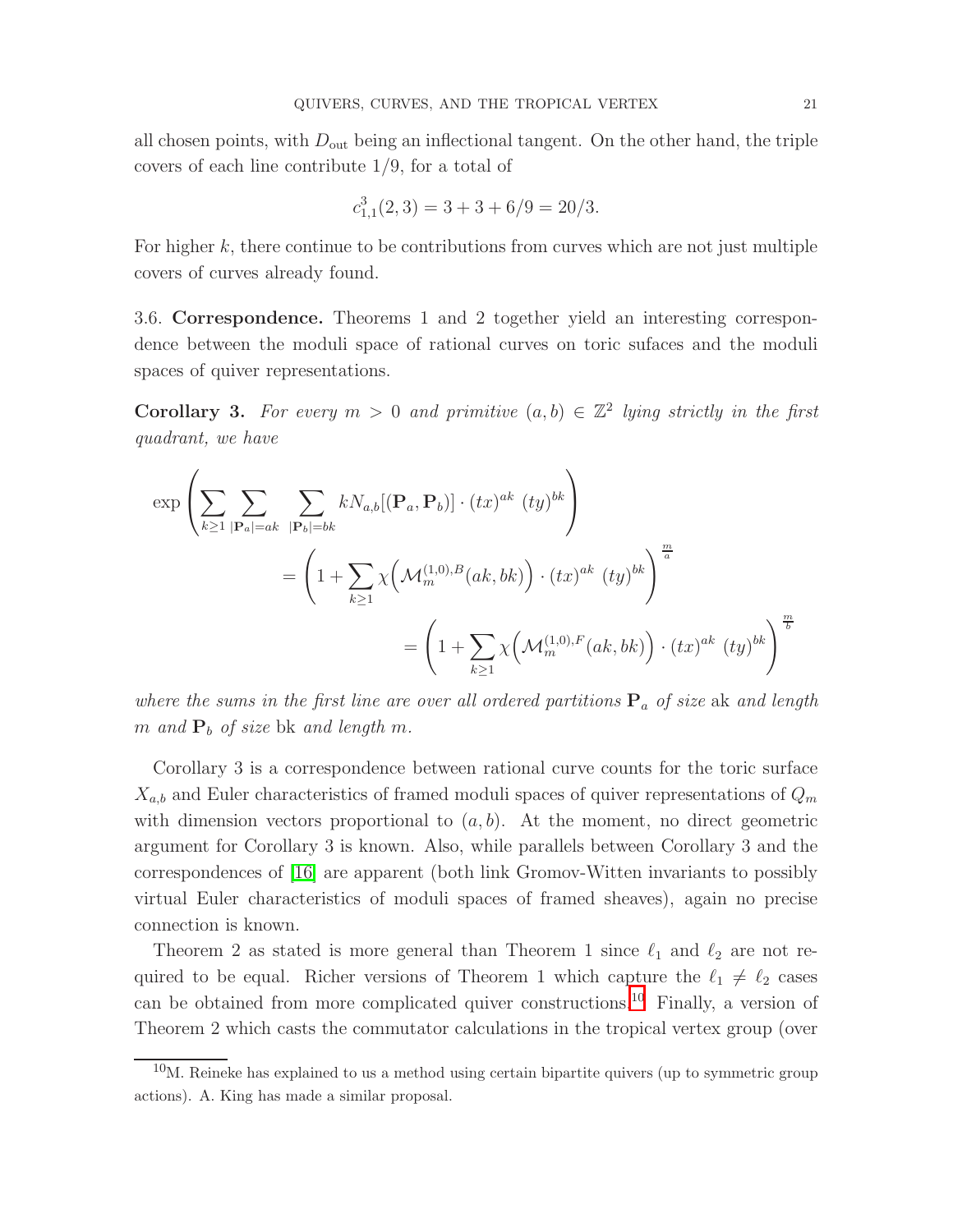all chosen points, with $D_{\text{out}}$ being an inflectional tangent. On the other hand, the triple covers of each line contribute $1/9$, for a total of

$$c^3_{1,1}(2,3) = 3 + 3 + 6/9 = 20/3.$$

For higher $k$, there continue to be contributions from curves which are not just multiple covers of curves already found.

3.6. **Correspondence.** Theorems 1 and 2 together yield an interesting correspondence between the moduli space of rational curves on toric sufaces and the moduli spaces of quiver representations.

**Corollary 3.** *For every $m > 0$ and primitive $(a,b) \in \mathbb{Z}^2$ lying strictly in the first quadrant, we have*

$$\exp\left(\sum_{k\geq 1}\sum_{|\mathbf{P}_a|=ak}\sum_{|\mathbf{P}_b|=bk} kN_{a,b}[(\mathbf{P}_a,\mathbf{P}_b)]\cdot (tx)^{ak}\ (ty)^{bk}\right)$$
$$= \left(1 + \sum_{k\geq 1}\chi\Big(\mathcal{M}^{(1,0),B}_m(ak,bk)\Big)\cdot (tx)^{ak}\ (ty)^{bk}\right)^{\frac{m}{a}}$$
$$= \left(1 + \sum_{k\geq 1}\chi\Big(\mathcal{M}^{(1,0),F}_m(ak,bk)\Big)\cdot (tx)^{ak}\ (ty)^{bk}\right)^{\frac{m}{b}}$$

*where the sums in the first line are over all ordered partitions $\mathbf{P}_a$ of size* ak *and length $m$ and $\mathbf{P}_b$ of size* bk *and length $m$.*

Corollary 3 is a correspondence between rational curve counts for the toric surface $X_{a,b}$ and Euler characteristics of framed moduli spaces of quiver representations of $Q_m$ with dimension vectors proportional to $(a,b)$. At the moment, no direct geometric argument for Corollary 3 is known. Also, while parallels between Corollary 3 and the correspondences of [16] are apparent (both link Gromov-Witten invariants to possibly virtual Euler characteristics of moduli spaces of framed sheaves), again no precise connection is known.

Theorem 2 as stated is more general than Theorem 1 since $\ell_1$ and $\ell_2$ are not required to be equal. Richer versions of Theorem 1 which capture the $\ell_1 \neq \ell_2$ cases can be obtained from more complicated quiver constructions.[10] Finally, a version of Theorem 2 which casts the commutator calculations in the tropical vertex group (over

[10] M. Reineke has explained to us a method using certain bipartite quivers (up to symmetric group actions). A. King has made a similar proposal.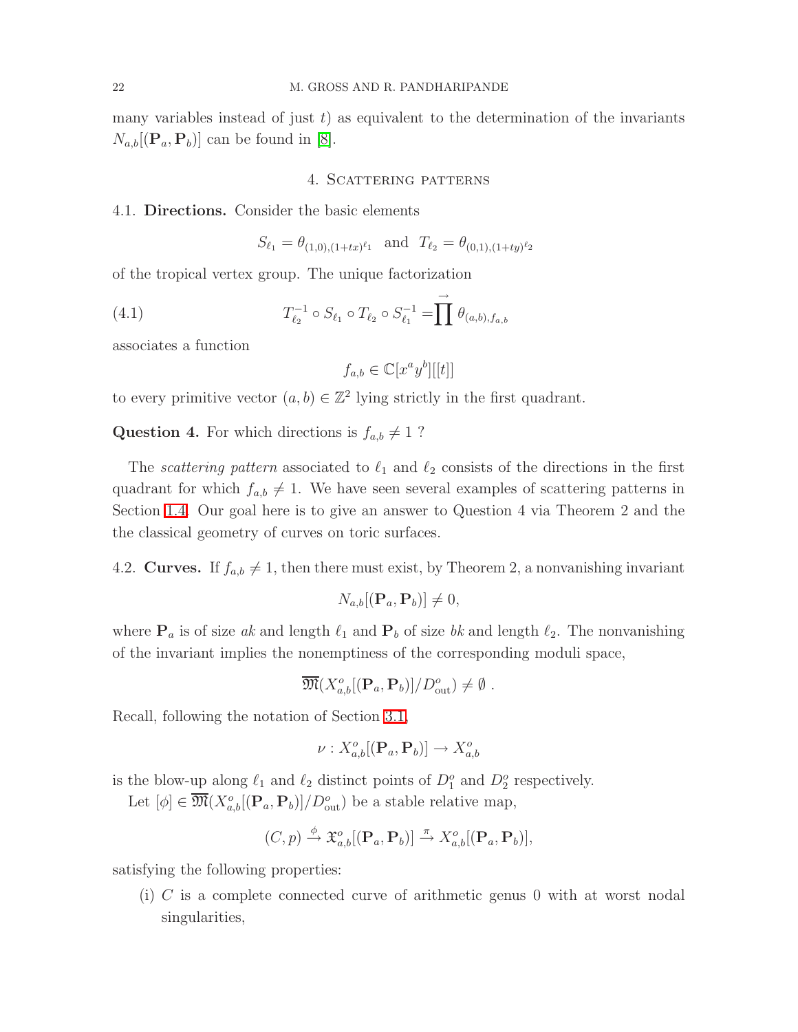many variables instead of just $t$) as equivalent to the determination of the invariants $N_{a,b}[(\mathbf{P}_a, \mathbf{P}_b)]$ can be found in [8].

## 4. Scattering patterns

**4.1. Directions.** Consider the basic elements

$$S_{\ell_1} = \theta_{(1,0),(1+tx)^{\ell_1}} \quad \text{and} \quad T_{\ell_2} = \theta_{(0,1),(1+ty)^{\ell_2}}$$

of the tropical vertex group. The unique factorization

$$T_{\ell_2}^{-1} \circ S_{\ell_1} \circ T_{\ell_2} \circ S_{\ell_1}^{-1} = \prod^{\rightarrow} \theta_{(a,b),f_{a,b}} \tag{4.1}$$

associates a function

$$f_{a,b} \in \mathbb{C}[x^a y^b][[t]]$$

to every primitive vector $(a,b) \in \mathbb{Z}^2$ lying strictly in the first quadrant.

**Question 4.** For which directions is $f_{a,b} \neq 1$ ?

The *scattering pattern* associated to $\ell_1$ and $\ell_2$ consists of the directions in the first quadrant for which $f_{a,b} \neq 1$. We have seen several examples of scattering patterns in Section 1.4. Our goal here is to give an answer to Question 4 via Theorem 2 and the the classical geometry of curves on toric surfaces.

**4.2. Curves.** If $f_{a,b} \neq 1$, then there must exist, by Theorem 2, a nonvanishing invariant

$$N_{a,b}[(\mathbf{P}_a, \mathbf{P}_b)] \neq 0,$$

where $\mathbf{P}_a$ is of size $ak$ and length $\ell_1$ and $\mathbf{P}_b$ of size $bk$ and length $\ell_2$. The nonvanishing of the invariant implies the nonemptiness of the corresponding moduli space,

$$\overline{\mathfrak{M}}(X^o_{a,b}[(\mathbf{P}_a, \mathbf{P}_b)]/D^o_{\text{out}}) \neq \emptyset \ .$$

Recall, following the notation of Section 3.1,

$$\nu : X^o_{a,b}[(\mathbf{P}_a, \mathbf{P}_b)] \to X^o_{a,b}$$

is the blow-up along $\ell_1$ and $\ell_2$ distinct points of $D^o_1$ and $D^o_2$ respectively.

Let $[\phi] \in \overline{\mathfrak{M}}(X^o_{a,b}[(\mathbf{P}_a, \mathbf{P}_b)]/D^o_{\text{out}})$ be a stable relative map,

$$(C, p) \xrightarrow{\phi} \mathfrak{X}^o_{a,b}[(\mathbf{P}_a, \mathbf{P}_b)] \xrightarrow{\pi} X^o_{a,b}[(\mathbf{P}_a, \mathbf{P}_b)],$$

satisfying the following properties:

(i) $C$ is a complete connected curve of arithmetic genus 0 with at worst nodal singularities,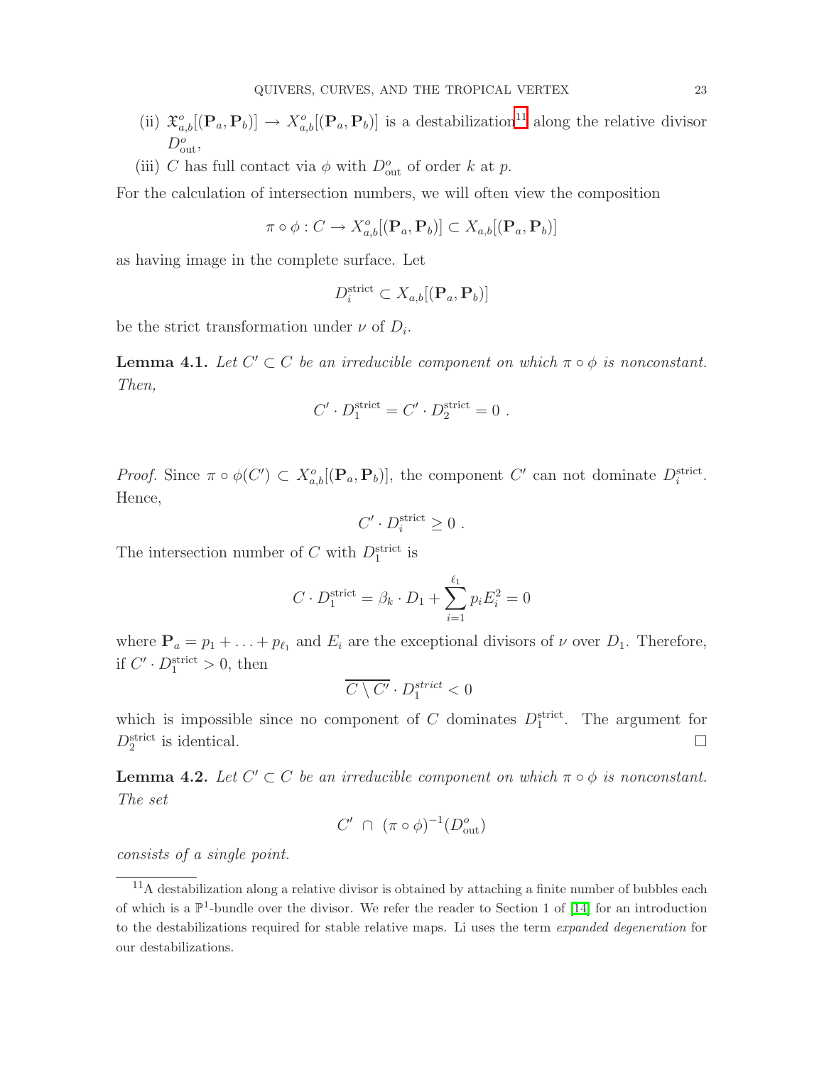(ii) $\mathfrak{X}^o_{a,b}[(\mathbf{P}_a, \mathbf{P}_b)] \to X^o_{a,b}[(\mathbf{P}_a, \mathbf{P}_b)]$ is a destabilization[11] along the relative divisor $D^o_{\text{out}}$,

(iii) $C$ has full contact via $\phi$ with $D^o_{\text{out}}$ of order $k$ at $p$.

For the calculation of intersection numbers, we will often view the composition

$$\pi \circ \phi : C \to X^o_{a,b}[(\mathbf{P}_a, \mathbf{P}_b)] \subset X_{a,b}[(\mathbf{P}_a, \mathbf{P}_b)]$$

as having image in the complete surface. Let

$$D_i^{\text{strict}} \subset X_{a,b}[(\mathbf{P}_a, \mathbf{P}_b)]$$

be the strict transformation under $\nu$ of $D_i$.

**Lemma 4.1.** *Let $C' \subset C$ be an irreducible component on which $\pi \circ \phi$ is nonconstant. Then,*

$$C' \cdot D_1^{\text{strict}} = C' \cdot D_2^{\text{strict}} = 0 \ .$$

*Proof.* Since $\pi \circ \phi(C') \subset X^o_{a,b}[(\mathbf{P}_a, \mathbf{P}_b)]$, the component $C'$ can not dominate $D_i^{\text{strict}}$. Hence,

$$C' \cdot D_i^{\text{strict}} \geq 0 \ .$$

The intersection number of $C$ with $D_1^{\text{strict}}$ is

$$C \cdot D_1^{\text{strict}} = \beta_k \cdot D_1 + \sum_{i=1}^{\ell_1} p_i E_i^2 = 0$$

where $\mathbf{P}_a = p_1 + \ldots + p_{\ell_1}$ and $E_i$ are the exceptional divisors of $\nu$ over $D_1$. Therefore, if $C' \cdot D_1^{\text{strict}} > 0$, then

$$\overline{C \setminus C'} \cdot D_1^{strict} < 0$$

which is impossible since no component of $C$ dominates $D_1^{\text{strict}}$. The argument for $D_2^{\text{strict}}$ is identical. □

**Lemma 4.2.** *Let $C' \subset C$ be an irreducible component on which $\pi \circ \phi$ is nonconstant. The set*

$$C' \ \cap \ (\pi \circ \phi)^{-1}(D^o_{\text{out}})$$

*consists of a single point.*

---

[11] A destabilization along a relative divisor is obtained by attaching a finite number of bubbles each of which is a $\mathbb{P}^1$-bundle over the divisor. We refer the reader to Section 1 of [14] for an introduction to the destabilizations required for stable relative maps. Li uses the term *expanded degeneration* for our destabilizations.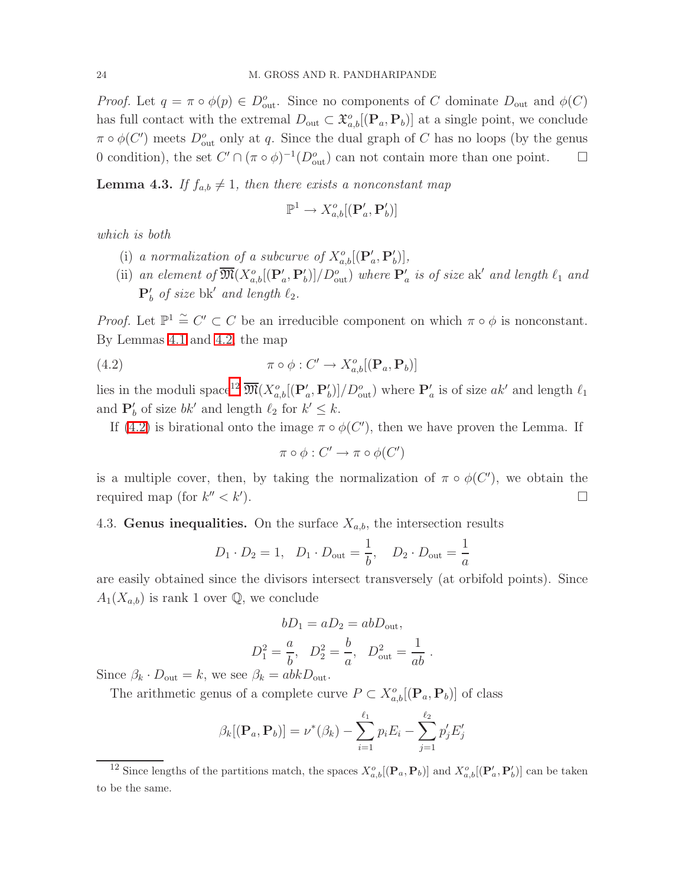*Proof.* Let $q = \pi \circ \phi(p) \in D^o_{\rm out}$. Since no components of $C$ dominate $D_{\rm out}$ and $\phi(C)$ has full contact with the extremal $D_{\rm out} \subset \mathfrak{X}^o_{a,b}[(\mathbf{P}_a, \mathbf{P}_b)]$ at a single point, we conclude $\pi \circ \phi(C')$ meets $D^o_{\rm out}$ only at $q$. Since the dual graph of $C$ has no loops (by the genus 0 condition), the set $C' \cap (\pi \circ \phi)^{-1}(D^o_{\rm out})$ can not contain more than one point. $\square$

**Lemma 4.3.** *If $f_{a,b} \neq 1$, then there exists a nonconstant map*

$$\mathbb{P}^1 \to X^o_{a,b}[(\mathbf{P}'_a, \mathbf{P}'_b)]$$

*which is both*

- (i) *a normalization of a subcurve of $X^o_{a,b}[(\mathbf{P}'_a, \mathbf{P}'_b)]$,*
- (ii) *an element of $\overline{\mathfrak{M}}(X^o_{a,b}[(\mathbf{P}'_a, \mathbf{P}'_b)]/D^o_{\rm out})$ where $\mathbf{P}'_a$ is of size $\mathrm{a}k'$ and length $\ell_1$ and $\mathbf{P}'_b$ of size $\mathrm{b}k'$ and length $\ell_2$.*

*Proof.* Let $\mathbb{P}^1 \stackrel{\sim}{=} C' \subset C$ be an irreducible component on which $\pi \circ \phi$ is nonconstant. By Lemmas 4.1 and 4.2, the map

$$\pi \circ \phi : C' \to X^o_{a,b}[(\mathbf{P}_a, \mathbf{P}_b)] \tag{4.2}$$

lies in the moduli space[12] $\overline{\mathfrak{M}}(X^o_{a,b}[(\mathbf{P}'_a, \mathbf{P}'_b)]/D^o_{\rm out})$ where $\mathbf{P}'_a$ is of size $ak'$ and length $\ell_1$ and $\mathbf{P}'_b$ of size $bk'$ and length $\ell_2$ for $k' \leq k$.

If (4.2) is birational onto the image $\pi \circ \phi(C')$, then we have proven the Lemma. If

$$\pi \circ \phi : C' \to \pi \circ \phi(C')$$

is a multiple cover, then, by taking the normalization of $\pi \circ \phi(C')$, we obtain the required map (for $k'' < k'$). $\square$

### 4.3. Genus inequalities.

On the surface $X_{a,b}$, the intersection results

$$D_1 \cdot D_2 = 1, \quad D_1 \cdot D_{\rm out} = \frac{1}{b}, \quad D_2 \cdot D_{\rm out} = \frac{1}{a}$$

are easily obtained since the divisors intersect transversely (at orbifold points). Since $A_1(X_{a,b})$ is rank 1 over $\mathbb{Q}$, we conclude

$$bD_1 = aD_2 = abD_{\rm out},$$

$$D_1^2 = \frac{a}{b}, \quad D_2^2 = \frac{b}{a}, \quad D_{\rm out}^2 = \frac{1}{ab}\ .$$

Since $\beta_k \cdot D_{\rm out} = k$, we see $\beta_k = abkD_{\rm out}$.

The arithmetic genus of a complete curve $P \subset X^o_{a,b}[(\mathbf{P}_a, \mathbf{P}_b)]$ of class

$$\beta_k[(\mathbf{P}_a, \mathbf{P}_b)] = \nu^*(\beta_k) - \sum_{i=1}^{\ell_1} p_i E_i - \sum_{j=1}^{\ell_2} p'_j E'_j$$

[12] Since lengths of the partitions match, the spaces $X^o_{a,b}[(\mathbf{P}_a, \mathbf{P}_b)]$ and $X^o_{a,b}[(\mathbf{P}'_a, \mathbf{P}'_b)]$ can be taken to be the same.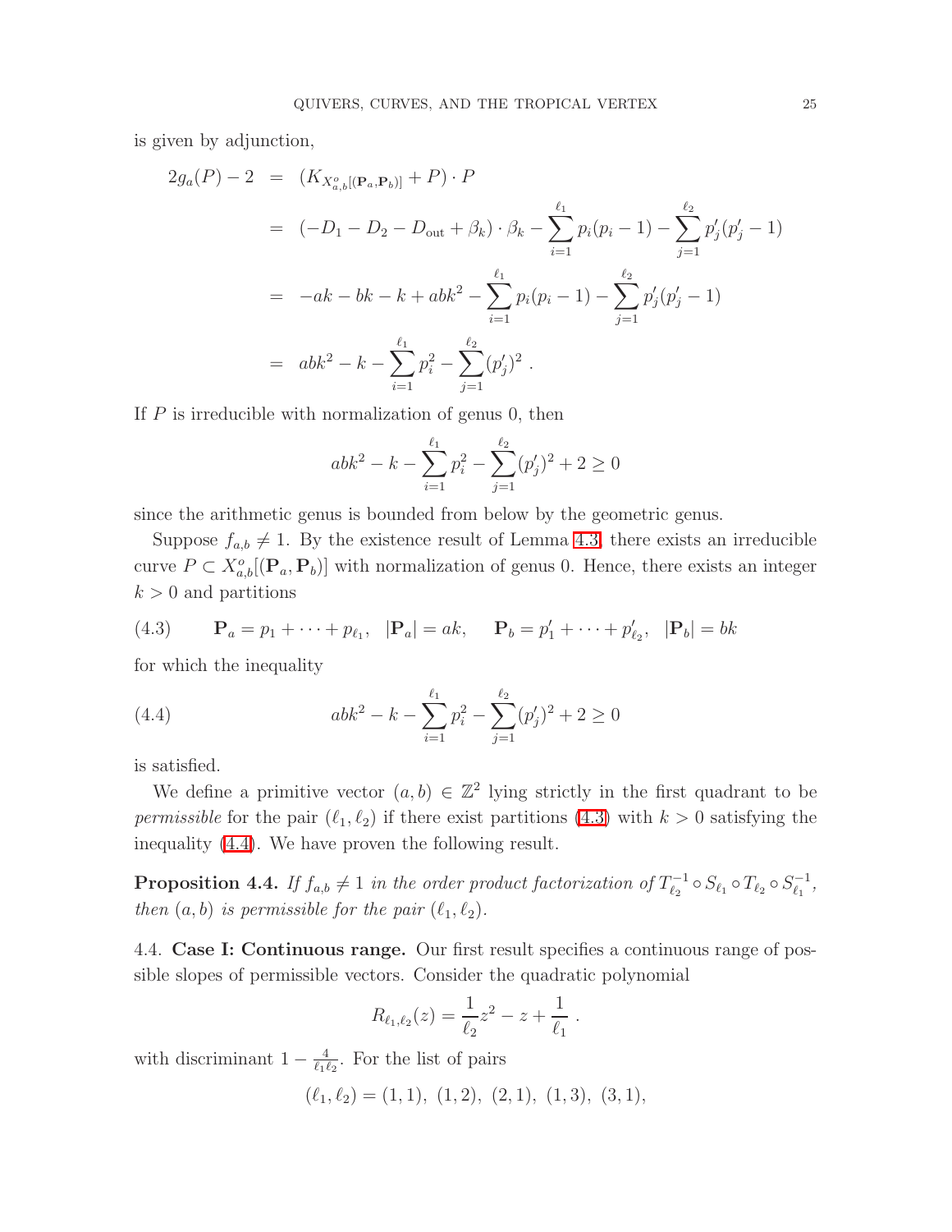is given by adjunction,

$$
\begin{aligned}
2g_a(P) - 2 &= (K_{X^o_{a,b}[(\mathbf{P}_a,\mathbf{P}_b)]} + P) \cdot P \\
&= (-D_1 - D_2 - D_{\mathrm{out}} + \beta_k) \cdot \beta_k - \sum_{i=1}^{\ell_1} p_i(p_i - 1) - \sum_{j=1}^{\ell_2} p'_j(p'_j - 1) \\
&= -ak - bk - k + abk^2 - \sum_{i=1}^{\ell_1} p_i(p_i - 1) - \sum_{j=1}^{\ell_2} p'_j(p'_j - 1) \\
&= abk^2 - k - \sum_{i=1}^{\ell_1} p_i^2 - \sum_{j=1}^{\ell_2} (p'_j)^2 \ .
\end{aligned}
$$

If $P$ is irreducible with normalization of genus 0, then

$$
abk^2 - k - \sum_{i=1}^{\ell_1} p_i^2 - \sum_{j=1}^{\ell_2} (p'_j)^2 + 2 \geq 0
$$

since the arithmetic genus is bounded from below by the geometric genus.

Suppose $f_{a,b} \neq 1$. By the existence result of Lemma 4.3, there exists an irreducible curve $P \subset X^o_{a,b}[(\mathbf{P}_a,\mathbf{P}_b)]$ with normalization of genus 0. Hence, there exists an integer $k > 0$ and partitions

$$
\mathbf{P}_a = p_1 + \cdots + p_{\ell_1}, \quad |\mathbf{P}_a| = ak, \qquad \mathbf{P}_b = p'_1 + \cdots + p'_{\ell_2}, \quad |\mathbf{P}_b| = bk \tag{4.3}
$$

for which the inequality

$$
abk^2 - k - \sum_{i=1}^{\ell_1} p_i^2 - \sum_{j=1}^{\ell_2} (p'_j)^2 + 2 \geq 0 \tag{4.4}
$$

is satisfied.

We define a primitive vector $(a,b) \in \mathbb{Z}^2$ lying strictly in the first quadrant to be *permissible* for the pair $(\ell_1,\ell_2)$ if there exist partitions (4.3) with $k > 0$ satisfying the inequality (4.4). We have proven the following result.

**Proposition 4.4.** *If $f_{a,b} \neq 1$ in the order product factorization of $T_{\ell_2}^{-1} \circ S_{\ell_1} \circ T_{\ell_2} \circ S_{\ell_1}^{-1}$, then $(a,b)$ is permissible for the pair $(\ell_1,\ell_2)$.*

4.4. **Case I: Continuous range.** Our first result specifies a continuous range of possible slopes of permissible vectors. Consider the quadratic polynomial

$$
R_{\ell_1,\ell_2}(z) = \frac{1}{\ell_2} z^2 - z + \frac{1}{\ell_1} \ .
$$

with discriminant $1 - \frac{4}{\ell_1 \ell_2}$. For the list of pairs

$$
(\ell_1,\ell_2) = (1,1),\ (1,2),\ (2,1),\ (1,3),\ (3,1),
$$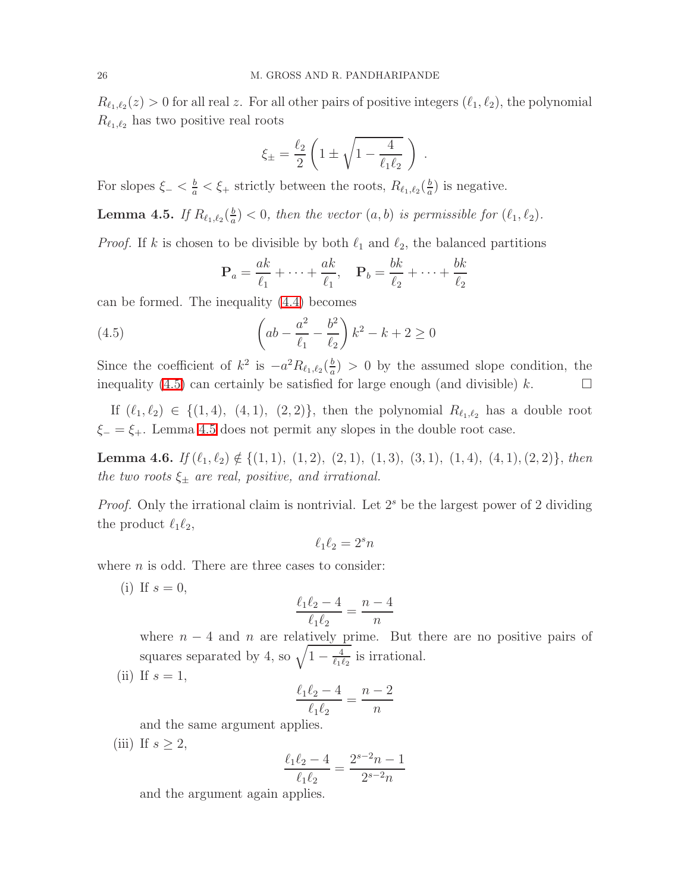$R_{\ell_1,\ell_2}(z) > 0$ for all real $z$. For all other pairs of positive integers $(\ell_1, \ell_2)$, the polynomial $R_{\ell_1,\ell_2}$ has two positive real roots

$$\xi_\pm = \frac{\ell_2}{2}\left(1 \pm \sqrt{1 - \frac{4}{\ell_1 \ell_2}}\ \right) .$$

For slopes $\xi_- < \frac{b}{a} < \xi_+$ strictly between the roots, $R_{\ell_1,\ell_2}(\frac{b}{a})$ is negative.

**Lemma 4.5.** *If $R_{\ell_1,\ell_2}(\frac{b}{a}) < 0$, then the vector $(a, b)$ is permissible for $(\ell_1, \ell_2)$.*

*Proof.* If $k$ is chosen to be divisible by both $\ell_1$ and $\ell_2$, the balanced partitions

$$\mathbf{P}_a = \frac{ak}{\ell_1} + \cdots + \frac{ak}{\ell_1}, \quad \mathbf{P}_b = \frac{bk}{\ell_2} + \cdots + \frac{bk}{\ell_2}$$

can be formed. The inequality (4.4) becomes

$$\left(ab - \frac{a^2}{\ell_1} - \frac{b^2}{\ell_2}\right) k^2 - k + 2 \geq 0 \tag{4.5}$$

Since the coefficient of $k^2$ is $-a^2 R_{\ell_1,\ell_2}(\frac{b}{a}) > 0$ by the assumed slope condition, the inequality (4.5) can certainly be satisfied for large enough (and divisible) $k$. ☐

If $(\ell_1, \ell_2) \in \{(1,4),\ (4,1),\ (2,2)\}$, then the polynomial $R_{\ell_1,\ell_2}$ has a double root $\xi_- = \xi_+$. Lemma 4.5 does not permit any slopes in the double root case.

**Lemma 4.6.** *If $(\ell_1, \ell_2) \notin \{(1,1),\ (1,2),\ (2,1),\ (1,3),\ (3,1),\ (1,4),\ (4,1), (2,2)\}$, then the two roots $\xi_\pm$ are real, positive, and irrational.*

*Proof.* Only the irrational claim is nontrivial. Let $2^s$ be the largest power of 2 dividing the product $\ell_1 \ell_2$,

$$\ell_1 \ell_2 = 2^s n$$

where $n$ is odd. There are three cases to consider:

(i) If $s = 0$,

$$\frac{\ell_1 \ell_2 - 4}{\ell_1 \ell_2} = \frac{n - 4}{n}$$

where $n - 4$ and $n$ are relatively prime. But there are no positive pairs of squares separated by 4, so $\sqrt{1 - \frac{4}{\ell_1 \ell_2}}$ is irrational.

(ii) If $s = 1$,

$$\frac{\ell_1 \ell_2 - 4}{\ell_1 \ell_2} = \frac{n - 2}{n}$$

and the same argument applies.

(iii) If $s \geq 2$,

$$\frac{\ell_1 \ell_2 - 4}{\ell_1 \ell_2} = \frac{2^{s-2} n - 1}{2^{s-2} n}$$

and the argument again applies.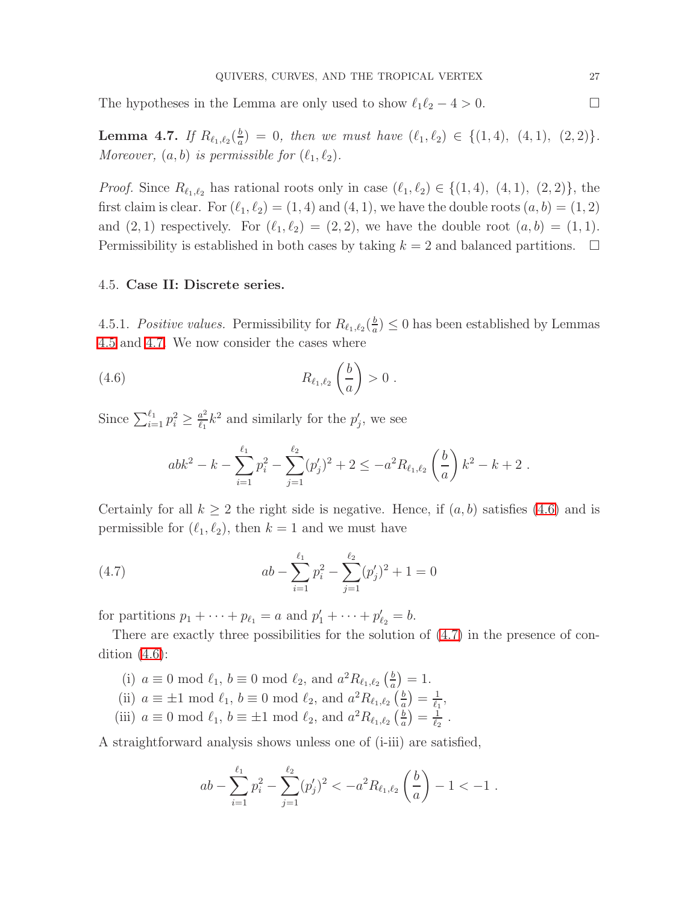The hypotheses in the Lemma are only used to show $\ell_1\ell_2 - 4 > 0$. $\square$

**Lemma 4.7.** *If $R_{\ell_1,\ell_2}(\frac{b}{a}) = 0$, then we must have $(\ell_1, \ell_2) \in \{(1,4),\ (4,1),\ (2,2)\}$. Moreover, $(a, b)$ is permissible for $(\ell_1, \ell_2)$.*

*Proof.* Since $R_{\ell_1,\ell_2}$ has rational roots only in case $(\ell_1, \ell_2) \in \{(1,4),\ (4,1),\ (2,2)\}$, the first claim is clear. For $(\ell_1, \ell_2) = (1,4)$ and $(4,1)$, we have the double roots $(a, b) = (1,2)$ and $(2,1)$ respectively. For $(\ell_1, \ell_2) = (2,2)$, we have the double root $(a, b) = (1,1)$. Permissibility is established in both cases by taking $k = 2$ and balanced partitions. $\square$

### 4.5. **Case II: Discrete series.**

4.5.1. *Positive values.* Permissibility for $R_{\ell_1,\ell_2}(\frac{b}{a}) \leq 0$ has been established by Lemmas 4.5 and 4.7. We now consider the cases where

$$R_{\ell_1,\ell_2}\left(\frac{b}{a}\right) > 0\ . \tag{4.6}$$

Since $\sum_{i=1}^{\ell_1} p_i^2 \geq \frac{a^2}{\ell_1}k^2$ and similarly for the $p'_j$, we see

$$abk^2 - k - \sum_{i=1}^{\ell_1} p_i^2 - \sum_{j=1}^{\ell_2} (p'_j)^2 + 2 \leq -a^2 R_{\ell_1,\ell_2}\left(\frac{b}{a}\right)k^2 - k + 2\ .$$

Certainly for all $k \geq 2$ the right side is negative. Hence, if $(a, b)$ satisfies (4.6) and is permissible for $(\ell_1, \ell_2)$, then $k = 1$ and we must have

$$ab - \sum_{i=1}^{\ell_1} p_i^2 - \sum_{j=1}^{\ell_2} (p'_j)^2 + 1 = 0 \tag{4.7}$$

for partitions $p_1 + \cdots + p_{\ell_1} = a$ and $p'_1 + \cdots + p'_{\ell_2} = b$.

There are exactly three possibilities for the solution of (4.7) in the presence of condition (4.6):

- (i) $a \equiv 0 \mod \ell_1$, $b \equiv 0 \mod \ell_2$, and $a^2 R_{\ell_1,\ell_2}\left(\frac{b}{a}\right) = 1$.
- (ii) $a \equiv \pm 1 \mod \ell_1$, $b \equiv 0 \mod \ell_2$, and $a^2 R_{\ell_1,\ell_2}\left(\frac{b}{a}\right) = \frac{1}{\ell_1}$,
- (iii) $a \equiv 0 \mod \ell_1$, $b \equiv \pm 1 \mod \ell_2$, and $a^2 R_{\ell_1,\ell_2}\left(\frac{b}{a}\right) = \frac{1}{\ell_2}$ .

A straightforward analysis shows unless one of (i-iii) are satisfied,

$$ab - \sum_{i=1}^{\ell_1} p_i^2 - \sum_{j=1}^{\ell_2} (p'_j)^2 < -a^2 R_{\ell_1,\ell_2}\left(\frac{b}{a}\right) - 1 < -1\ .$$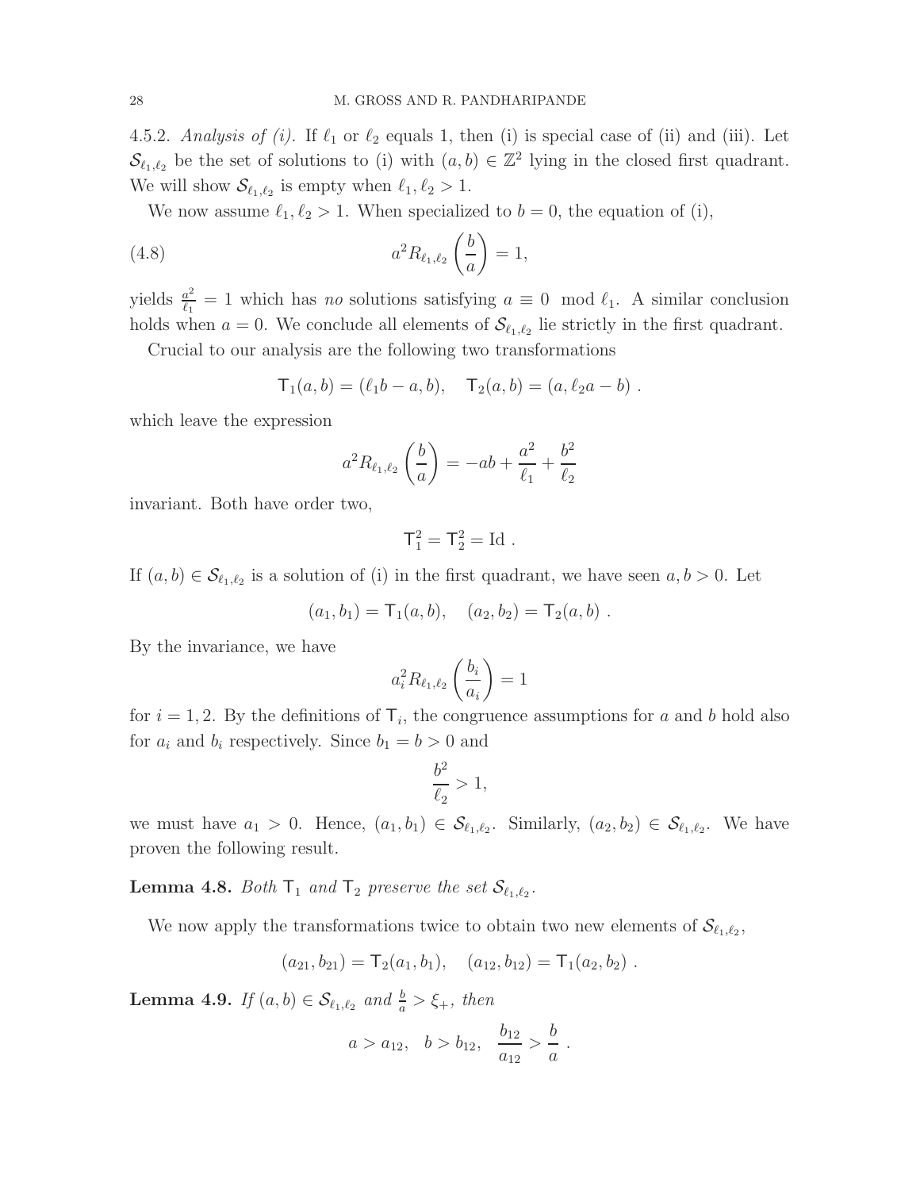4.5.2. *Analysis of (i).* If $\ell_1$ or $\ell_2$ equals 1, then (i) is special case of (ii) and (iii). Let $\mathcal{S}_{\ell_1,\ell_2}$ be the set of solutions to (i) with $(a,b) \in \mathbb{Z}^2$ lying in the closed first quadrant. We will show $\mathcal{S}_{\ell_1,\ell_2}$ is empty when $\ell_1, \ell_2 > 1$.

We now assume $\ell_1, \ell_2 > 1$. When specialized to $b = 0$, the equation of (i),

$$a^2 R_{\ell_1,\ell_2}\left(\frac{b}{a}\right) = 1, \tag{4.8}$$

yields $\frac{a^2}{\ell_1} = 1$ which has *no* solutions satisfying $a \equiv 0 \mod \ell_1$. A similar conclusion holds when $a = 0$. We conclude all elements of $\mathcal{S}_{\ell_1,\ell_2}$ lie strictly in the first quadrant.

Crucial to our analysis are the following two transformations

$$\mathsf{T}_1(a,b) = (\ell_1 b - a, b), \quad \mathsf{T}_2(a,b) = (a, \ell_2 a - b) \ .$$

which leave the expression

$$a^2 R_{\ell_1,\ell_2}\left(\frac{b}{a}\right) = -ab + \frac{a^2}{\ell_1} + \frac{b^2}{\ell_2}$$

invariant. Both have order two,

$$\mathsf{T}_1^2 = \mathsf{T}_2^2 = \mathrm{Id} \ .$$

If $(a,b) \in \mathcal{S}_{\ell_1,\ell_2}$ is a solution of (i) in the first quadrant, we have seen $a, b > 0$. Let

$$(a_1, b_1) = \mathsf{T}_1(a,b), \quad (a_2, b_2) = \mathsf{T}_2(a,b) \ .$$

By the invariance, we have

$$a_i^2 R_{\ell_1,\ell_2}\left(\frac{b_i}{a_i}\right) = 1$$

for $i = 1, 2$. By the definitions of $\mathsf{T}_i$, the congruence assumptions for $a$ and $b$ hold also for $a_i$ and $b_i$ respectively. Since $b_1 = b > 0$ and

$$\frac{b^2}{\ell_2} > 1,$$

we must have $a_1 > 0$. Hence, $(a_1, b_1) \in \mathcal{S}_{\ell_1,\ell_2}$. Similarly, $(a_2, b_2) \in \mathcal{S}_{\ell_1,\ell_2}$. We have proven the following result.

**Lemma 4.8.** *Both $\mathsf{T}_1$ and $\mathsf{T}_2$ preserve the set $\mathcal{S}_{\ell_1,\ell_2}$.*

We now apply the transformations twice to obtain two new elements of $\mathcal{S}_{\ell_1,\ell_2}$,

$$(a_{21}, b_{21}) = \mathsf{T}_2(a_1, b_1), \quad (a_{12}, b_{12}) = \mathsf{T}_1(a_2, b_2) \ .$$

**Lemma 4.9.** *If $(a,b) \in \mathcal{S}_{\ell_1,\ell_2}$ and $\frac{b}{a} > \xi_+$, then*

$$a > a_{12}, \quad b > b_{12}, \quad \frac{b_{12}}{a_{12}} > \frac{b}{a} \ .$$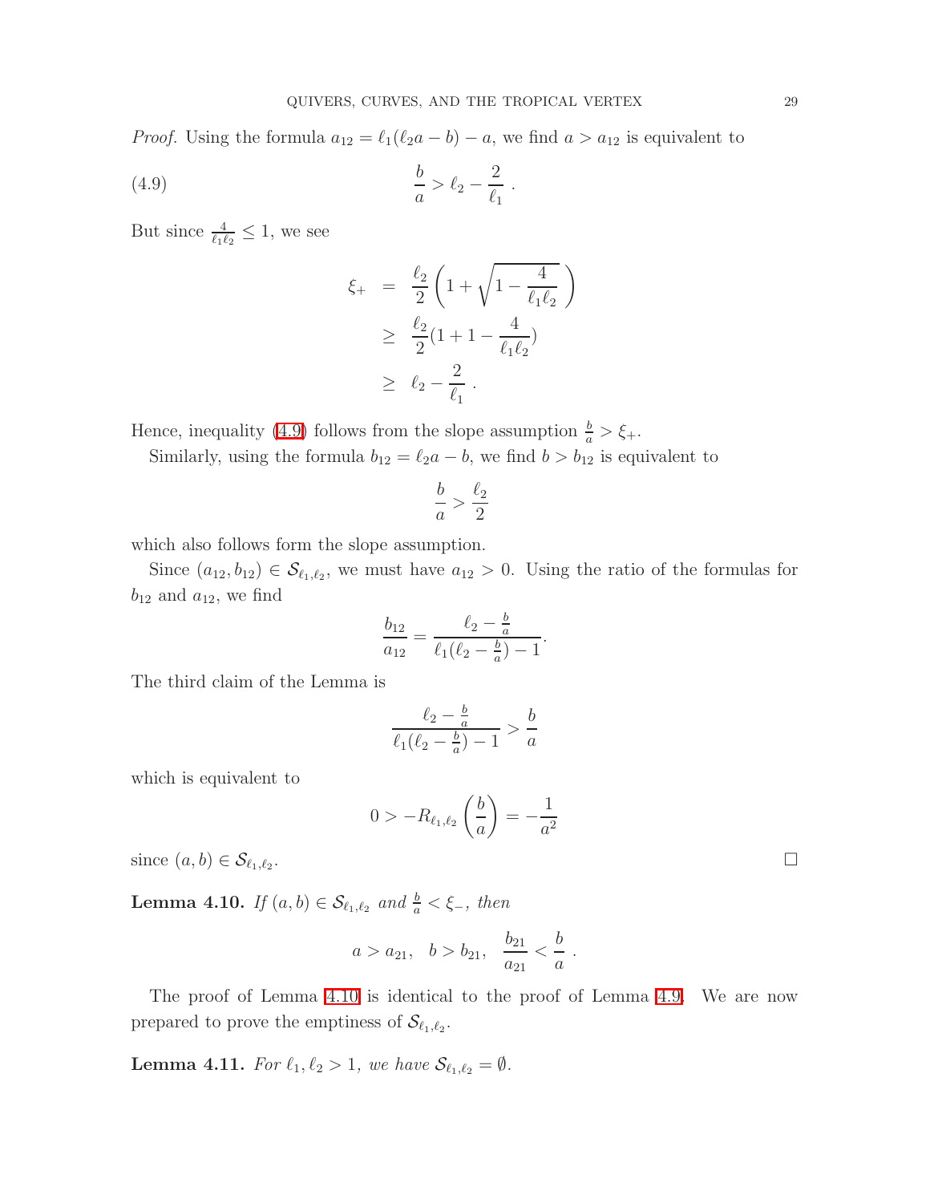*Proof.* Using the formula $a_{12} = \ell_1(\ell_2 a - b) - a$, we find $a > a_{12}$ is equivalent to

$$\frac{b}{a} > \ell_2 - \frac{2}{\ell_1} \; . \tag{4.9}$$

But since $\frac{4}{\ell_1 \ell_2} \leq 1$, we see

$$\begin{aligned} \xi_+ &= \frac{\ell_2}{2}\left(1 + \sqrt{1 - \frac{4}{\ell_1 \ell_2}}\,\right) \\ &\geq \frac{\ell_2}{2}(1 + 1 - \frac{4}{\ell_1 \ell_2}) \\ &\geq \ell_2 - \frac{2}{\ell_1} \; . \end{aligned}$$

Hence, inequality (4.9) follows from the slope assumption $\frac{b}{a} > \xi_+$.

Similarly, using the formula $b_{12} = \ell_2 a - b$, we find $b > b_{12}$ is equivalent to

$$\frac{b}{a} > \frac{\ell_2}{2}$$

which also follows form the slope assumption.

Since $(a_{12}, b_{12}) \in \mathcal{S}_{\ell_1,\ell_2}$, we must have $a_{12} > 0$. Using the ratio of the formulas for $b_{12}$ and $a_{12}$, we find

$$\frac{b_{12}}{a_{12}} = \frac{\ell_2 - \frac{b}{a}}{\ell_1(\ell_2 - \frac{b}{a}) - 1}.$$

The third claim of the Lemma is

$$\frac{\ell_2 - \frac{b}{a}}{\ell_1(\ell_2 - \frac{b}{a}) - 1} > \frac{b}{a}$$

which is equivalent to

$$0 > -R_{\ell_1,\ell_2}\left(\frac{b}{a}\right) = -\frac{1}{a^2}$$

since $(a, b) \in \mathcal{S}_{\ell_1,\ell_2}$. □

**Lemma 4.10.** *If $(a, b) \in \mathcal{S}_{\ell_1,\ell_2}$ and $\frac{b}{a} < \xi_-$, then*

$$a > a_{21}, \quad b > b_{21}, \quad \frac{b_{21}}{a_{21}} < \frac{b}{a} \; .$$

The proof of Lemma 4.10 is identical to the proof of Lemma 4.9. We are now prepared to prove the emptiness of $\mathcal{S}_{\ell_1,\ell_2}$.

**Lemma 4.11.** *For $\ell_1, \ell_2 > 1$, we have $\mathcal{S}_{\ell_1,\ell_2} = \emptyset$.*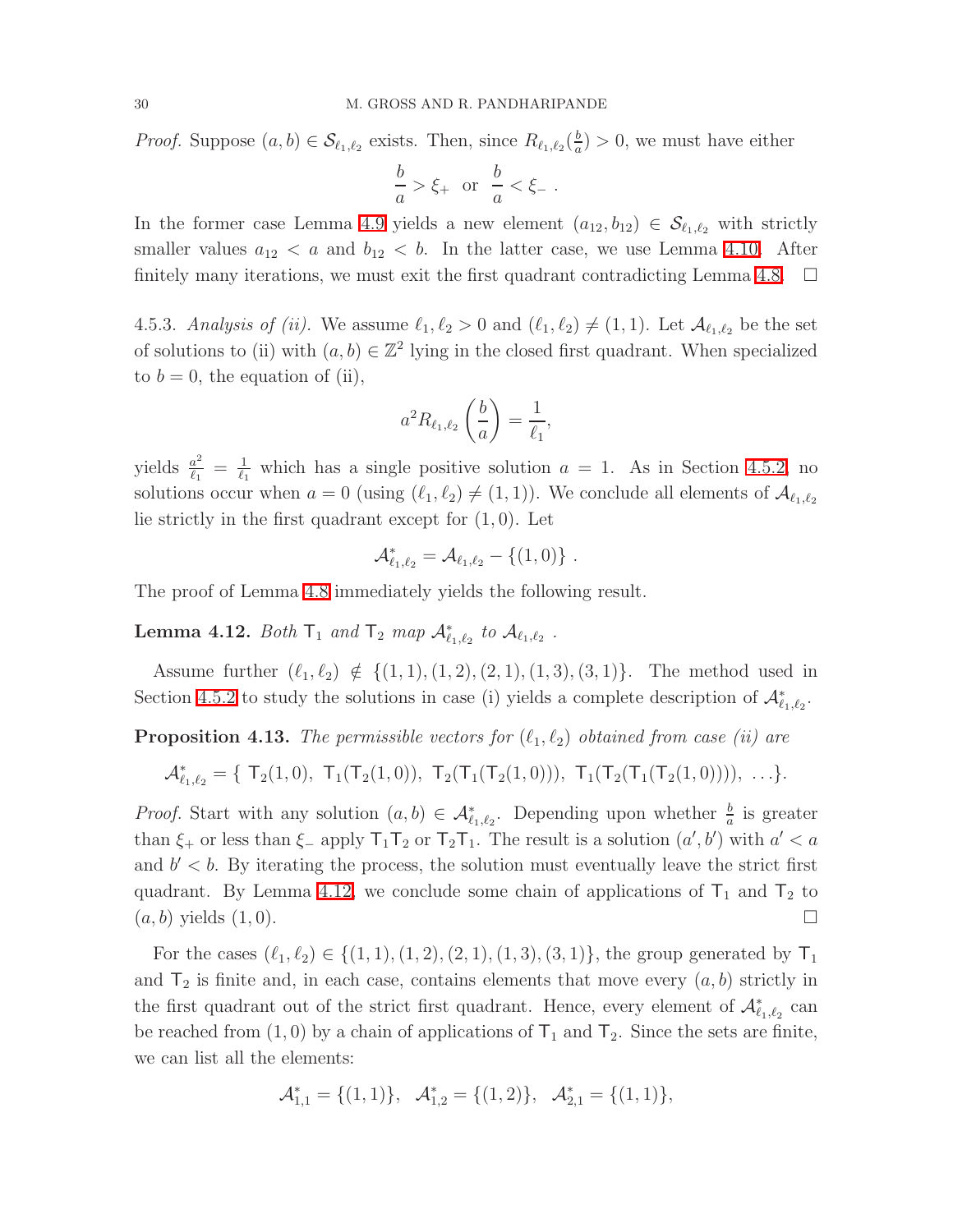*Proof.* Suppose $(a, b) \in \mathcal{S}_{\ell_1,\ell_2}$ exists. Then, since $R_{\ell_1,\ell_2}(\frac{b}{a}) > 0$, we must have either

$$\frac{b}{a} > \xi_+ \text{ or } \frac{b}{a} < \xi_- .$$

In the former case Lemma 4.9 yields a new element $(a_{12}, b_{12}) \in \mathcal{S}_{\ell_1,\ell_2}$ with strictly smaller values $a_{12} < a$ and $b_{12} < b$. In the latter case, we use Lemma 4.10. After finitely many iterations, we must exit the first quadrant contradicting Lemma 4.8. □

4.5.3. *Analysis of (ii).* We assume $\ell_1, \ell_2 > 0$ and $(\ell_1, \ell_2) \neq (1, 1)$. Let $\mathcal{A}_{\ell_1,\ell_2}$ be the set of solutions to (ii) with $(a, b) \in \mathbb{Z}^2$ lying in the closed first quadrant. When specialized to $b = 0$, the equation of (ii),

$$a^2 R_{\ell_1,\ell_2}\left(\frac{b}{a}\right) = \frac{1}{\ell_1},$$

yields $\frac{a^2}{\ell_1} = \frac{1}{\ell_1}$ which has a single positive solution $a = 1$. As in Section 4.5.2, no solutions occur when $a = 0$ (using $(\ell_1, \ell_2) \neq (1, 1)$). We conclude all elements of $\mathcal{A}_{\ell_1,\ell_2}$ lie strictly in the first quadrant except for $(1, 0)$. Let

$$\mathcal{A}^*_{\ell_1,\ell_2} = \mathcal{A}_{\ell_1,\ell_2} - \{(1, 0)\} .$$

The proof of Lemma 4.8 immediately yields the following result.

**Lemma 4.12.** *Both $\mathsf{T}_1$ and $\mathsf{T}_2$ map $\mathcal{A}^*_{\ell_1,\ell_2}$ to $\mathcal{A}_{\ell_1,\ell_2}$ .*

Assume further $(\ell_1, \ell_2) \notin \{(1, 1), (1, 2), (2, 1), (1, 3), (3, 1)\}$. The method used in Section 4.5.2 to study the solutions in case (i) yields a complete description of $\mathcal{A}^*_{\ell_1,\ell_2}$.

**Proposition 4.13.** *The permissible vectors for $(\ell_1, \ell_2)$ obtained from case (ii) are*

$$\mathcal{A}^*_{\ell_1,\ell_2} = \{ \ \mathsf{T}_2(1, 0),\ \mathsf{T}_1(\mathsf{T}_2(1, 0)),\ \mathsf{T}_2(\mathsf{T}_1(\mathsf{T}_2(1, 0))),\ \mathsf{T}_1(\mathsf{T}_2(\mathsf{T}_1(\mathsf{T}_2(1, 0)))),\ \ldots\}.$$

*Proof.* Start with any solution $(a, b) \in \mathcal{A}^*_{\ell_1,\ell_2}$. Depending upon whether $\frac{b}{a}$ is greater than $\xi_+$ or less than $\xi_-$ apply $\mathsf{T}_1\mathsf{T}_2$ or $\mathsf{T}_2\mathsf{T}_1$. The result is a solution $(a', b')$ with $a' < a$ and $b' < b$. By iterating the process, the solution must eventually leave the strict first quadrant. By Lemma 4.12, we conclude some chain of applications of $\mathsf{T}_1$ and $\mathsf{T}_2$ to $(a, b)$ yields $(1, 0)$. □

For the cases $(\ell_1, \ell_2) \in \{(1, 1), (1, 2), (2, 1), (1, 3), (3, 1)\}$, the group generated by $\mathsf{T}_1$ and $\mathsf{T}_2$ is finite and, in each case, contains elements that move every $(a, b)$ strictly in the first quadrant out of the strict first quadrant. Hence, every element of $\mathcal{A}^*_{\ell_1,\ell_2}$ can be reached from $(1, 0)$ by a chain of applications of $\mathsf{T}_1$ and $\mathsf{T}_2$. Since the sets are finite, we can list all the elements:

$$\mathcal{A}^*_{1,1} = \{(1, 1)\}, \ \ \mathcal{A}^*_{1,2} = \{(1, 2)\}, \ \ \mathcal{A}^*_{2,1} = \{(1, 1)\},$$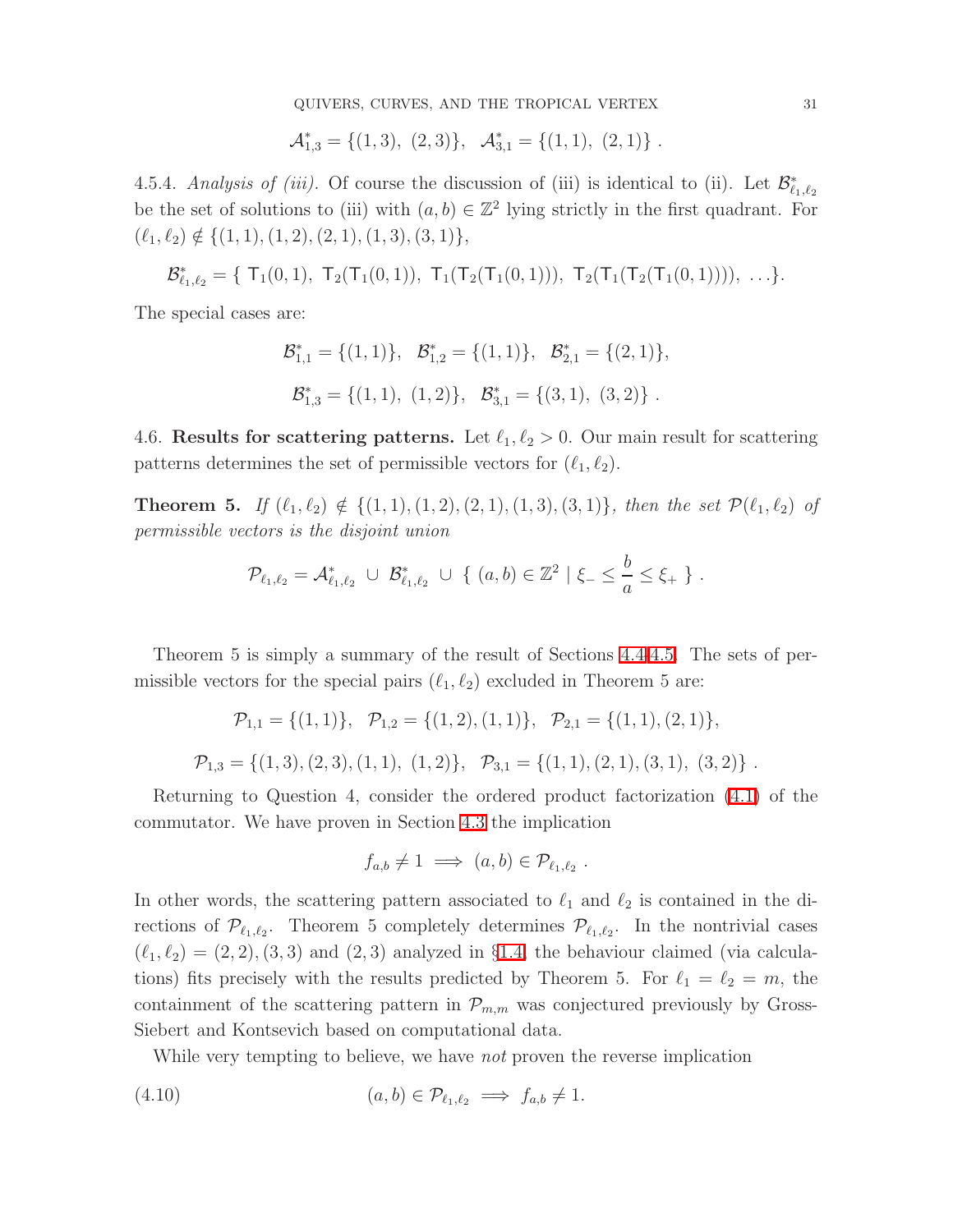$$\mathcal{A}^*_{1,3} = \{(1,3),\ (2,3)\}, \quad \mathcal{A}^*_{3,1} = \{(1,1),\ (2,1)\}\ .$$

4.5.4. *Analysis of (iii).* Of course the discussion of (iii) is identical to (ii). Let $\mathcal{B}^*_{\ell_1,\ell_2}$ be the set of solutions to (iii) with $(a,b) \in \mathbb{Z}^2$ lying strictly in the first quadrant. For $(\ell_1,\ell_2) \notin \{(1,1),(1,2),(2,1),(1,3),(3,1)\}$,

$$\mathcal{B}^*_{\ell_1,\ell_2} = \{\ \mathsf{T}_1(0,1),\ \mathsf{T}_2(\mathsf{T}_1(0,1)),\ \mathsf{T}_1(\mathsf{T}_2(\mathsf{T}_1(0,1))),\ \mathsf{T}_2(\mathsf{T}_1(\mathsf{T}_2(\mathsf{T}_1(0,1)))),\ \ldots\}.$$

The special cases are:

$$\mathcal{B}^*_{1,1} = \{(1,1)\}, \quad \mathcal{B}^*_{1,2} = \{(1,1)\}, \quad \mathcal{B}^*_{2,1} = \{(2,1)\},$$

$$\mathcal{B}^*_{1,3} = \{(1,1),\ (1,2)\}, \quad \mathcal{B}^*_{3,1} = \{(3,1),\ (3,2)\}\ .$$

4.6. **Results for scattering patterns.** Let $\ell_1, \ell_2 > 0$. Our main result for scattering patterns determines the set of permissible vectors for $(\ell_1,\ell_2)$.

**Theorem 5.** *If $(\ell_1,\ell_2) \notin \{(1,1),(1,2),(2,1),(1,3),(3,1)\}$, then the set $\mathcal{P}(\ell_1,\ell_2)$ of permissible vectors is the disjoint union*

$$\mathcal{P}_{\ell_1,\ell_2} = \mathcal{A}^*_{\ell_1,\ell_2}\ \cup\ \mathcal{B}^*_{\ell_1,\ell_2}\ \cup\ \{\ (a,b) \in \mathbb{Z}^2 \mid \xi_- \leq \frac{b}{a} \leq \xi_+\ \}\ .$$

Theorem 5 is simply a summary of the result of Sections 4.4-4.5. The sets of permissible vectors for the special pairs $(\ell_1,\ell_2)$ excluded in Theorem 5 are:

$$\mathcal{P}_{1,1} = \{(1,1)\}, \quad \mathcal{P}_{1,2} = \{(1,2),(1,1)\}, \quad \mathcal{P}_{2,1} = \{(1,1),(2,1)\},$$

$$\mathcal{P}_{1,3} = \{(1,3),(2,3),(1,1),\ (1,2)\}, \quad \mathcal{P}_{3,1} = \{(1,1),(2,1),(3,1),\ (3,2)\}\ .$$

Returning to Question 4, consider the ordered product factorization (4.1) of the commutator. We have proven in Section 4.3 the implication

$$f_{a,b} \neq 1 \implies (a,b) \in \mathcal{P}_{\ell_1,\ell_2}\ .$$

In other words, the scattering pattern associated to $\ell_1$ and $\ell_2$ is contained in the directions of $\mathcal{P}_{\ell_1,\ell_2}$. Theorem 5 completely determines $\mathcal{P}_{\ell_1,\ell_2}$. In the nontrivial cases $(\ell_1,\ell_2) = (2,2), (3,3)$ and $(2,3)$ analyzed in §1.4, the behaviour claimed (via calculations) fits precisely with the results predicted by Theorem 5. For $\ell_1 = \ell_2 = m$, the containment of the scattering pattern in $\mathcal{P}_{m,m}$ was conjectured previously by Gross-Siebert and Kontsevich based on computational data.

While very tempting to believe, we have *not* proven the reverse implication

$$(a,b) \in \mathcal{P}_{\ell_1,\ell_2} \implies f_{a,b} \neq 1. \tag{4.10}$$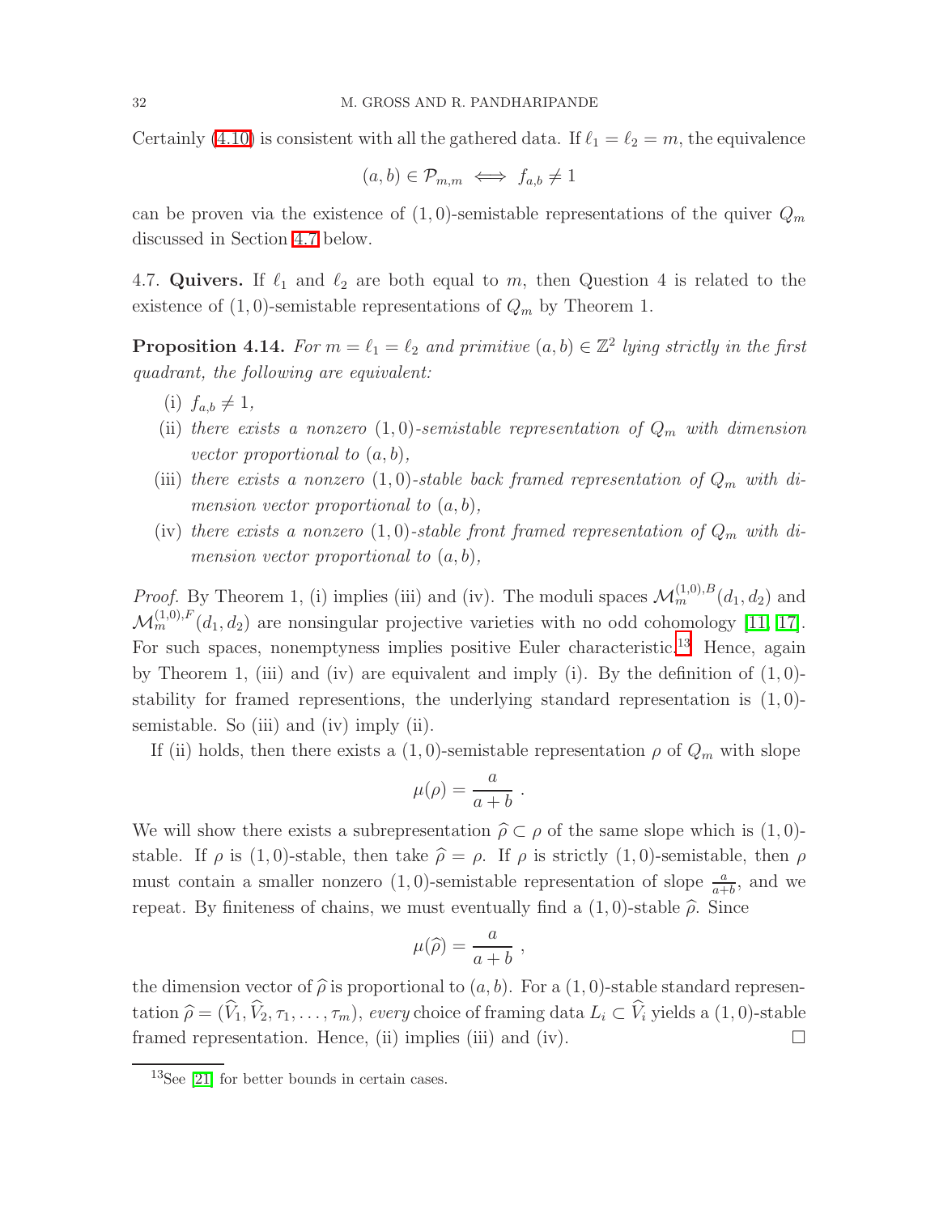Certainly (4.10) is consistent with all the gathered data. If $\ell_1 = \ell_2 = m$, the equivalence

$$(a,b) \in \mathcal{P}_{m,m} \iff f_{a,b} \neq 1$$

can be proven via the existence of $(1,0)$-semistable representations of the quiver $Q_m$ discussed in Section 4.7 below.

4.7. **Quivers.** If $\ell_1$ and $\ell_2$ are both equal to $m$, then Question 4 is related to the existence of $(1,0)$-semistable representations of $Q_m$ by Theorem 1.

**Proposition 4.14.** *For $m = \ell_1 = \ell_2$ and primitive $(a,b) \in \mathbb{Z}^2$ lying strictly in the first quadrant, the following are equivalent:*

- (i) *$f_{a,b} \neq 1$,*
- (ii) *there exists a nonzero $(1,0)$-semistable representation of $Q_m$ with dimension vector proportional to $(a,b)$,*
- (iii) *there exists a nonzero $(1,0)$-stable back framed representation of $Q_m$ with dimension vector proportional to $(a,b)$,*
- (iv) *there exists a nonzero $(1,0)$-stable front framed representation of $Q_m$ with dimension vector proportional to $(a,b)$,*

*Proof.* By Theorem 1, (i) implies (iii) and (iv). The moduli spaces $\mathcal{M}_m^{(1,0),B}(d_1,d_2)$ and $\mathcal{M}_m^{(1,0),F}(d_1,d_2)$ are nonsingular projective varieties with no odd cohomology [11, 17]. For such spaces, nonemptyness implies positive Euler characteristic.[13] Hence, again by Theorem 1, (iii) and (iv) are equivalent and imply (i). By the definition of $(1,0)$-stability for framed represenions, the underlying standard representation is $(1,0)$-semistable. So (iii) and (iv) imply (ii).

If (ii) holds, then there exists a $(1,0)$-semistable representation $\rho$ of $Q_m$ with slope

$$\mu(\rho) = \frac{a}{a+b}\ .$$

We will show there exists a subrepresentation $\widehat{\rho} \subset \rho$ of the same slope which is $(1,0)$-stable. If $\rho$ is $(1,0)$-stable, then take $\widehat{\rho} = \rho$. If $\rho$ is strictly $(1,0)$-semistable, then $\rho$ must contain a smaller nonzero $(1,0)$-semistable representation of slope $\frac{a}{a+b}$, and we repeat. By finiteness of chains, we must eventually find a $(1,0)$-stable $\widehat{\rho}$. Since

$$\mu(\widehat{\rho}) = \frac{a}{a+b}\ ,$$

the dimension vector of $\widehat{\rho}$ is proportional to $(a,b)$. For a $(1,0)$-stable standard representation $\widehat{\rho} = (\widehat{V}_1, \widehat{V}_2, \tau_1, \ldots, \tau_m)$, *every* choice of framing data $L_i \subset \widehat{V}_i$ yields a $(1,0)$-stable framed representation. Hence, (ii) implies (iii) and (iv). $\square$

[13] See [21] for better bounds in certain cases.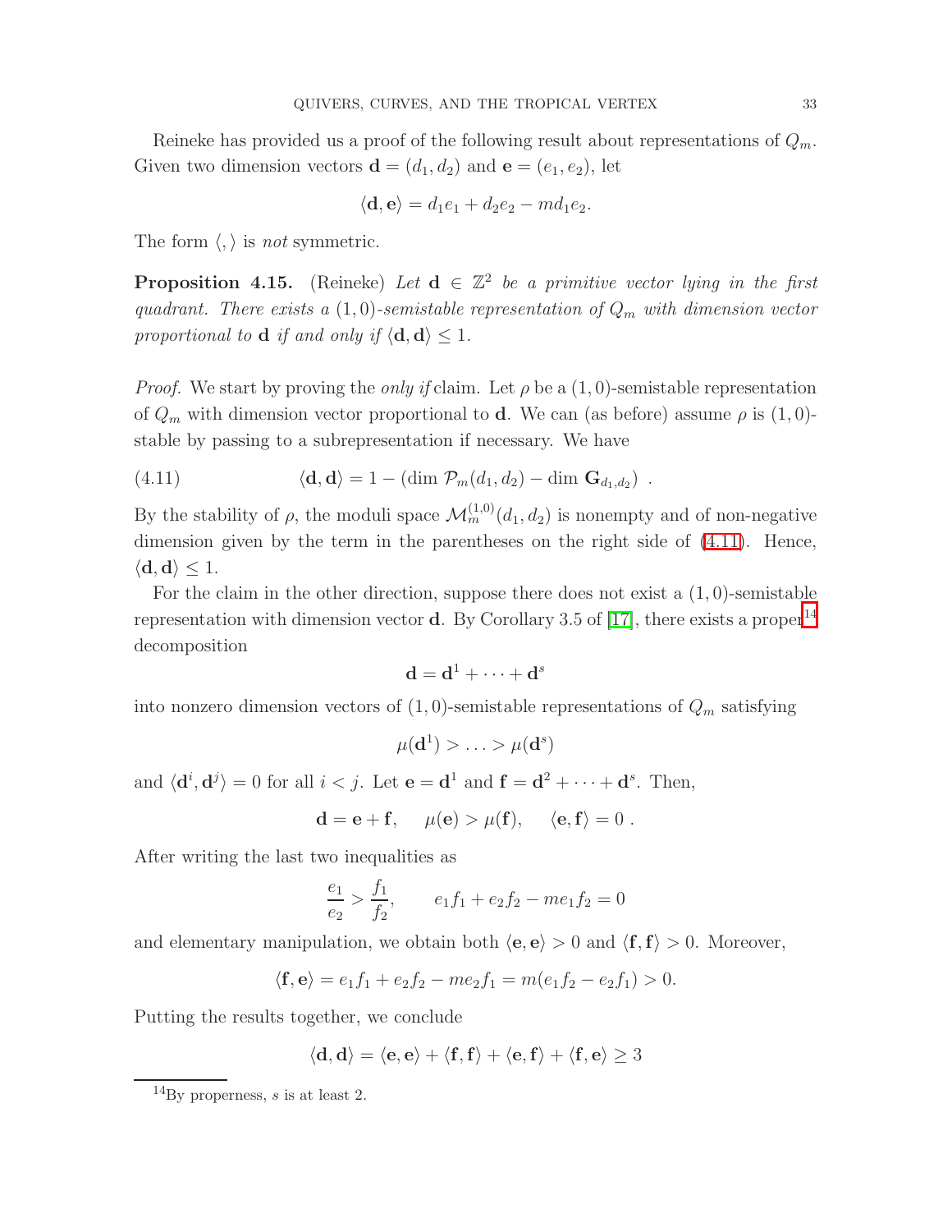Reineke has provided us a proof of the following result about representations of $Q_m$. Given two dimension vectors $\mathbf{d} = (d_1, d_2)$ and $\mathbf{e} = (e_1, e_2)$, let

$$\langle \mathbf{d}, \mathbf{e} \rangle = d_1 e_1 + d_2 e_2 - m d_1 e_2 .$$

The form $\langle , \rangle$ is *not* symmetric.

**Proposition 4.15.** (Reineke) *Let $\mathbf{d} \in \mathbb{Z}^2$ be a primitive vector lying in the first quadrant. There exists a $(1,0)$-semistable representation of $Q_m$ with dimension vector proportional to $\mathbf{d}$ if and only if $\langle \mathbf{d}, \mathbf{d} \rangle \leq 1$.*

*Proof.* We start by proving the *only if* claim. Let $\rho$ be a $(1,0)$-semistable representation of $Q_m$ with dimension vector proportional to $\mathbf{d}$. We can (as before) assume $\rho$ is $(1,0)$-stable by passing to a subrepresentation if necessary. We have

$$\langle \mathbf{d}, \mathbf{d} \rangle = 1 - \left( \dim \mathcal{P}_m(d_1, d_2) - \dim \mathbf{G}_{d_1, d_2} \right) . \tag{4.11}$$

By the stability of $\rho$, the moduli space $\mathcal{M}_m^{(1,0)}(d_1, d_2)$ is nonempty and of non-negative dimension given by the term in the parentheses on the right side of (4.11). Hence, $\langle \mathbf{d}, \mathbf{d} \rangle \leq 1$.

For the claim in the other direction, suppose there does not exist a $(1,0)$-semistable representation with dimension vector $\mathbf{d}$. By Corollary 3.5 of [17], there exists a proper[14] decomposition

$$\mathbf{d} = \mathbf{d}^1 + \cdots + \mathbf{d}^s$$

into nonzero dimension vectors of $(1,0)$-semistable representations of $Q_m$ satisfying

$$\mu(\mathbf{d}^1) > \ldots > \mu(\mathbf{d}^s)$$

and $\langle \mathbf{d}^i, \mathbf{d}^j \rangle = 0$ for all $i < j$. Let $\mathbf{e} = \mathbf{d}^1$ and $\mathbf{f} = \mathbf{d}^2 + \cdots + \mathbf{d}^s$. Then,

$$\mathbf{d} = \mathbf{e} + \mathbf{f}, \quad \mu(\mathbf{e}) > \mu(\mathbf{f}), \quad \langle \mathbf{e}, \mathbf{f} \rangle = 0 \ .$$

After writing the last two inequalities as

$$\frac{e_1}{e_2} > \frac{f_1}{f_2}, \qquad e_1 f_1 + e_2 f_2 - m e_1 f_2 = 0$$

and elementary manipulation, we obtain both $\langle \mathbf{e}, \mathbf{e} \rangle > 0$ and $\langle \mathbf{f}, \mathbf{f} \rangle > 0$. Moreover,

$$\langle \mathbf{f}, \mathbf{e} \rangle = e_1 f_1 + e_2 f_2 - m e_2 f_1 = m(e_1 f_2 - e_2 f_1) > 0.$$

Putting the results together, we conclude

$$\langle \mathbf{d}, \mathbf{d} \rangle = \langle \mathbf{e}, \mathbf{e} \rangle + \langle \mathbf{f}, \mathbf{f} \rangle + \langle \mathbf{e}, \mathbf{f} \rangle + \langle \mathbf{f}, \mathbf{e} \rangle \geq 3$$

[14] By properness, $s$ is at least 2.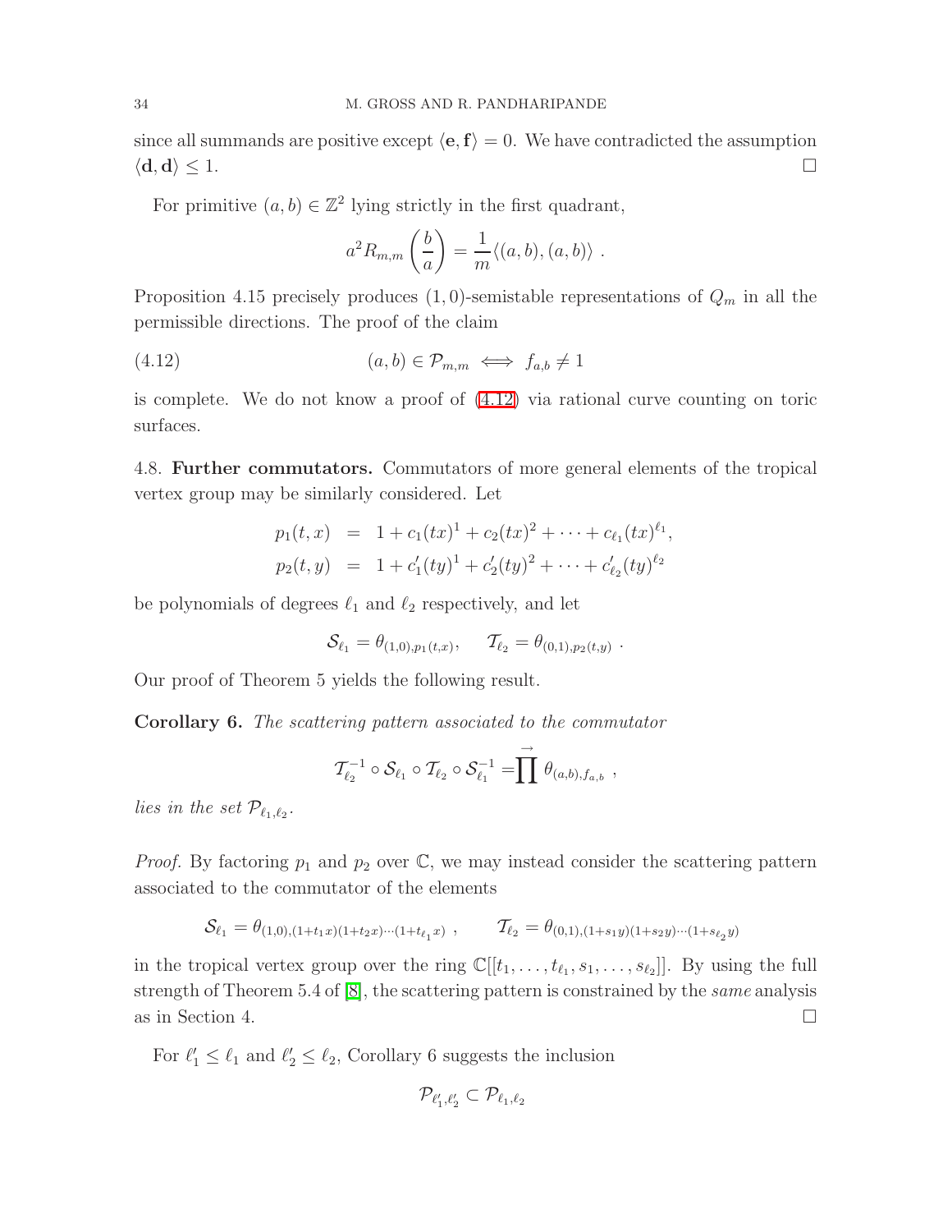since all summands are positive except $\langle \mathbf{e}, \mathbf{f} \rangle = 0$. We have contradicted the assumption $\langle \mathbf{d}, \mathbf{d} \rangle \leq 1$. ∎

For primitive $(a, b) \in \mathbb{Z}^2$ lying strictly in the first quadrant,

$$a^2 R_{m,m}\left(\frac{b}{a}\right) = \frac{1}{m}\langle (a,b), (a,b) \rangle \ .$$

Proposition 4.15 precisely produces $(1,0)$-semistable representations of $Q_m$ in all the permissible directions. The proof of the claim

$$(a,b) \in \mathcal{P}_{m,m} \iff f_{a,b} \neq 1 \tag{4.12}$$

is complete. We do not know a proof of (4.12) via rational curve counting on toric surfaces.

4.8. **Further commutators.** Commutators of more general elements of the tropical vertex group may be similarly considered. Let

$$\begin{aligned} p_1(t,x) &= 1 + c_1(tx)^1 + c_2(tx)^2 + \cdots + c_{\ell_1}(tx)^{\ell_1}, \\ p_2(t,y) &= 1 + c_1'(ty)^1 + c_2'(ty)^2 + \cdots + c_{\ell_2}'(ty)^{\ell_2} \end{aligned}$$

be polynomials of degrees $\ell_1$ and $\ell_2$ respectively, and let

$$\mathcal{S}_{\ell_1} = \theta_{(1,0),p_1(t,x)}, \qquad \mathcal{T}_{\ell_2} = \theta_{(0,1),p_2(t,y)} \ .$$

Our proof of Theorem 5 yields the following result.

**Corollary 6.** *The scattering pattern associated to the commutator*

$$\mathcal{T}_{\ell_2}^{-1} \circ \mathcal{S}_{\ell_1} \circ \mathcal{T}_{\ell_2} \circ \mathcal{S}_{\ell_1}^{-1} = \overset{\rightarrow}{\prod} \theta_{(a,b),f_{a,b}} \ ,$$

*lies in the set $\mathcal{P}_{\ell_1,\ell_2}$.*

*Proof.* By factoring $p_1$ and $p_2$ over $\mathbb{C}$, we may instead consider the scattering pattern associated to the commutator of the elements

$$\mathcal{S}_{\ell_1} = \theta_{(1,0),(1+t_1x)(1+t_2x)\cdots(1+t_{\ell_1}x)} \ , \qquad \mathcal{T}_{\ell_2} = \theta_{(0,1),(1+s_1y)(1+s_2y)\cdots(1+s_{\ell_2}y)}$$

in the tropical vertex group over the ring $\mathbb{C}[[t_1, \ldots, t_{\ell_1}, s_1, \ldots, s_{\ell_2}]]$. By using the full strength of Theorem 5.4 of [8], the scattering pattern is constrained by the *same* analysis as in Section 4. ∎

For $\ell_1' \leq \ell_1$ and $\ell_2' \leq \ell_2$, Corollary 6 suggests the inclusion

$$\mathcal{P}_{\ell_1',\ell_2'} \subset \mathcal{P}_{\ell_1,\ell_2}$$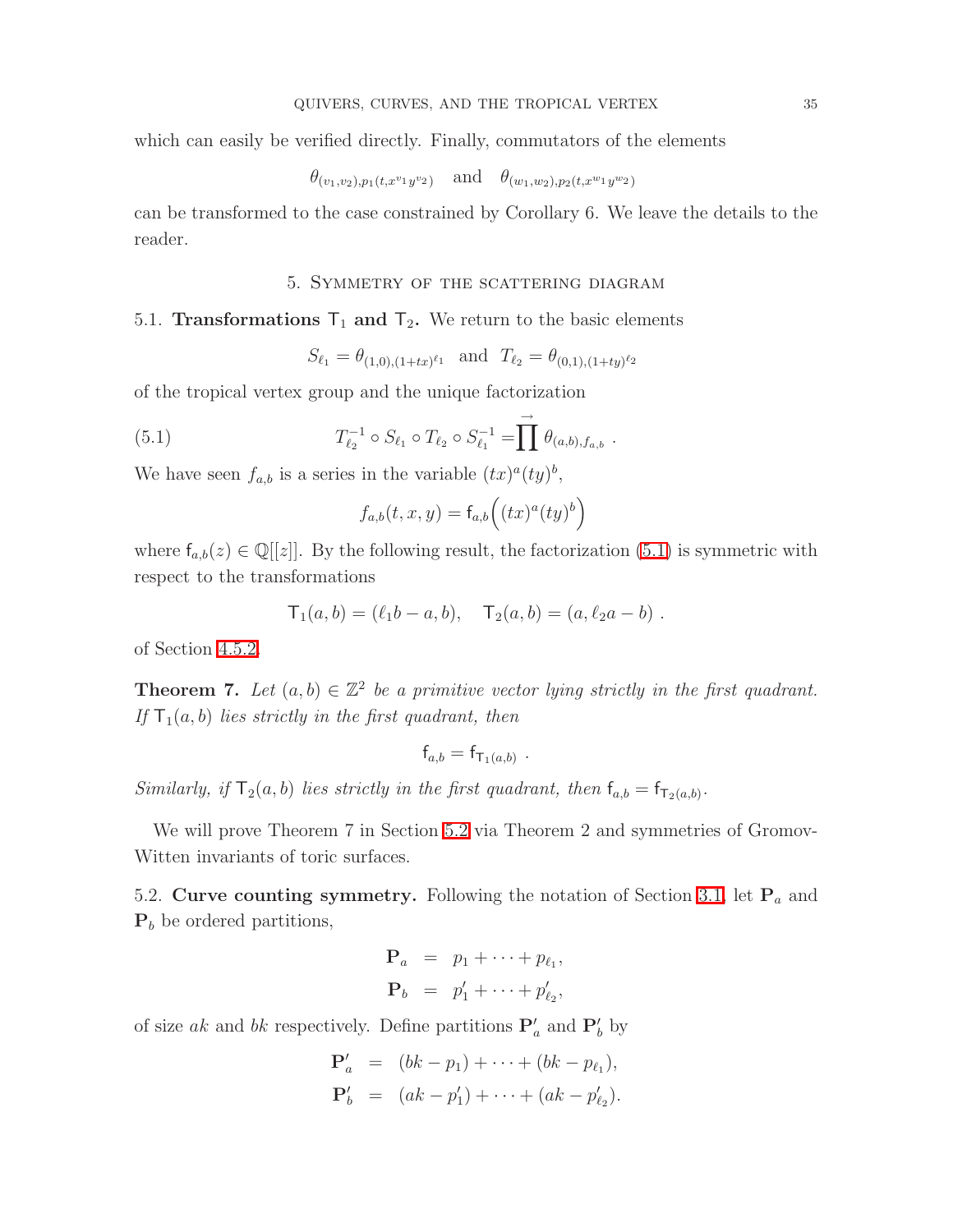which can easily be verified directly. Finally, commutators of the elements

$$\theta_{(v_1,v_2),p_1(t,x^{v_1}y^{v_2})} \quad \text{and} \quad \theta_{(w_1,w_2),p_2(t,x^{w_1}y^{w_2})}$$

can be transformed to the case constrained by Corollary 6. We leave the details to the reader.

## 5. Symmetry of the scattering diagram

### 5.1. Transformations $\mathsf{T}_1$ and $\mathsf{T}_2$.

We return to the basic elements

$$S_{\ell_1} = \theta_{(1,0),(1+tx)^{\ell_1}} \ \text{ and } \ T_{\ell_2} = \theta_{(0,1),(1+ty)^{\ell_2}}$$

of the tropical vertex group and the unique factorization

$$T_{\ell_2}^{-1} \circ S_{\ell_1} \circ T_{\ell_2} \circ S_{\ell_1}^{-1} = \overset{\rightarrow}{\prod} \theta_{(a,b),f_{a,b}} \ . \tag{5.1}$$

We have seen $f_{a,b}$ is a series in the variable $(tx)^a(ty)^b$,

$$f_{a,b}(t,x,y) = \mathsf{f}_{a,b}\Big((tx)^a(ty)^b\Big)$$

where $\mathsf{f}_{a,b}(z) \in \mathbb{Q}[[z]]$. By the following result, the factorization (5.1) is symmetric with respect to the transformations

$$\mathsf{T}_1(a,b) = (\ell_1 b - a, b), \quad \mathsf{T}_2(a,b) = (a, \ell_2 a - b) \ .$$

of Section 4.5.2.

**Theorem 7.** *Let $(a,b) \in \mathbb{Z}^2$ be a primitive vector lying strictly in the first quadrant. If $\mathsf{T}_1(a,b)$ lies strictly in the first quadrant, then*

$$\mathsf{f}_{a,b} = \mathsf{f}_{\mathsf{T}_1(a,b)} \ .$$

*Similarly, if $\mathsf{T}_2(a,b)$ lies strictly in the first quadrant, then $\mathsf{f}_{a,b} = \mathsf{f}_{\mathsf{T}_2(a,b)}$.*

We will prove Theorem 7 in Section 5.2 via Theorem 2 and symmetries of Gromov-Witten invariants of toric surfaces.

### 5.2. Curve counting symmetry.

Following the notation of Section 3.1, let $\mathbf{P}_a$ and $\mathbf{P}_b$ be ordered partitions,

$$\begin{aligned} \mathbf{P}_a &= p_1 + \cdots + p_{\ell_1}, \\ \mathbf{P}_b &= p'_1 + \cdots + p'_{\ell_2}, \end{aligned}$$

of size $ak$ and $bk$ respectively. Define partitions $\mathbf{P}'_a$ and $\mathbf{P}'_b$ by

$$\begin{aligned} \mathbf{P}'_a &= (bk - p_1) + \cdots + (bk - p_{\ell_1}), \\ \mathbf{P}'_b &= (ak - p'_1) + \cdots + (ak - p'_{\ell_2}). \end{aligned}$$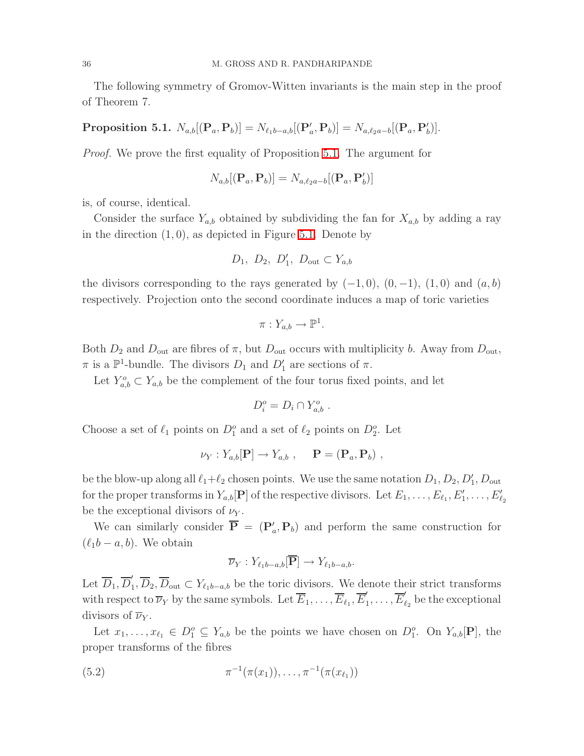The following symmetry of Gromov-Witten invariants is the main step in the proof of Theorem 7.

**Proposition 5.1.** $N_{a,b}[(\mathbf{P}_a, \mathbf{P}_b)] = N_{\ell_1 b - a, b}[(\mathbf{P}'_a, \mathbf{P}_b)] = N_{a, \ell_2 a - b}[(\mathbf{P}_a, \mathbf{P}'_b)]$.

*Proof.* We prove the first equality of Proposition 5.1. The argument for

$$N_{a,b}[(\mathbf{P}_a, \mathbf{P}_b)] = N_{a, \ell_2 a - b}[(\mathbf{P}_a, \mathbf{P}'_b)]$$

is, of course, identical.

Consider the surface $Y_{a,b}$ obtained by subdividing the fan for $X_{a,b}$ by adding a ray in the direction $(1,0)$, as depicted in Figure 5.1. Denote by

$$D_1,\ D_2,\ D'_1,\ D_{\text{out}} \subset Y_{a,b}$$

the divisors corresponding to the rays generated by $(-1,0)$, $(0,-1)$, $(1,0)$ and $(a,b)$ respectively. Projection onto the second coordinate induces a map of toric varieties

$$\pi : Y_{a,b} \to \mathbb{P}^1.$$

Both $D_2$ and $D_{\text{out}}$ are fibres of $\pi$, but $D_{\text{out}}$ occurs with multiplicity $b$. Away from $D_{\text{out}}$, $\pi$ is a $\mathbb{P}^1$-bundle. The divisors $D_1$ and $D'_1$ are sections of $\pi$.

Let $Y^o_{a,b} \subset Y_{a,b}$ be the complement of the four torus fixed points, and let

$$D^o_i = D_i \cap Y^o_{a,b}\ .$$

Choose a set of $\ell_1$ points on $D^o_1$ and a set of $\ell_2$ points on $D^o_2$. Let

$$\nu_Y : Y_{a,b}[\mathbf{P}] \to Y_{a,b}\ , \qquad \mathbf{P} = (\mathbf{P}_a, \mathbf{P}_b)\ ,$$

be the blow-up along all $\ell_1 + \ell_2$ chosen points. We use the same notation $D_1, D_2, D'_1, D_{\text{out}}$ for the proper transforms in $Y_{a,b}[\mathbf{P}]$ of the respective divisors. Let $E_1, \ldots, E_{\ell_1}, E'_1, \ldots, E'_{\ell_2}$ be the exceptional divisors of $\nu_Y$.

We can similarly consider $\overline{\mathbf{P}} = (\mathbf{P}'_a, \mathbf{P}_b)$ and perform the same construction for $(\ell_1 b - a, b)$. We obtain

$$\overline{\nu}_Y : Y_{\ell_1 b - a, b}[\overline{\mathbf{P}}] \to Y_{\ell_1 b - a, b}.$$

Let $\overline{D}_1, \overline{D}'_1, \overline{D}_2, \overline{D}_{\text{out}} \subset Y_{\ell_1 b - a, b}$ be the toric divisors. We denote their strict transforms with respect to $\overline{\nu}_Y$ by the same symbols. Let $\overline{E}_1, \ldots, \overline{E}_{\ell_1}, \overline{E}'_1, \ldots, \overline{E}'_{\ell_2}$ be the exceptional divisors of $\overline{\nu}_Y$.

Let $x_1, \ldots, x_{\ell_1} \in D^o_1 \subseteq Y_{a,b}$ be the points we have chosen on $D^o_1$. On $Y_{a,b}[\mathbf{P}]$, the proper transforms of the fibres

$$\pi^{-1}(\pi(x_1)), \ldots, \pi^{-1}(\pi(x_{\ell_1})) \tag{5.2}$$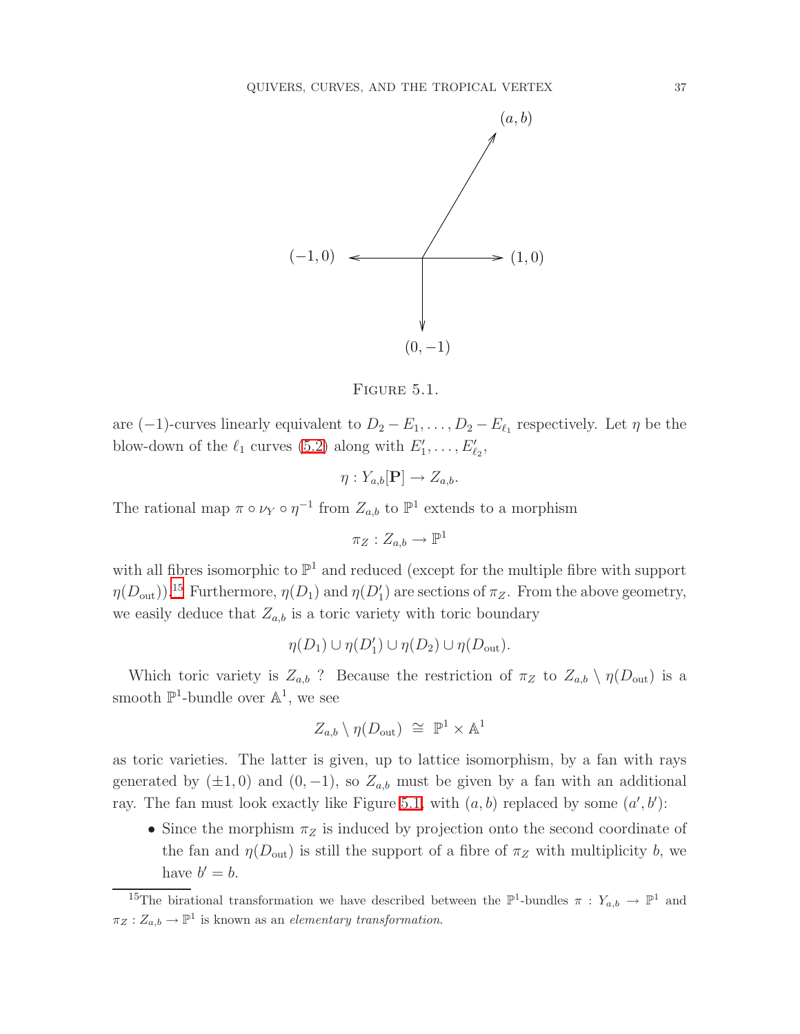FIGURE 5.1.

are $(-1)$-curves linearly equivalent to $D_2 - E_1, \dots, D_2 - E_{\ell_1}$ respectively. Let $\eta$ be the blow-down of the $\ell_1$ curves (5.2) along with $E'_1, \dots, E'_{\ell_2}$,

$$\eta : Y_{a,b}[\mathbf{P}] \to Z_{a,b}.$$

The rational map $\pi \circ \nu_Y \circ \eta^{-1}$ from $Z_{a,b}$ to $\mathbb{P}^1$ extends to a morphism

$$\pi_Z : Z_{a,b} \to \mathbb{P}^1$$

with all fibres isomorphic to $\mathbb{P}^1$ and reduced (except for the multiple fibre with support $\eta(D_{\text{out}})$).[15] Furthermore, $\eta(D_1)$ and $\eta(D'_1)$ are sections of $\pi_Z$. From the above geometry, we easily deduce that $Z_{a,b}$ is a toric variety with toric boundary

$$\eta(D_1) \cup \eta(D'_1) \cup \eta(D_2) \cup \eta(D_{\text{out}}).$$

Which toric variety is $Z_{a,b}$ ? Because the restriction of $\pi_Z$ to $Z_{a,b} \setminus \eta(D_{\text{out}})$ is a smooth $\mathbb{P}^1$-bundle over $\mathbb{A}^1$, we see

$$Z_{a,b} \setminus \eta(D_{\text{out}}) \;\cong\; \mathbb{P}^1 \times \mathbb{A}^1$$

as toric varieties. The latter is given, up to lattice isomorphism, by a fan with rays generated by $(\pm 1, 0)$ and $(0, -1)$, so $Z_{a,b}$ must be given by a fan with an additional ray. The fan must look exactly like Figure 5.1, with $(a, b)$ replaced by some $(a', b')$:

- Since the morphism $\pi_Z$ is induced by projection onto the second coordinate of the fan and $\eta(D_{\text{out}})$ is still the support of a fibre of $\pi_Z$ with multiplicity $b$, we have $b' = b$.

[15] The birational transformation we have described between the $\mathbb{P}^1$-bundles $\pi : Y_{a,b} \to \mathbb{P}^1$ and $\pi_Z : Z_{a,b} \to \mathbb{P}^1$ is known as an *elementary transformation*.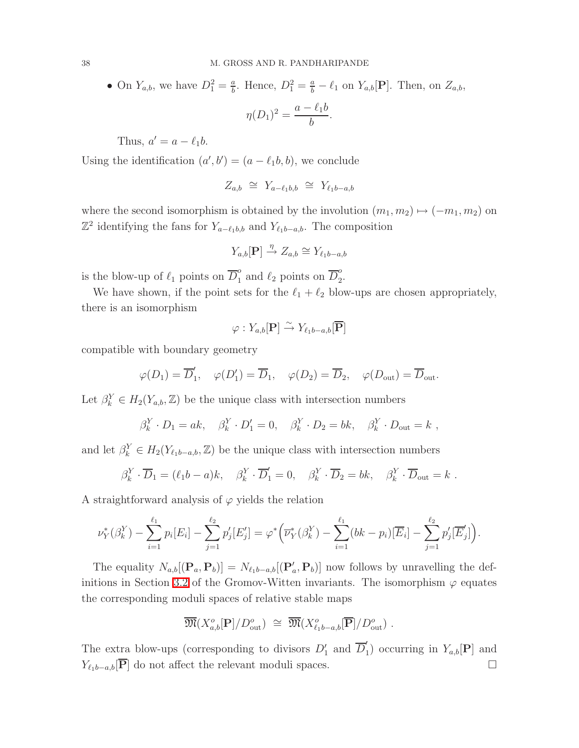- On $Y_{a,b}$, we have $D_1^2 = \frac{a}{b}$. Hence, $D_1^2 = \frac{a}{b} - \ell_1$ on $Y_{a,b}[\mathbf{P}]$. Then, on $Z_{a,b}$,

$$\eta(D_1)^2 = \frac{a - \ell_1 b}{b}.$$

  Thus, $a' = a - \ell_1 b$.

Using the identification $(a', b') = (a - \ell_1 b, b)$, we conclude

$$Z_{a,b} \;\cong\; Y_{a-\ell_1 b, b} \;\cong\; Y_{\ell_1 b - a, b}$$

where the second isomorphism is obtained by the involution $(m_1, m_2) \mapsto (-m_1, m_2)$ on $\mathbb{Z}^2$ identifying the fans for $Y_{a-\ell_1 b,b}$ and $Y_{\ell_1 b - a, b}$. The composition

$$Y_{a,b}[\mathbf{P}] \xrightarrow{\eta} Z_{a,b} \cong Y_{\ell_1 b - a, b}$$

is the blow-up of $\ell_1$ points on $\overline{D}_1^o$ and $\ell_2$ points on $\overline{D}_2^o$.

We have shown, if the point sets for the $\ell_1 + \ell_2$ blow-ups are chosen appropriately, there is an isomorphism

$$\varphi : Y_{a,b}[\mathbf{P}] \xrightarrow{\sim} Y_{\ell_1 b - a, b}[\overline{\mathbf{P}}]$$

compatible with boundary geometry

$$\varphi(D_1) = \overline{D}_1', \quad \varphi(D_1') = \overline{D}_1, \quad \varphi(D_2) = \overline{D}_2, \quad \varphi(D_{\mathrm{out}}) = \overline{D}_{\mathrm{out}}.$$

Let $\beta_k^Y \in H_2(Y_{a,b}, \mathbb{Z})$ be the unique class with intersection numbers

$$\beta_k^Y \cdot D_1 = ak, \quad \beta_k^Y \cdot D_1' = 0, \quad \beta_k^Y \cdot D_2 = bk, \quad \beta_k^Y \cdot D_{\mathrm{out}} = k \ ,$$

and let $\beta_k^Y \in H_2(Y_{\ell_1 b - a, b}, \mathbb{Z})$ be the unique class with intersection numbers

$$\beta_k^Y \cdot \overline{D}_1 = (\ell_1 b - a)k, \quad \beta_k^Y \cdot \overline{D}_1' = 0, \quad \beta_k^Y \cdot \overline{D}_2 = bk, \quad \beta_k^Y \cdot \overline{D}_{\mathrm{out}} = k \ .$$

A straightforward analysis of $\varphi$ yields the relation

$$\nu_Y^*(\beta_k^Y) - \sum_{i=1}^{\ell_1} p_i [E_i] - \sum_{j=1}^{\ell_2} p_j' [E_j'] = \varphi^*\Big(\overline{\nu}_Y^*(\beta_k^Y) - \sum_{i=1}^{\ell_1} (bk - p_i)[\overline{E}_i] - \sum_{j=1}^{\ell_2} p_j' [\overline{E}_j']\Big).$$

The equality $N_{a,b}[(\mathbf{P}_a, \mathbf{P}_b)] = N_{\ell_1 b - a, b}[(\mathbf{P}_a', \mathbf{P}_b)]$ now follows by unravelling the definitions in Section 3.2 of the Gromov-Witten invariants. The isomorphism $\varphi$ equates the corresponding moduli spaces of relative stable maps

$$\overline{\mathfrak{M}}(X_{a,b}^o[\mathbf{P}]/D_{\mathrm{out}}^o) \;\cong\; \overline{\mathfrak{M}}(X_{\ell_1 b - a, b}^o[\overline{\mathbf{P}}]/D_{\mathrm{out}}^o) \ .$$

The extra blow-ups (corresponding to divisors $D_1'$ and $\overline{D}_1'$) occurring in $Y_{a,b}[\mathbf{P}]$ and $Y_{\ell_1 b - a, b}[\overline{\mathbf{P}}]$ do not affect the relevant moduli spaces. $\square$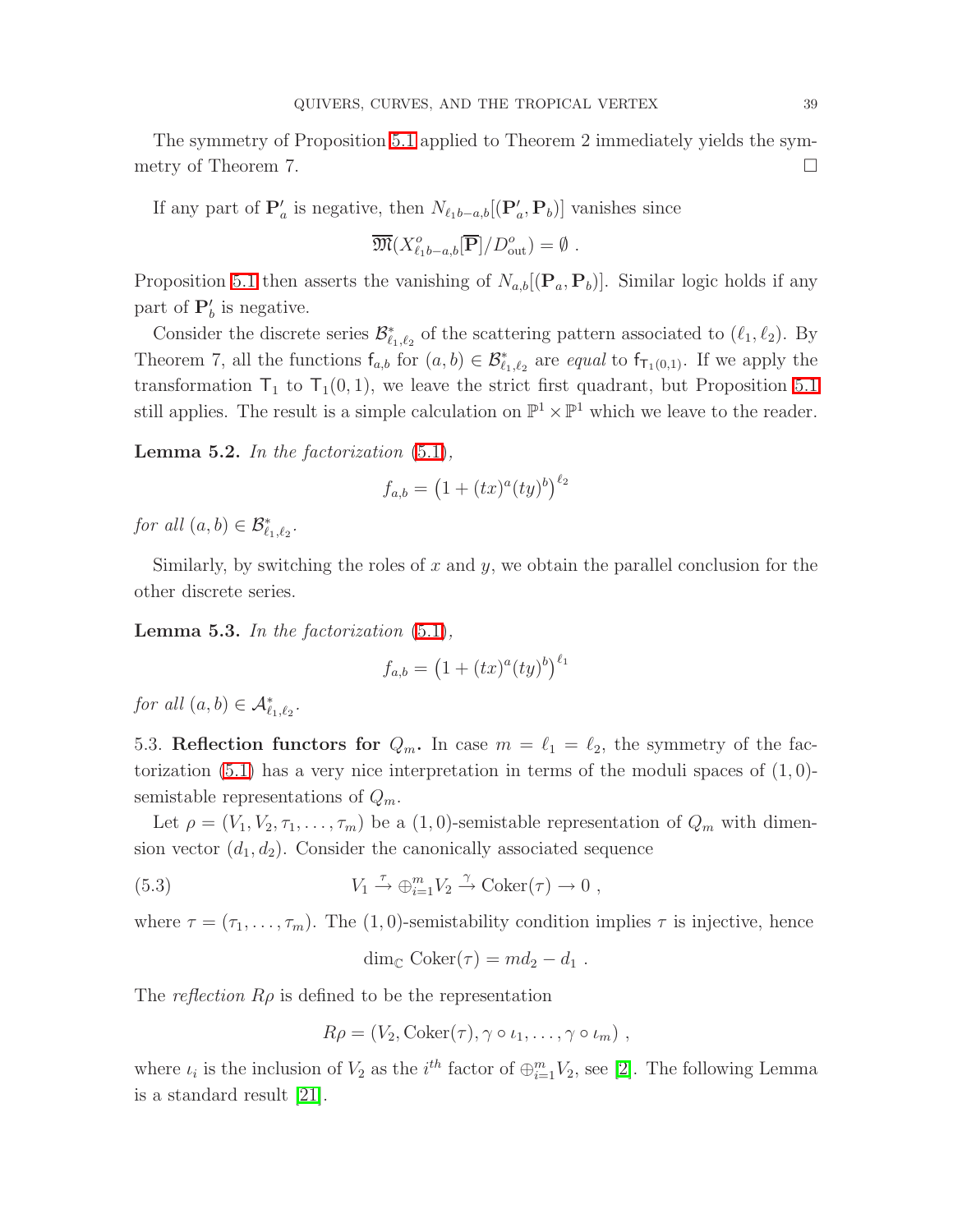The symmetry of Proposition 5.1 applied to Theorem 2 immediately yields the symmetry of Theorem 7. $\square$

If any part of $\mathbf{P}'_a$ is negative, then $N_{\ell_1 b - a, b}[(\mathbf{P}'_a, \mathbf{P}_b)]$ vanishes since

$$\overline{\mathfrak{M}}(X^o_{\ell_1 b - a, b}[\overline{\mathbf{P}}]/D^o_{\mathrm{out}}) = \emptyset \ .$$

Proposition 5.1 then asserts the vanishing of $N_{a,b}[(\mathbf{P}_a, \mathbf{P}_b)]$. Similar logic holds if any part of $\mathbf{P}'_b$ is negative.

Consider the discrete series $\mathcal{B}^*_{\ell_1,\ell_2}$ of the scattering pattern associated to $(\ell_1, \ell_2)$. By Theorem 7, all the functions $\mathsf{f}_{a,b}$ for $(a,b) \in \mathcal{B}^*_{\ell_1,\ell_2}$ are *equal* to $\mathsf{f}_{\mathsf{T}_1(0,1)}$. If we apply the transformation $\mathsf{T}_1$ to $\mathsf{T}_1(0,1)$, we leave the strict first quadrant, but Proposition 5.1 still applies. The result is a simple calculation on $\mathbb{P}^1 \times \mathbb{P}^1$ which we leave to the reader.

**Lemma 5.2.** *In the factorization* (5.1),

$$f_{a,b} = \left(1 + (tx)^a (ty)^b\right)^{\ell_2}$$

*for all* $(a,b) \in \mathcal{B}^*_{\ell_1,\ell_2}$.

Similarly, by switching the roles of $x$ and $y$, we obtain the parallel conclusion for the other discrete series.

**Lemma 5.3.** *In the factorization* (5.1),

$$f_{a,b} = \left(1 + (tx)^a (ty)^b\right)^{\ell_1}$$

*for all* $(a,b) \in \mathcal{A}^*_{\ell_1,\ell_2}$.

5.3. **Reflection functors for $Q_m$.** In case $m = \ell_1 = \ell_2$, the symmetry of the factorization (5.1) has a very nice interpretation in terms of the moduli spaces of $(1,0)$-semistable representations of $Q_m$.

Let $\rho = (V_1, V_2, \tau_1, \ldots, \tau_m)$ be a $(1,0)$-semistable representation of $Q_m$ with dimension vector $(d_1, d_2)$. Consider the canonically associated sequence

$$V_1 \xrightarrow{\tau} \oplus_{i=1}^m V_2 \xrightarrow{\gamma} \mathrm{Coker}(\tau) \to 0 \ , \tag{5.3}$$

where $\tau = (\tau_1, \ldots, \tau_m)$. The $(1,0)$-semistability condition implies $\tau$ is injective, hence

$$\dim_{\mathbb{C}} \mathrm{Coker}(\tau) = m d_2 - d_1 \ .$$

The *reflection* $R\rho$ is defined to be the representation

$$R\rho = (V_2, \mathrm{Coker}(\tau), \gamma \circ \iota_1, \ldots, \gamma \circ \iota_m) \ ,$$

where $\iota_i$ is the inclusion of $V_2$ as the $i^{th}$ factor of $\oplus_{i=1}^m V_2$, see [2]. The following Lemma is a standard result [21].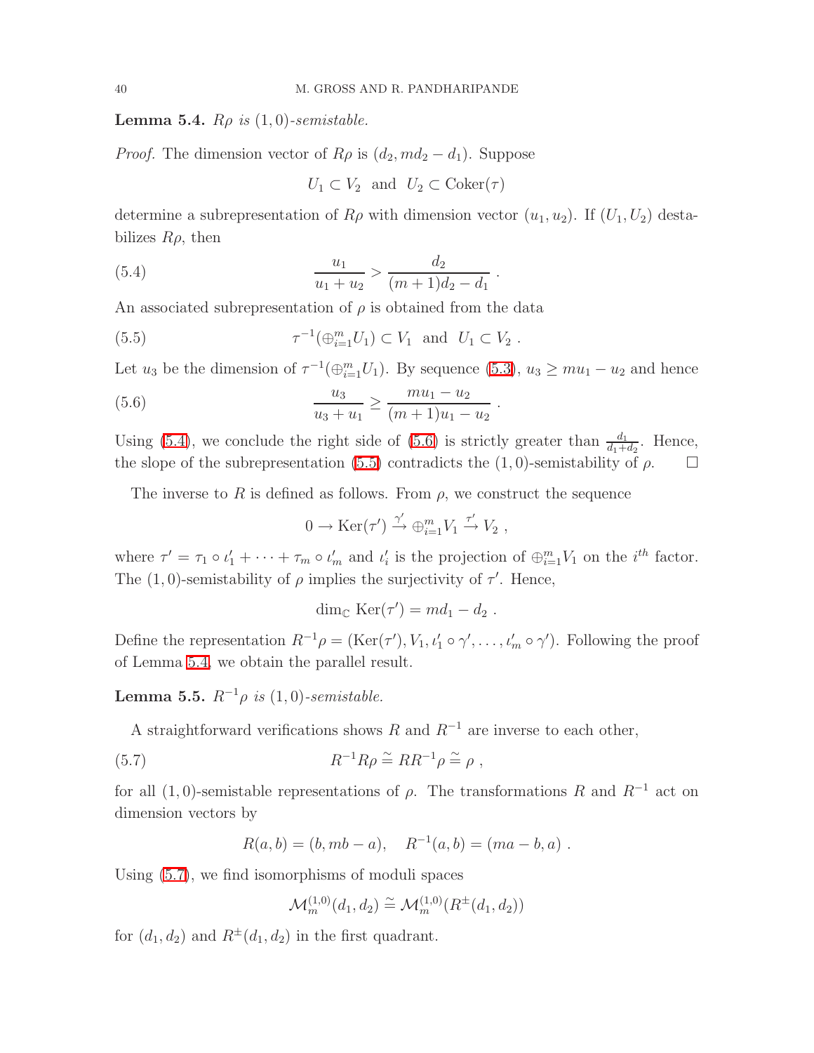**Lemma 5.4.** *$R\rho$ is $(1,0)$-semistable.*

*Proof.* The dimension vector of $R\rho$ is $(d_2, md_2 - d_1)$. Suppose

$$U_1 \subset V_2 \ \text{ and } \ U_2 \subset \text{Coker}(\tau)$$

determine a subrepresentation of $R\rho$ with dimension vector $(u_1, u_2)$. If $(U_1, U_2)$ destabilizes $R\rho$, then

$$\frac{u_1}{u_1 + u_2} > \frac{d_2}{(m+1)d_2 - d_1} \ . \tag{5.4}$$

An associated subrepresentation of $\rho$ is obtained from the data

$$\tau^{-1}(\oplus_{i=1}^m U_1) \subset V_1 \ \text{ and } \ U_1 \subset V_2 \ . \tag{5.5}$$

Let $u_3$ be the dimension of $\tau^{-1}(\oplus_{i=1}^m U_1)$. By sequence (5.3), $u_3 \geq mu_1 - u_2$ and hence

$$\frac{u_3}{u_3 + u_1} \geq \frac{mu_1 - u_2}{(m+1)u_1 - u_2} \ . \tag{5.6}$$

Using (5.4), we conclude the right side of (5.6) is strictly greater than $\frac{d_1}{d_1+d_2}$. Hence, the slope of the subrepresentation (5.5) contradicts the $(1,0)$-semistability of $\rho$. $\square$

The inverse to $R$ is defined as follows. From $\rho$, we construct the sequence

$$0 \to \text{Ker}(\tau') \xrightarrow{\gamma'} \oplus_{i=1}^m V_1 \xrightarrow{\tau'} V_2 \ ,$$

where $\tau' = \tau_1 \circ \iota_1' + \cdots + \tau_m \circ \iota_m'$ and $\iota_i'$ is the projection of $\oplus_{i=1}^m V_1$ on the $i^{th}$ factor. The $(1,0)$-semistability of $\rho$ implies the surjectivity of $\tau'$. Hence,

$$\dim_{\mathbb{C}} \text{Ker}(\tau') = md_1 - d_2 \ .$$

Define the representation $R^{-1}\rho = (\text{Ker}(\tau'), V_1, \iota_1' \circ \gamma', \ldots, \iota_m' \circ \gamma')$. Following the proof of Lemma 5.4, we obtain the parallel result.

**Lemma 5.5.** *$R^{-1}\rho$ is $(1,0)$-semistable.*

A straightforward verifications shows $R$ and $R^{-1}$ are inverse to each other,

$$R^{-1}R\rho \cong RR^{-1}\rho \cong \rho \ , \tag{5.7}$$

for all $(1,0)$-semistable representations of $\rho$. The transformations $R$ and $R^{-1}$ act on dimension vectors by

$$R(a,b) = (b, mb - a), \quad R^{-1}(a,b) = (ma - b, a) \ .$$

Using (5.7), we find isomorphisms of moduli spaces

$$\mathcal{M}_m^{(1,0)}(d_1, d_2) \cong \mathcal{M}_m^{(1,0)}(R^{\pm}(d_1, d_2))$$

for $(d_1, d_2)$ and $R^{\pm}(d_1, d_2)$ in the first quadrant.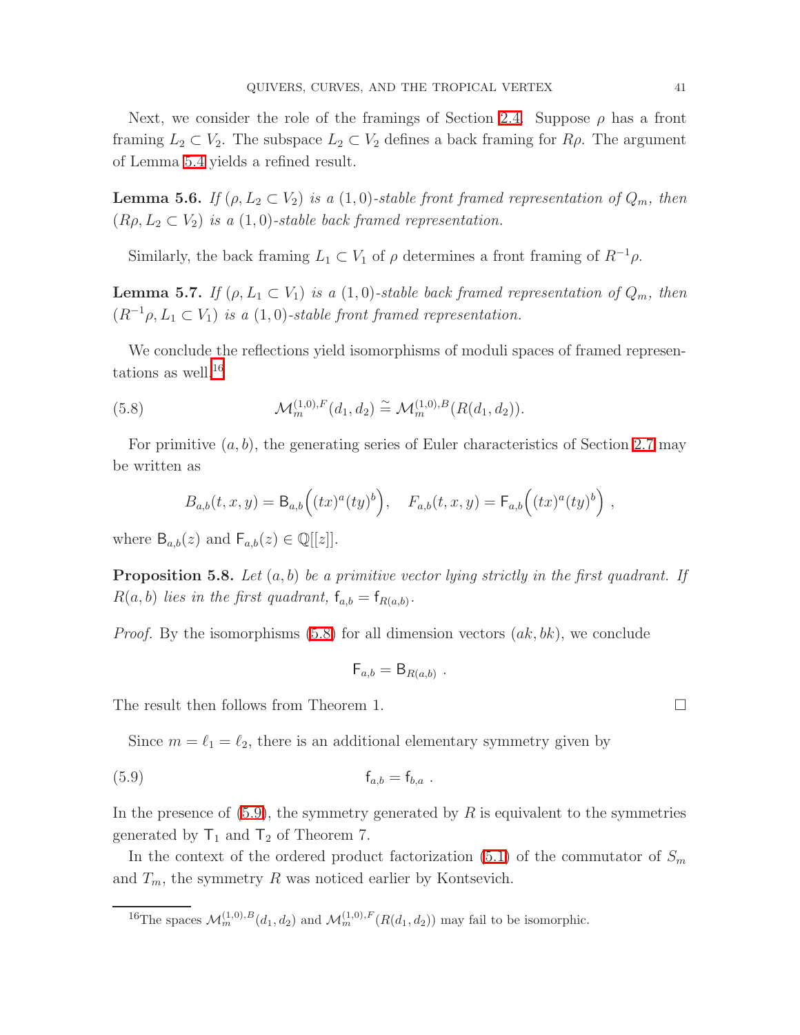Next, we consider the role of the framings of Section 2.4. Suppose $\rho$ has a front framing $L_2 \subset V_2$. The subspace $L_2 \subset V_2$ defines a back framing for $R\rho$. The argument of Lemma 5.4 yields a refined result.

**Lemma 5.6.** *If $(\rho, L_2 \subset V_2)$ is a $(1,0)$-stable front framed representation of $Q_m$, then $(R\rho, L_2 \subset V_2)$ is a $(1,0)$-stable back framed representation.*

Similarly, the back framing $L_1 \subset V_1$ of $\rho$ determines a front framing of $R^{-1}\rho$.

**Lemma 5.7.** *If $(\rho, L_1 \subset V_1)$ is a $(1,0)$-stable back framed representation of $Q_m$, then $(R^{-1}\rho, L_1 \subset V_1)$ is a $(1,0)$-stable front framed representation.*

We conclude the reflections yield isomorphisms of moduli spaces of framed representations as well,[16]

$$\mathcal{M}_m^{(1,0),F}(d_1, d_2) \stackrel{\sim}{=} \mathcal{M}_m^{(1,0),B}(R(d_1, d_2)). \tag{5.8}$$

For primitive $(a, b)$, the generating series of Euler characteristics of Section 2.7 may be written as

$$B_{a,b}(t, x, y) = \mathsf{B}_{a,b}\Big((tx)^a (ty)^b\Big), \quad F_{a,b}(t, x, y) = \mathsf{F}_{a,b}\Big((tx)^a (ty)^b\Big) \ ,$$

where $\mathsf{B}_{a,b}(z)$ and $\mathsf{F}_{a,b}(z) \in \mathbb{Q}[[z]]$.

**Proposition 5.8.** *Let $(a, b)$ be a primitive vector lying strictly in the first quadrant. If $R(a, b)$ lies in the first quadrant, $\mathsf{f}_{a,b} = \mathsf{f}_{R(a,b)}$.*

*Proof.* By the isomorphisms (5.8) for all dimension vectors $(ak, bk)$, we conclude

$$\mathsf{F}_{a,b} = \mathsf{B}_{R(a,b)} \ .$$

The result then follows from Theorem 1. ∎

Since $m = \ell_1 = \ell_2$, there is an additional elementary symmetry given by

$$\mathsf{f}_{a,b} = \mathsf{f}_{b,a} \ . \tag{5.9}$$

In the presence of (5.9), the symmetry generated by $R$ is equivalent to the symmetries generated by $\mathsf{T}_1$ and $\mathsf{T}_2$ of Theorem 7.

In the context of the ordered product factorization (5.1) of the commutator of $S_m$ and $T_m$, the symmetry $R$ was noticed earlier by Kontsevich.

[16] The spaces $\mathcal{M}_m^{(1,0),B}(d_1, d_2)$ and $\mathcal{M}_m^{(1,0),F}(R(d_1, d_2))$ may fail to be isomorphic.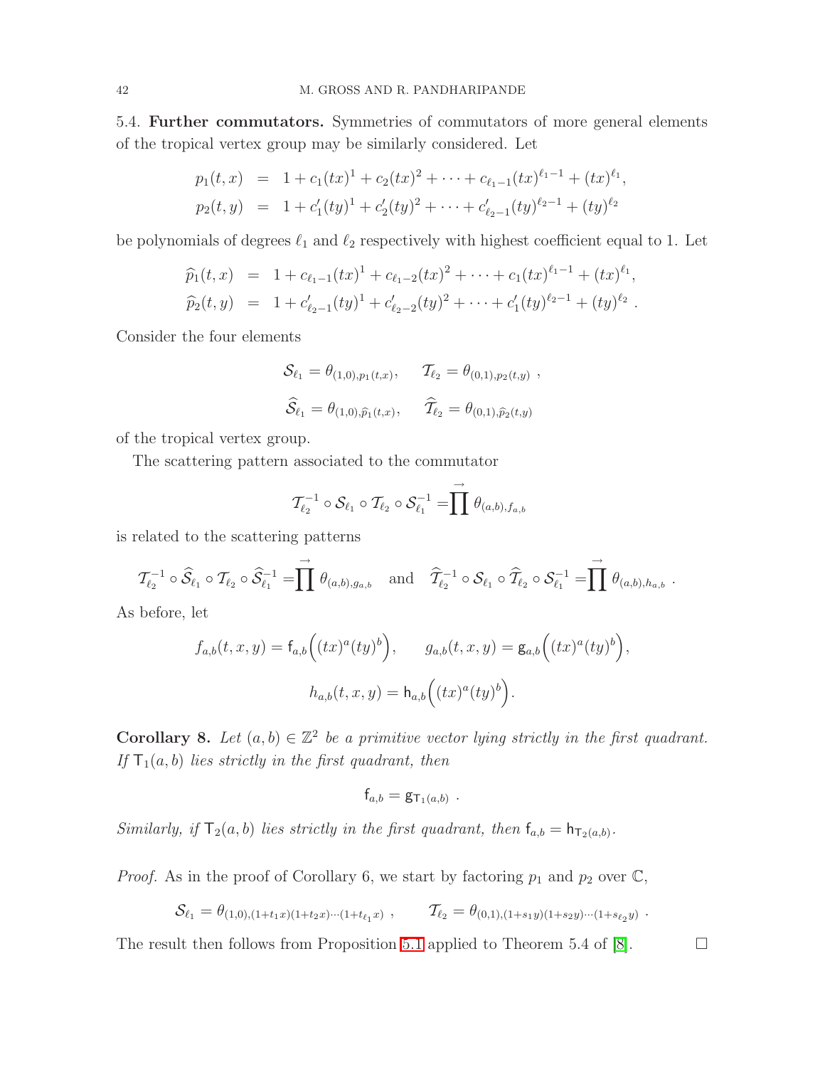**5.4. Further commutators.** Symmetries of commutators of more general elements of the tropical vertex group may be similarly considered. Let

$$
\begin{aligned}
p_1(t,x) &= 1 + c_1(tx)^1 + c_2(tx)^2 + \cdots + c_{\ell_1 - 1}(tx)^{\ell_1 - 1} + (tx)^{\ell_1}, \\
p_2(t,y) &= 1 + c'_1(ty)^1 + c'_2(ty)^2 + \cdots + c'_{\ell_2 - 1}(ty)^{\ell_2 - 1} + (ty)^{\ell_2}
\end{aligned}
$$

be polynomials of degrees $\ell_1$ and $\ell_2$ respectively with highest coefficient equal to 1. Let

$$
\begin{aligned}
\widehat{p}_1(t,x) &= 1 + c_{\ell_1 - 1}(tx)^1 + c_{\ell_1 - 2}(tx)^2 + \cdots + c_1(tx)^{\ell_1 - 1} + (tx)^{\ell_1}, \\
\widehat{p}_2(t,y) &= 1 + c'_{\ell_2 - 1}(ty)^1 + c'_{\ell_2 - 2}(ty)^2 + \cdots + c'_1(ty)^{\ell_2 - 1} + (ty)^{\ell_2} \ .
\end{aligned}
$$

Consider the four elements

$$
\mathcal{S}_{\ell_1} = \theta_{(1,0),p_1(t,x)}, \qquad \mathcal{T}_{\ell_2} = \theta_{(0,1),p_2(t,y)} \ ,
$$

$$
\widehat{\mathcal{S}}_{\ell_1} = \theta_{(1,0),\widehat{p}_1(t,x)}, \qquad \widehat{\mathcal{T}}_{\ell_2} = \theta_{(0,1),\widehat{p}_2(t,y)}
$$

of the tropical vertex group.

The scattering pattern associated to the commutator

$$
\mathcal{T}_{\ell_2}^{-1} \circ \mathcal{S}_{\ell_1} \circ \mathcal{T}_{\ell_2} \circ \mathcal{S}_{\ell_1}^{-1} = \prod^{\rightarrow} \theta_{(a,b),f_{a,b}}
$$

is related to the scattering patterns

$$
\mathcal{T}_{\ell_2}^{-1} \circ \widehat{\mathcal{S}}_{\ell_1} \circ \mathcal{T}_{\ell_2} \circ \widehat{\mathcal{S}}_{\ell_1}^{-1} = \prod^{\rightarrow} \theta_{(a,b),g_{a,b}} \quad \text{and} \quad \widehat{\mathcal{T}}_{\ell_2}^{-1} \circ \mathcal{S}_{\ell_1} \circ \widehat{\mathcal{T}}_{\ell_2} \circ \mathcal{S}_{\ell_1}^{-1} = \prod^{\rightarrow} \theta_{(a,b),h_{a,b}} \ .
$$

As before, let

$$
f_{a,b}(t,x,y) = \mathsf{f}_{a,b}\Big((tx)^a(ty)^b\Big), \qquad g_{a,b}(t,x,y) = \mathsf{g}_{a,b}\Big((tx)^a(ty)^b\Big),
$$

$$
h_{a,b}(t,x,y) = \mathsf{h}_{a,b}\Big((tx)^a(ty)^b\Big).
$$

**Corollary 8.** *Let $(a,b) \in \mathbb{Z}^2$ be a primitive vector lying strictly in the first quadrant. If $\mathsf{T}_1(a,b)$ lies strictly in the first quadrant, then*

$$
\mathsf{f}_{a,b} = \mathsf{g}_{\mathsf{T}_1(a,b)} \ .
$$

*Similarly, if $\mathsf{T}_2(a,b)$ lies strictly in the first quadrant, then $\mathsf{f}_{a,b} = \mathsf{h}_{\mathsf{T}_2(a,b)}$.*

*Proof.* As in the proof of Corollary 6, we start by factoring $p_1$ and $p_2$ over $\mathbb{C}$,

$$
\mathcal{S}_{\ell_1} = \theta_{(1,0),(1+t_1x)(1+t_2x)\cdots(1+t_{\ell_1}x)} \ , \qquad \mathcal{T}_{\ell_2} = \theta_{(0,1),(1+s_1y)(1+s_2y)\cdots(1+s_{\ell_2}y)} \ .
$$

The result then follows from Proposition 5.1 applied to Theorem 5.4 of [8]. $\square$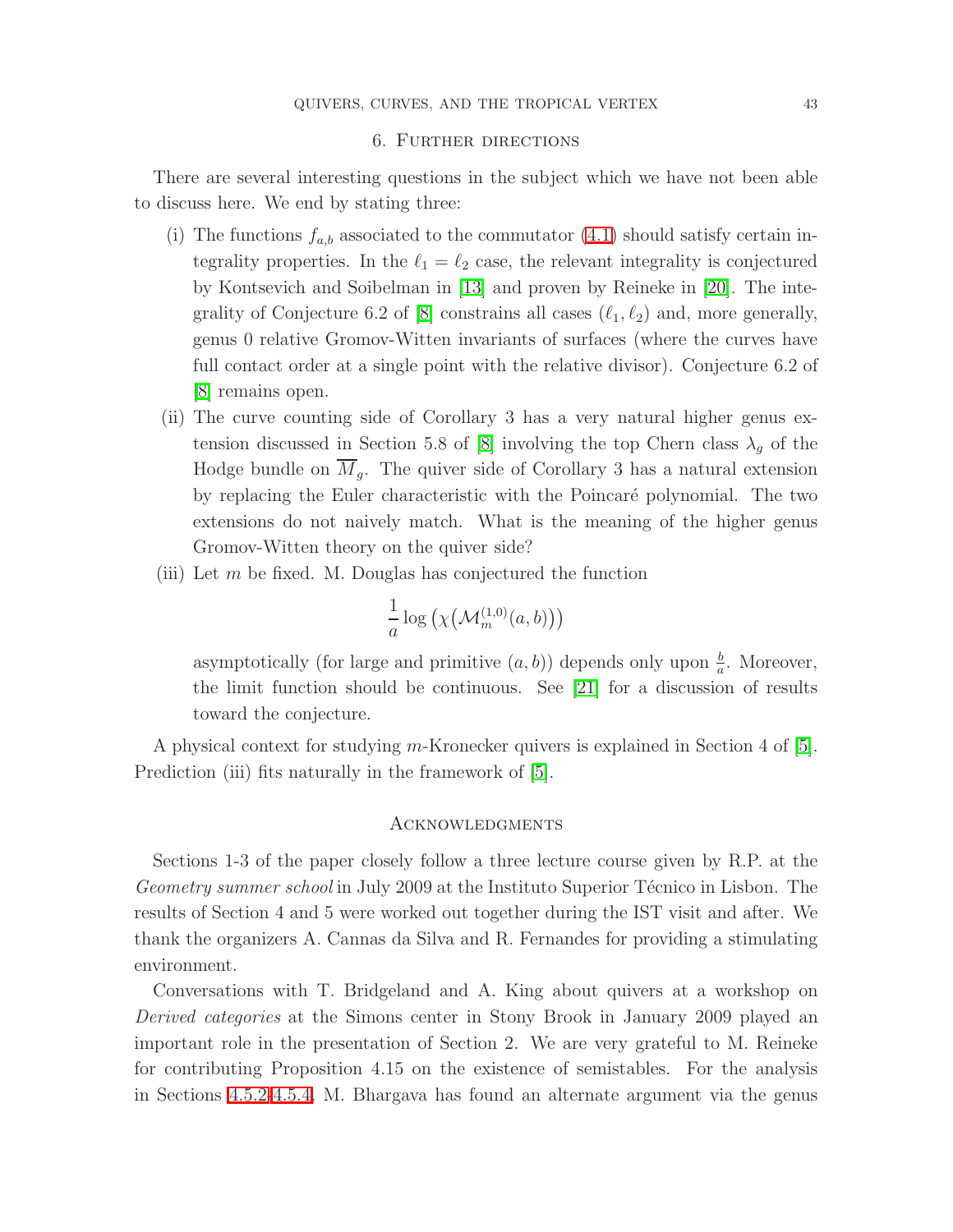## 6. Further directions

There are several interesting questions in the subject which we have not been able to discuss here. We end by stating three:

(i) The functions $f_{a,b}$ associated to the commutator (4.1) should satisfy certain integrality properties. In the $\ell_1 = \ell_2$ case, the relevant integrality is conjectured by Kontsevich and Soibelman in [13] and proven by Reineke in [20]. The integrality of Conjecture 6.2 of [8] constrains all cases $(\ell_1, \ell_2)$ and, more generally, genus 0 relative Gromov-Witten invariants of surfaces (where the curves have full contact order at a single point with the relative divisor). Conjecture 6.2 of [8] remains open.

(ii) The curve counting side of Corollary 3 has a very natural higher genus extension discussed in Section 5.8 of [8] involving the top Chern class $\lambda_g$ of the Hodge bundle on $\overline{M}_g$. The quiver side of Corollary 3 has a natural extension by replacing the Euler characteristic with the Poincaré polynomial. The two extensions do not naively match. What is the meaning of the higher genus Gromov-Witten theory on the quiver side?

(iii) Let $m$ be fixed. M. Douglas has conjectured the function

$$\frac{1}{a} \log \left( \chi\big(\mathcal{M}_m^{(1,0)}(a,b)\big) \right)$$

asymptotically (for large and primitive $(a,b)$) depends only upon $\frac{b}{a}$. Moreover, the limit function should be continuous. See [21] for a discussion of results toward the conjecture.

A physical context for studying $m$-Kronecker quivers is explained in Section 4 of [5]. Prediction (iii) fits naturally in the framework of [5].

## Acknowledgments

Sections 1-3 of the paper closely follow a three lecture course given by R.P. at the *Geometry summer school* in July 2009 at the Instituto Superior Técnico in Lisbon. The results of Section 4 and 5 were worked out together during the IST visit and after. We thank the organizers A. Cannas da Silva and R. Fernandes for providing a stimulating environment.

Conversations with T. Bridgeland and A. King about quivers at a workshop on *Derived categories* at the Simons center in Stony Brook in January 2009 played an important role in the presentation of Section 2. We are very grateful to M. Reineke for contributing Proposition 4.15 on the existence of semistables. For the analysis in Sections 4.5.2-4.5.4, M. Bhargava has found an alternate argument via the genus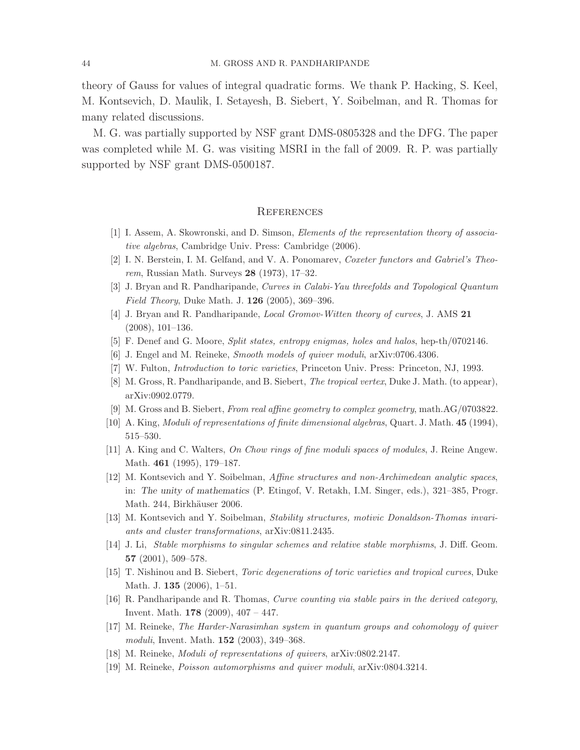theory of Gauss for values of integral quadratic forms. We thank P. Hacking, S. Keel, M. Kontsevich, D. Maulik, I. Setayesh, B. Siebert, Y. Soibelman, and R. Thomas for many related discussions.

M. G. was partially supported by NSF grant DMS-0805328 and the DFG. The paper was completed while M. G. was visiting MSRI in the fall of 2009. R. P. was partially supported by NSF grant DMS-0500187.

## References

[1] I. Assem, A. Skowronski, and D. Simson, *Elements of the representation theory of associative algebras*, Cambridge Univ. Press: Cambridge (2006).

[2] I. N. Berstein, I. M. Gelfand, and V. A. Ponomarev, *Coxeter functors and Gabriel's Theorem*, Russian Math. Surveys **28** (1973), 17–32.

[3] J. Bryan and R. Pandharipande, *Curves in Calabi-Yau threefolds and Topological Quantum Field Theory*, Duke Math. J. **126** (2005), 369–396.

[4] J. Bryan and R. Pandharipande, *Local Gromov-Witten theory of curves*, J. AMS **21** (2008), 101–136.

[5] F. Denef and G. Moore, *Split states, entropy enigmas, holes and halos*, hep-th/0702146.

[6] J. Engel and M. Reineke, *Smooth models of quiver moduli*, arXiv:0706.4306.

[7] W. Fulton, *Introduction to toric varieties*, Princeton Univ. Press: Princeton, NJ, 1993.

[8] M. Gross, R. Pandharipande, and B. Siebert, *The tropical vertex*, Duke J. Math. (to appear), arXiv:0902.0779.

[9] M. Gross and B. Siebert, *From real affine geometry to complex geometry*, math.AG/0703822.

[10] A. King, *Moduli of representations of finite dimensional algebras*, Quart. J. Math. **45** (1994), 515–530.

[11] A. King and C. Walters, *On Chow rings of fine moduli spaces of modules*, J. Reine Angew. Math. **461** (1995), 179–187.

[12] M. Kontsevich and Y. Soibelman, *Affine structures and non-Archimedean analytic spaces*, in: The unity of mathematics (P. Etingof, V. Retakh, I.M. Singer, eds.), 321–385, Progr. Math. 244, Birkhäuser 2006.

[13] M. Kontsevich and Y. Soibelman, *Stability structures, motivic Donaldson-Thomas invariants and cluster transformations*, arXiv:0811.2435.

[14] J. Li, *Stable morphisms to singular schemes and relative stable morphisms*, J. Diff. Geom. **57** (2001), 509–578.

[15] T. Nishinou and B. Siebert, *Toric degenerations of toric varieties and tropical curves*, Duke Math. J. **135** (2006), 1–51.

[16] R. Pandharipande and R. Thomas, *Curve counting via stable pairs in the derived category*, Invent. Math. **178** (2009), 407 – 447.

[17] M. Reineke, *The Harder-Narasimhan system in quantum groups and cohomology of quiver moduli*, Invent. Math. **152** (2003), 349–368.

[18] M. Reineke, *Moduli of representations of quivers*, arXiv:0802.2147.

[19] M. Reineke, *Poisson automorphisms and quiver moduli*, arXiv:0804.3214.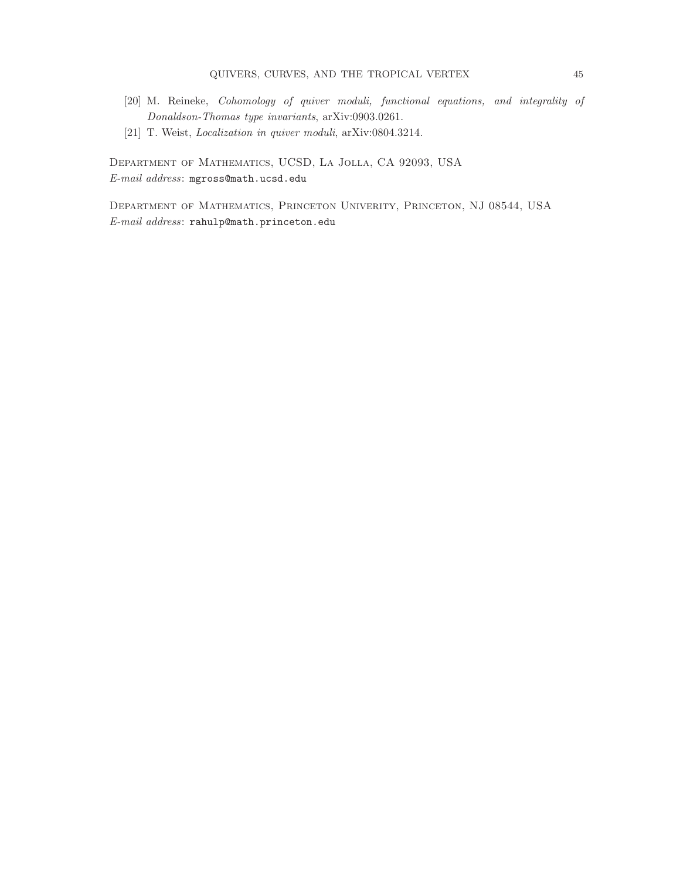[20] M. Reineke, *Cohomology of quiver moduli, functional equations, and integrality of Donaldson-Thomas type invariants*, arXiv:0903.0261.

[21] T. Weist, *Localization in quiver moduli*, arXiv:0804.3214.

Department of Mathematics, UCSD, La Jolla, CA 92093, USA
*E-mail address*: `mgross@math.ucsd.edu`

Department of Mathematics, Princeton Univerity, Princeton, NJ 08544, USA
*E-mail address*: `rahulp@math.princeton.edu`